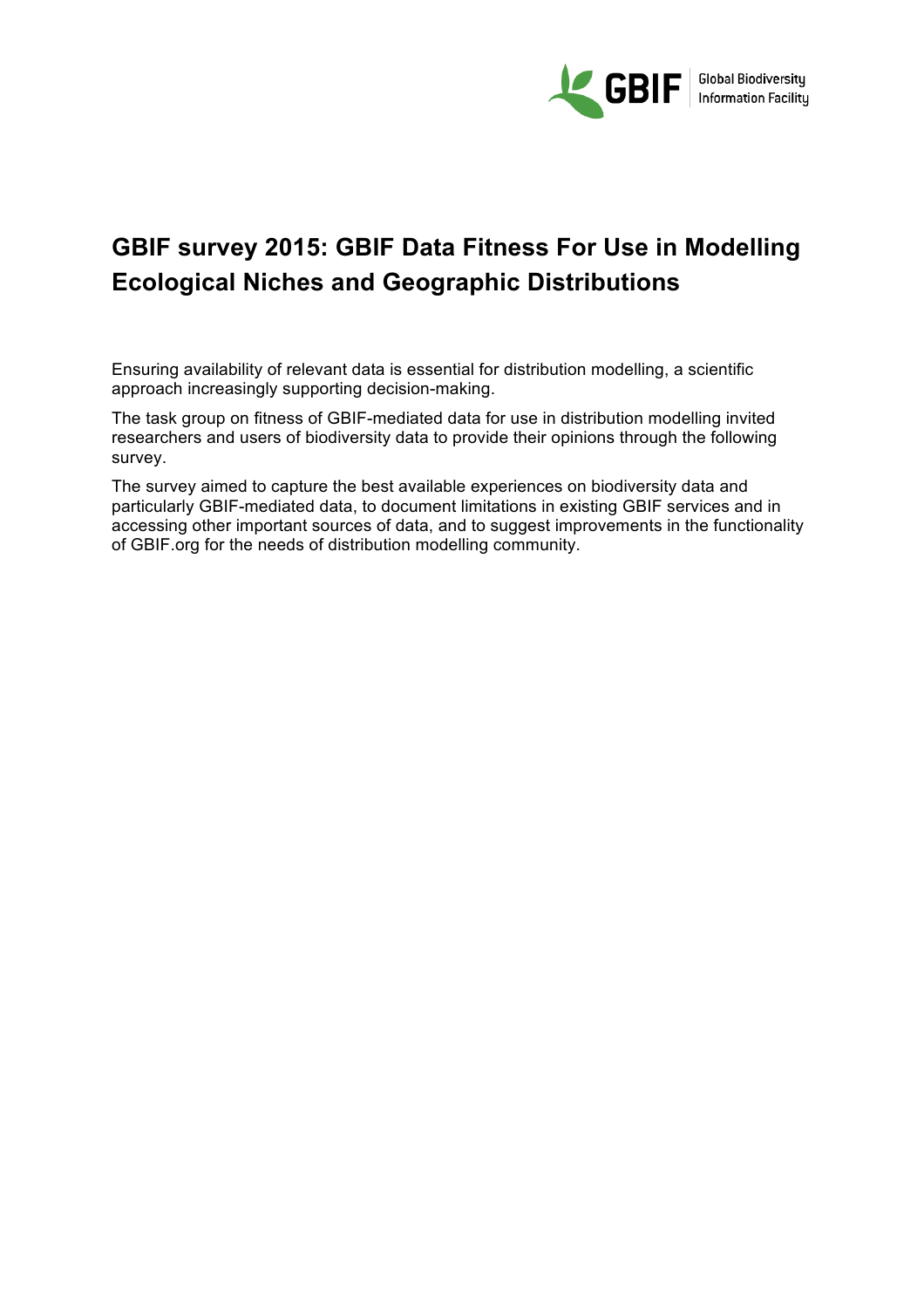# GBIF survey 2015: GBIF Data Fitness For Use in Modelling Ecological Niches and Geographic Distributions

Ensuring availability of relevant data is essential for distribution modelling, a scientific approach increasingly supporting decision-making.

The task group on fitness of GBIF-mediated data for use in distribution modelling invited researchers and users of biodiversity data to provide their opinions through the following survey.

The survey aimed to capture the best available experiences on biodiversity data and particularly GBIF-mediated data, to document limitations in existing GBIF services and in accessing other important sources of data, and to suggest improvements in the functionality of GBIF.org for the needs of distribution modelling community.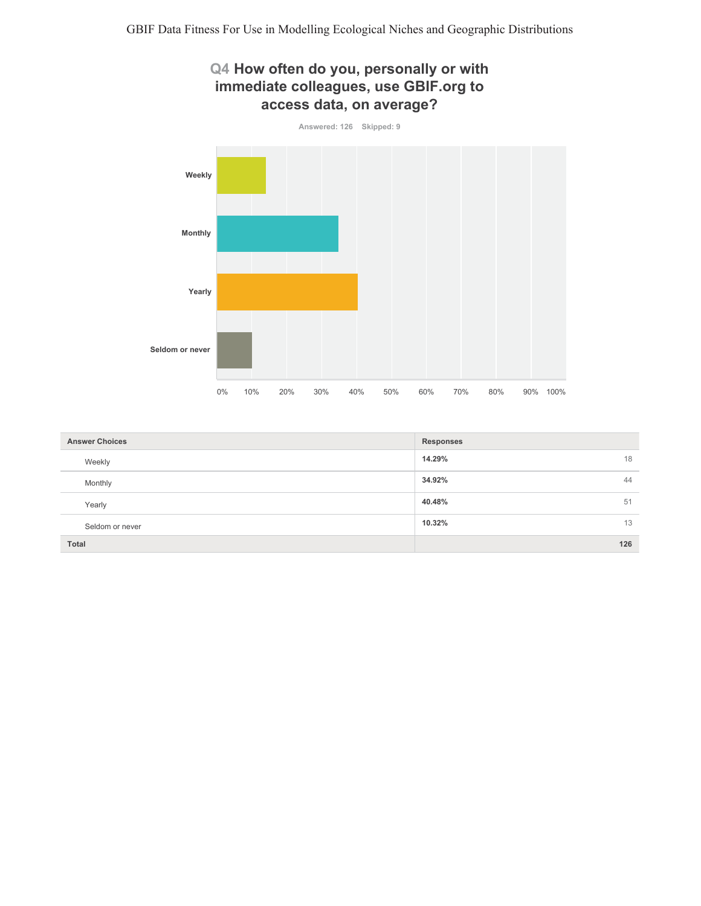# Q4 How often do you, personally or with immediate colleagues, use GBIF.org to access data, on average?

Answered: 126 Skipped: 9

| Answer Choices | Responses | |
|---|---|---|
| Weekly | 14.29% | 18 |
| Monthly | 34.92% | 44 |
| Yearly | 40.48% | 51 |
| Seldom or never | 10.32% | 13 |
| **Total** | | **126** |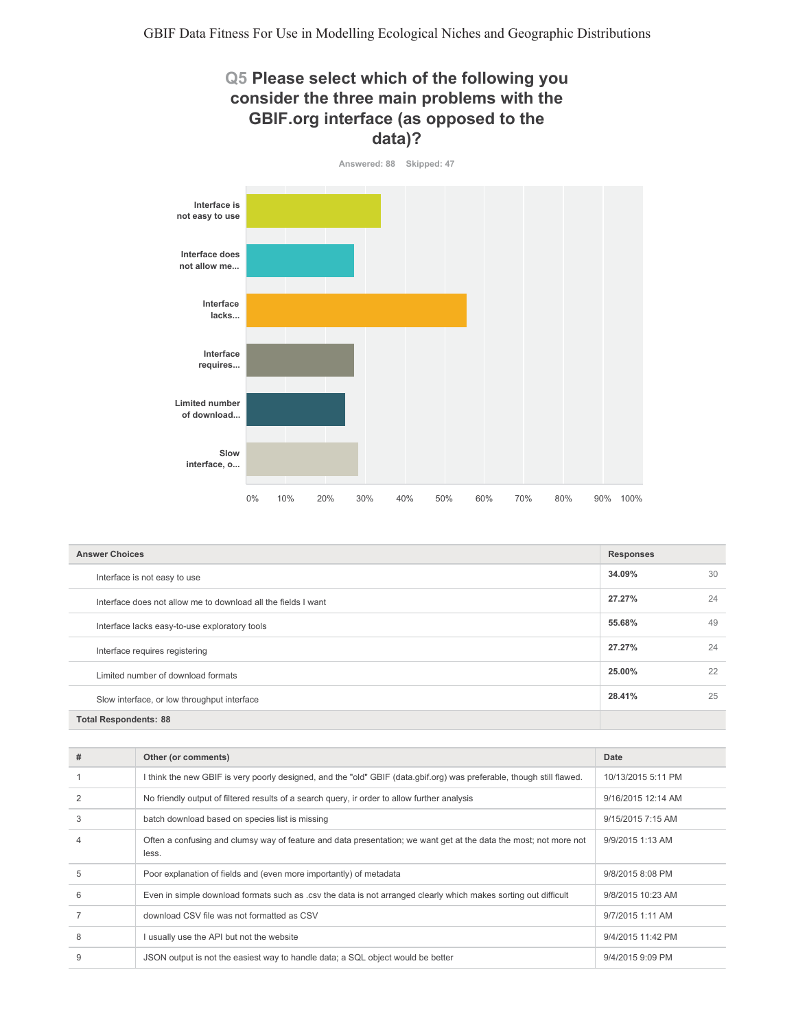## Q5 Please select which of the following you consider the three main problems with the GBIF.org interface (as opposed to the data)?

Answered: 88 Skipped: 47

| Answer Choices | Responses | |
|---|---|---|
| Interface is not easy to use | 34.09% | 30 |
| Interface does not allow me to download all the fields I want | 27.27% | 24 |
| Interface lacks easy-to-use exploratory tools | 55.68% | 49 |
| Interface requires registering | 27.27% | 24 |
| Limited number of download formats | 25.00% | 22 |
| Slow interface, or low throughput interface | 28.41% | 25 |
| **Total Respondents: 88** | | |

| # | Other (or comments) | Date |
|---|---|---|
| 1 | I think the new GBIF is very poorly designed, and the "old" GBIF (data.gbif.org) was preferable, though still flawed. | 10/13/2015 5:11 PM |
| 2 | No friendly output of filtered results of a search query, ir order to allow further analysis | 9/16/2015 12:14 AM |
| 3 | batch download based on species list is missing | 9/15/2015 7:15 AM |
| 4 | Often a confusing and clumsy way of feature and data presentation; we want get at the data the most; not more not less. | 9/9/2015 1:13 AM |
| 5 | Poor explanation of fields and (even more importantly) of metadata | 9/8/2015 8:08 PM |
| 6 | Even in simple download formats such as .csv the data is not arranged clearly which makes sorting out difficult | 9/8/2015 10:23 AM |
| 7 | download CSV file was not formatted as CSV | 9/7/2015 1:11 AM |
| 8 | I usually use the API but not the website | 9/4/2015 11:42 PM |
| 9 | JSON output is not the easiest way to handle data; a SQL object would be better | 9/4/2015 9:09 PM |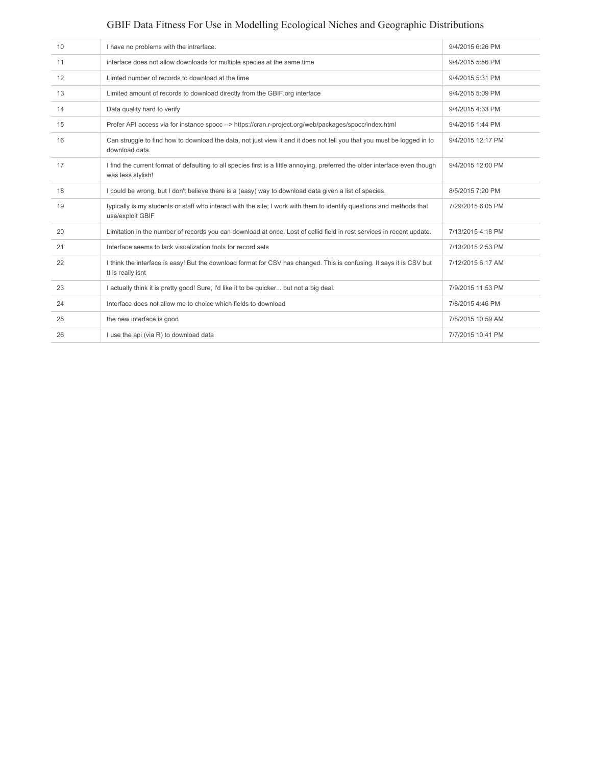| | | |
|---|---|---|
| 10 | I have no problems with the intrerface. | 9/4/2015 6:26 PM |
| 11 | interface does not allow downloads for multiple species at the same time | 9/4/2015 5:56 PM |
| 12 | Limted number of records to download at the time | 9/4/2015 5:31 PM |
| 13 | Limited amount of records to download directly from the GBIF.org interface | 9/4/2015 5:09 PM |
| 14 | Data quality hard to verify | 9/4/2015 4:33 PM |
| 15 | Prefer API access via for instance spocc --> https://cran.r-project.org/web/packages/spocc/index.html | 9/4/2015 1:44 PM |
| 16 | Can struggle to find how to download the data, not just view it and it does not tell you that you must be logged in to download data. | 9/4/2015 12:17 PM |
| 17 | I find the current format of defaulting to all species first is a little annoying, preferred the older interface even though was less stylish! | 9/4/2015 12:00 PM |
| 18 | I could be wrong, but I don't believe there is a (easy) way to download data given a list of species. | 8/5/2015 7:20 PM |
| 19 | typically is my students or staff who interact with the site; I work with them to identify questions and methods that use/exploit GBIF | 7/29/2015 6:05 PM |
| 20 | Limitation in the number of records you can download at once. Lost of cellid field in rest services in recent update. | 7/13/2015 4:18 PM |
| 21 | Interface seems to lack visualization tools for record sets | 7/13/2015 2:53 PM |
| 22 | I think the interface is easy! But the download format for CSV has changed. This is confusing. It says it is CSV but tt is really isnt | 7/12/2015 6:17 AM |
| 23 | I actually think it is pretty good! Sure, I'd like it to be quicker... but not a big deal. | 7/9/2015 11:53 PM |
| 24 | Interface does not allow me to choice which fields to download | 7/8/2015 4:46 PM |
| 25 | the new interface is good | 7/8/2015 10:59 AM |
| 26 | I use the api (via R) to download data | 7/7/2015 10:41 PM |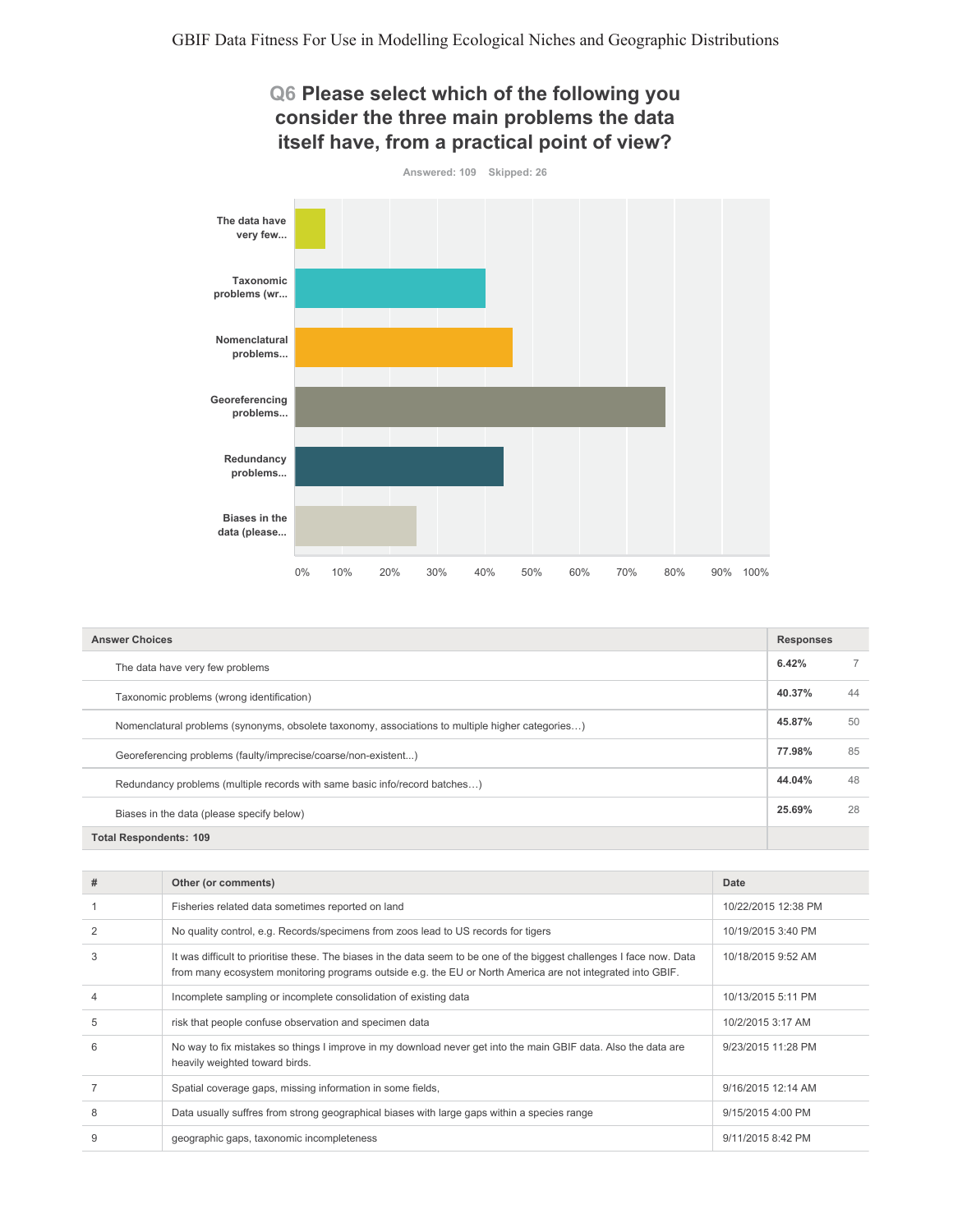## Q6 Please select which of the following you consider the three main problems the data itself have, from a practical point of view?

Answered: 109 Skipped: 26

| Answer Choices | Responses | |
|---|---|---|
| The data have very few problems | 6.42% | 7 |
| Taxonomic problems (wrong identification) | 40.37% | 44 |
| Nomenclatural problems (synonyms, obsolete taxonomy, associations to multiple higher categories…) | 45.87% | 50 |
| Georeferencing problems (faulty/imprecise/coarse/non-existent...) | 77.98% | 85 |
| Redundancy problems (multiple records with same basic info/record batches…) | 44.04% | 48 |
| Biases in the data (please specify below) | 25.69% | 28 |
| **Total Respondents: 109** | | |

| # | Other (or comments) | Date |
|---|---|---|
| 1 | Fisheries related data sometimes reported on land | 10/22/2015 12:38 PM |
| 2 | No quality control, e.g. Records/specimens from zoos lead to US records for tigers | 10/19/2015 3:40 PM |
| 3 | It was difficult to prioritise these. The biases in the data seem to be one of the biggest challenges I face now. Data from many ecosystem monitoring programs outside e.g. the EU or North America are not integrated into GBIF. | 10/18/2015 9:52 AM |
| 4 | Incomplete sampling or incomplete consolidation of existing data | 10/13/2015 5:11 PM |
| 5 | risk that people confuse observation and specimen data | 10/2/2015 3:17 AM |
| 6 | No way to fix mistakes so things I improve in my download never get into the main GBIF data. Also the data are heavily weighted toward birds. | 9/23/2015 11:28 PM |
| 7 | Spatial coverage gaps, missing information in some fields, | 9/16/2015 12:14 AM |
| 8 | Data usually suffres from strong geographical biases with large gaps within a species range | 9/15/2015 4:00 PM |
| 9 | geographic gaps, taxonomic incompleteness | 9/11/2015 8:42 PM |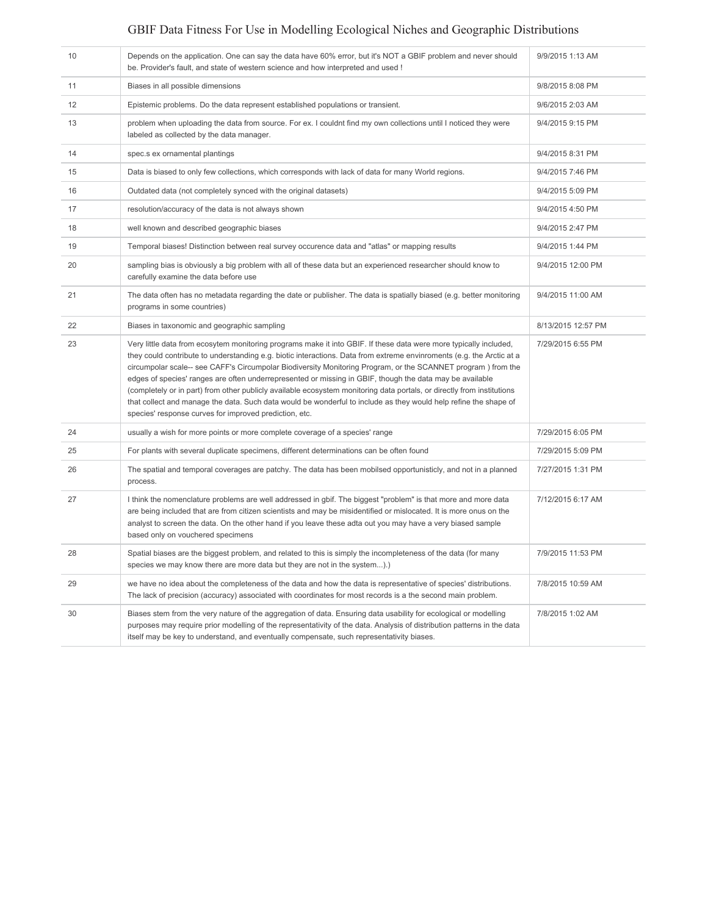| | | |
|---|---|---|
| 10 | Depends on the application. One can say the data have 60% error, but it's NOT a GBIF problem and never should be. Provider's fault, and state of western science and how interpreted and used ! | 9/9/2015 1:13 AM |
| 11 | Biases in all possible dimensions | 9/8/2015 8:08 PM |
| 12 | Epistemic problems. Do the data represent established populations or transient. | 9/6/2015 2:03 AM |
| 13 | problem when uploading the data from source. For ex. I couldnt find my own collections until I noticed they were labeled as collected by the data manager. | 9/4/2015 9:15 PM |
| 14 | spec.s ex ornamental plantings | 9/4/2015 8:31 PM |
| 15 | Data is biased to only few collections, which corresponds with lack of data for many World regions. | 9/4/2015 7:46 PM |
| 16 | Outdated data (not completely synced with the original datasets) | 9/4/2015 5:09 PM |
| 17 | resolution/accuracy of the data is not always shown | 9/4/2015 4:50 PM |
| 18 | well known and described geographic biases | 9/4/2015 2:47 PM |
| 19 | Temporal biases! Distinction between real survey occurence data and "atlas" or mapping results | 9/4/2015 1:44 PM |
| 20 | sampling bias is obviously a big problem with all of these data but an experienced researcher should know to carefully examine the data before use | 9/4/2015 12:00 PM |
| 21 | The data often has no metadata regarding the date or publisher. The data is spatially biased (e.g. better monitoring programs in some countries) | 9/4/2015 11:00 AM |
| 22 | Biases in taxonomic and geographic sampling | 8/13/2015 12:57 PM |
| 23 | Very little data from ecosytem monitoring programs make it into GBIF. If these data were more typically included, they could contribute to understanding e.g. biotic interactions. Data from extreme envinronments (e.g. the Arctic at a circumpolar scale-- see CAFF's Circumpolar Biodiversity Monitoring Program, or the SCANNET program ) from the edges of species' ranges are often underrepresented or missing in GBIF, though the data may be available (completely or in part) from other publicly available ecosystem monitoring data portals, or directly from institutions that collect and manage the data. Such data would be wonderful to include as they would help refine the shape of species' response curves for improved prediction, etc. | 7/29/2015 6:55 PM |
| 24 | usually a wish for more points or more complete coverage of a species' range | 7/29/2015 6:05 PM |
| 25 | For plants with several duplicate specimens, different determinations can be often found | 7/29/2015 5:09 PM |
| 26 | The spatial and temporal coverages are patchy. The data has been mobilsed opportunisticly, and not in a planned process. | 7/27/2015 1:31 PM |
| 27 | I think the nomenclature problems are well addressed in gbif. The biggest "problem" is that more and more data are being included that are from citizen scientists and may be misidentified or mislocated. It is more onus on the analyst to screen the data. On the other hand if you leave these adta out you may have a very biased sample based only on vouchered specimens | 7/12/2015 6:17 AM |
| 28 | Spatial biases are the biggest problem, and related to this is simply the incompleteness of the data (for many species we may know there are more data but they are not in the system...).) | 7/9/2015 11:53 PM |
| 29 | we have no idea about the completeness of the data and how the data is representative of species' distributions. The lack of precision (accuracy) associated with coordinates for most records is a the second main problem. | 7/8/2015 10:59 AM |
| 30 | Biases stem from the very nature of the aggregation of data. Ensuring data usability for ecological or modelling purposes may require prior modelling of the representativity of the data. Analysis of distribution patterns in the data itself may be key to understand, and eventually compensate, such representativity biases. | 7/8/2015 1:02 AM |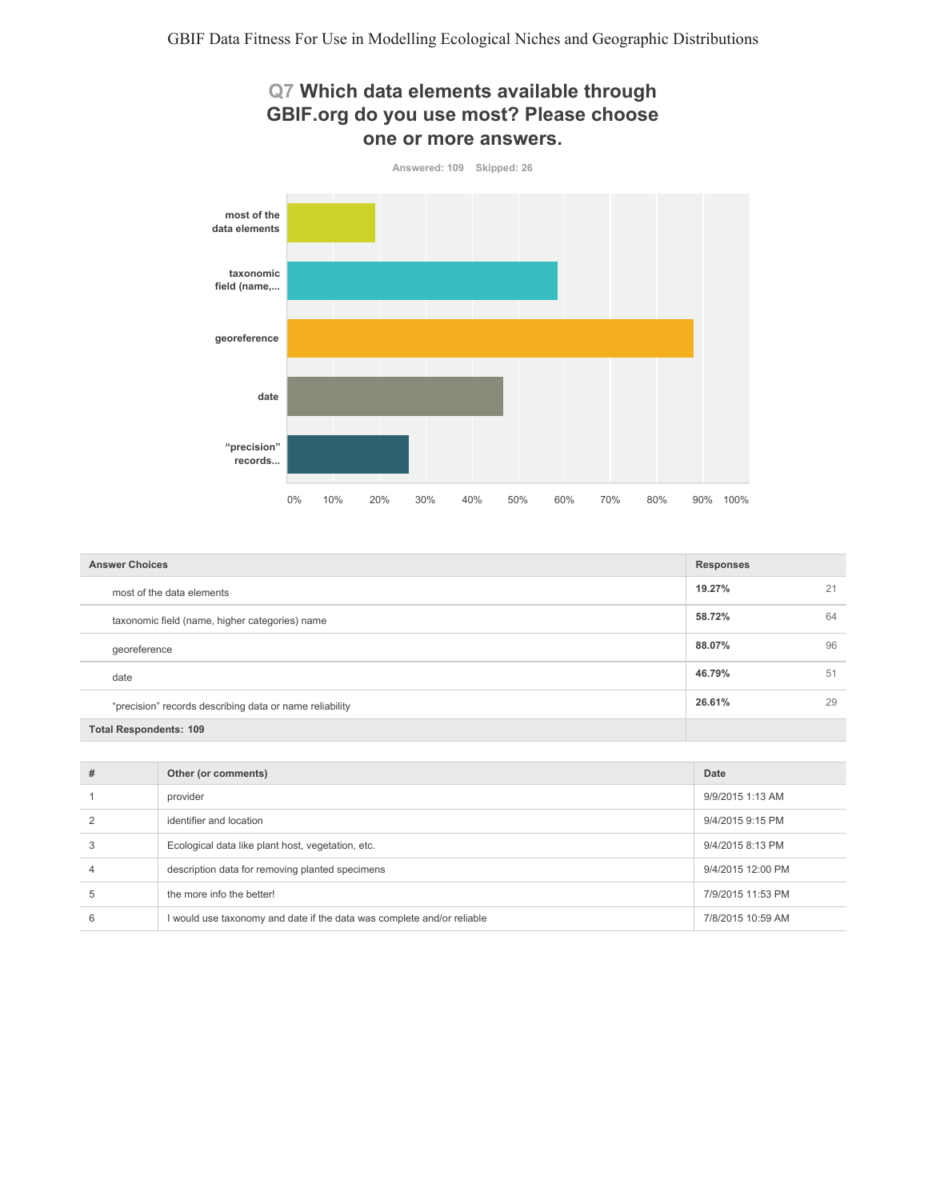## Q7 Which data elements available through GBIF.org do you use most? Please choose one or more answers.

Answered: 109 Skipped: 26

| Answer Choices | Responses | |
|---|---|---|
| most of the data elements | **19.27%** | 21 |
| taxonomic field (name, higher categories) name | **58.72%** | 64 |
| georeference | **88.07%** | 96 |
| date | **46.79%** | 51 |
| "precision" records describing data or name reliability | **26.61%** | 29 |
| **Total Respondents: 109** | | |

| # | Other (or comments) | Date |
|---|---|---|
| 1 | provider | 9/9/2015 1:13 AM |
| 2 | identifier and location | 9/4/2015 9:15 PM |
| 3 | Ecological data like plant host, vegetation, etc. | 9/4/2015 8:13 PM |
| 4 | description data for removing planted specimens | 9/4/2015 12:00 PM |
| 5 | the more info the better! | 7/9/2015 11:53 PM |
| 6 | I would use taxonomy and date if the data was complete and/or reliable | 7/8/2015 10:59 AM |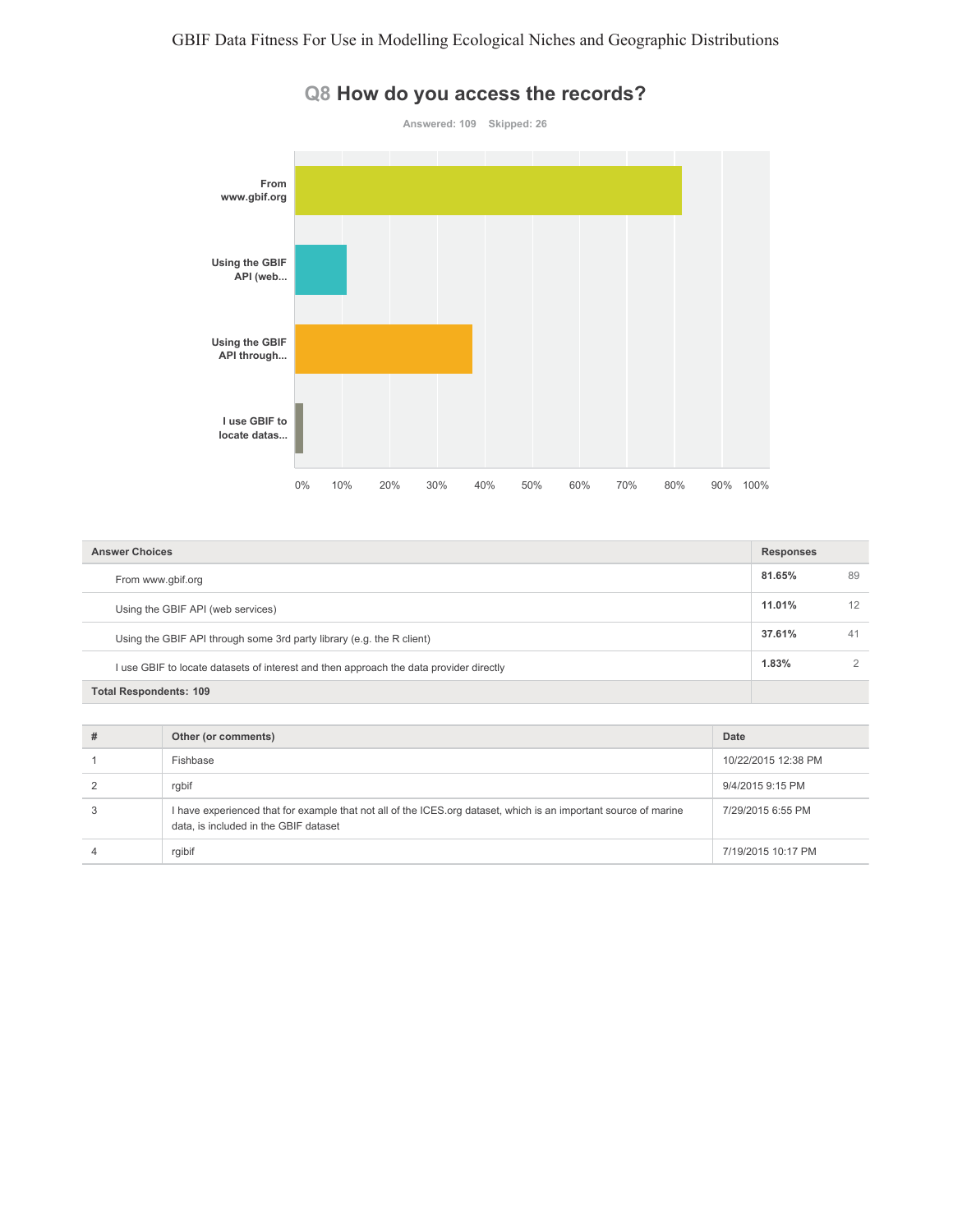## Q8 How do you access the records?

Answered: 109 Skipped: 26

| Answer Choices | Responses | |
|---|---|---|
| From www.gbif.org | 81.65% | 89 |
| Using the GBIF API (web services) | 11.01% | 12 |
| Using the GBIF API through some 3rd party library (e.g. the R client) | 37.61% | 41 |
| I use GBIF to locate datasets of interest and then approach the data provider directly | 1.83% | 2 |
| **Total Respondents: 109** | | |

| # | Other (or comments) | Date |
|---|---|---|
| 1 | Fishbase | 10/22/2015 12:38 PM |
| 2 | rgbif | 9/4/2015 9:15 PM |
| 3 | I have experienced that for example that not all of the ICES.org dataset, which is an important source of marine data, is included in the GBIF dataset | 7/29/2015 6:55 PM |
| 4 | rgibif | 7/19/2015 10:17 PM |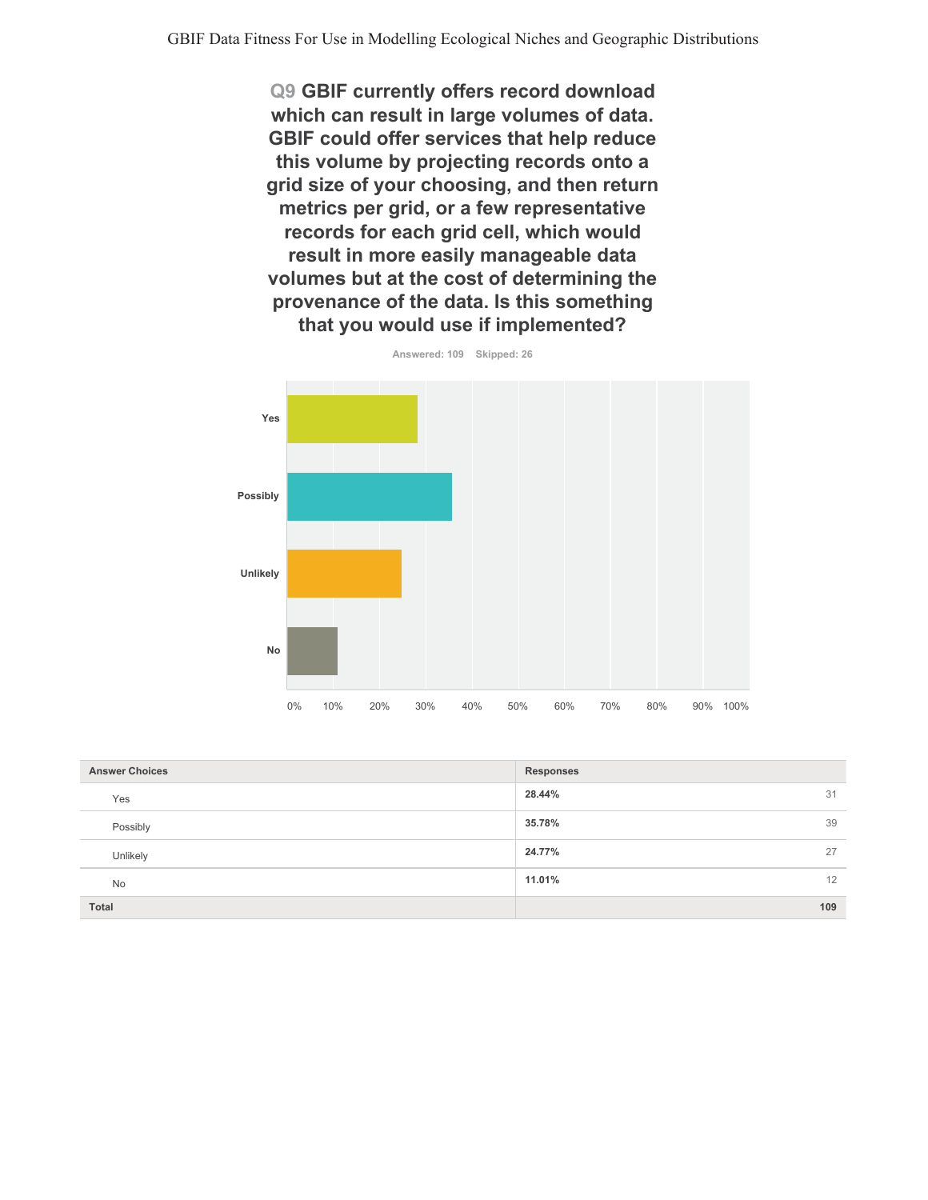## Q9 GBIF currently offers record download which can result in large volumes of data. GBIF could offer services that help reduce this volume by projecting records onto a grid size of your choosing, and then return metrics per grid, or a few representative records for each grid cell, which would result in more easily manageable data volumes but at the cost of determining the provenance of the data. Is this something that you would use if implemented?

Answered: 109 Skipped: 26

| Answer Choices | Responses | |
|---|---|---|
| Yes | 28.44% | 31 |
| Possibly | 35.78% | 39 |
| Unlikely | 24.77% | 27 |
| No | 11.01% | 12 |
| **Total** | | **109** |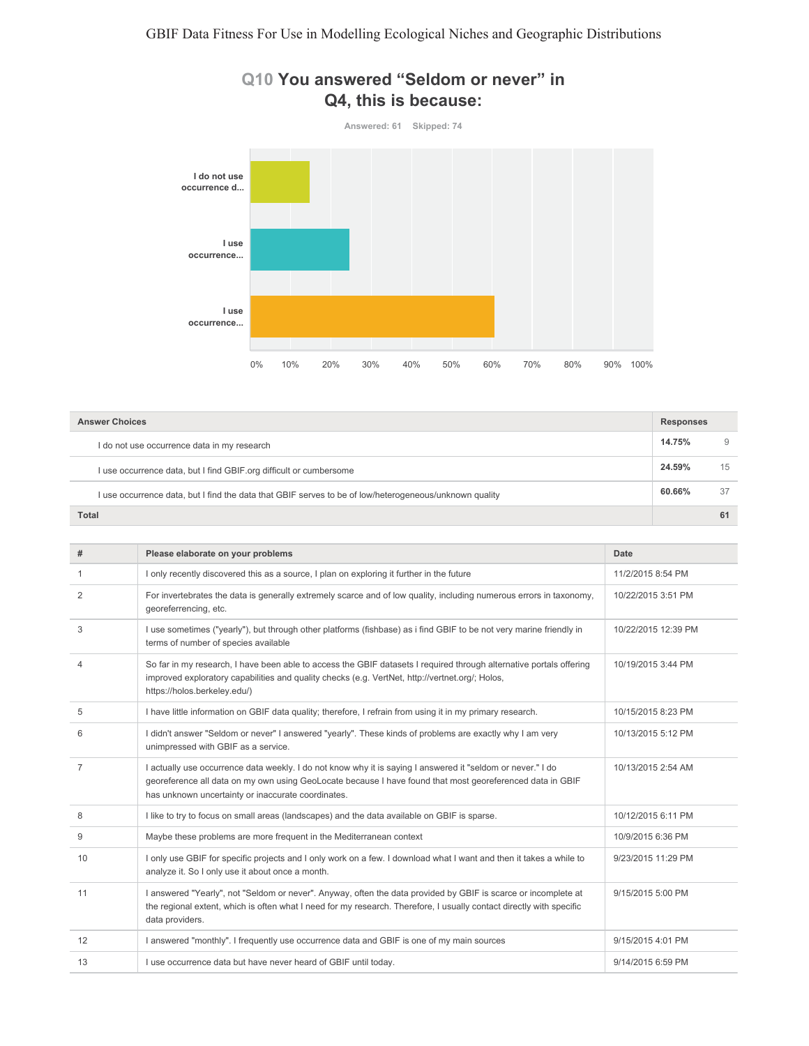## Q10 You answered “Seldom or never” in Q4, this is because:

Answered: 61 Skipped: 74

| Answer Choices | Responses | |
|---|---|---|
| I do not use occurrence data in my research | 14.75% | 9 |
| I use occurrence data, but I find GBIF.org difficult or cumbersome | 24.59% | 15 |
| I use occurrence data, but I find the data that GBIF serves to be of low/heterogeneous/unknown quality | 60.66% | 37 |
| **Total** | | **61** |

| # | Please elaborate on your problems | Date |
|---|---|---|
| 1 | I only recently discovered this as a source, I plan on exploring it further in the future | 11/2/2015 8:54 PM |
| 2 | For invertebrates the data is generally extremely scarce and of low quality, including numerous errors in taxonomy, georeferencing, etc. | 10/22/2015 3:51 PM |
| 3 | I use sometimes ("yearly"), but through other platforms (fishbase) as i find GBIF to be not very marine friendly in terms of number of species available | 10/22/2015 12:39 PM |
| 4 | So far in my research, I have been able to access the GBIF datasets I required through alternative portals offering improved exploratory capabilities and quality checks (e.g. VertNet, http://vertnet.org/; Holos, https://holos.berkeley.edu/) | 10/19/2015 3:44 PM |
| 5 | I have little information on GBIF data quality; therefore, I refrain from using it in my primary research. | 10/15/2015 8:23 PM |
| 6 | I didn't answer "Seldom or never" I answered "yearly". These kinds of problems are exactly why I am very unimpressed with GBIF as a service. | 10/13/2015 5:12 PM |
| 7 | I actually use occurrence data weekly. I do not know why it is saying I answered it "seldom or never." I do georeference all data on my own using GeoLocate because I have found that most georeferenced data in GBIF has unknown uncertainty or inaccurate coordinates. | 10/13/2015 2:54 AM |
| 8 | I like to try to focus on small areas (landscapes) and the data available on GBIF is sparse. | 10/12/2015 6:11 PM |
| 9 | Maybe these problems are more frequent in the Mediterranean context | 10/9/2015 6:36 PM |
| 10 | I only use GBIF for specific projects and I only work on a few. I download what I want and then it takes a while to analyze it. So I only use it about once a month. | 9/23/2015 11:29 PM |
| 11 | I answered "Yearly", not "Seldom or never". Anyway, often the data provided by GBIF is scarce or incomplete at the regional extent, which is often what I need for my research. Therefore, I usually contact directly with specific data providers. | 9/15/2015 5:00 PM |
| 12 | I answered "monthly". I frequently use occurrence data and GBIF is one of my main sources | 9/15/2015 4:01 PM |
| 13 | I use occurrence data but have never heard of GBIF until today. | 9/14/2015 6:59 PM |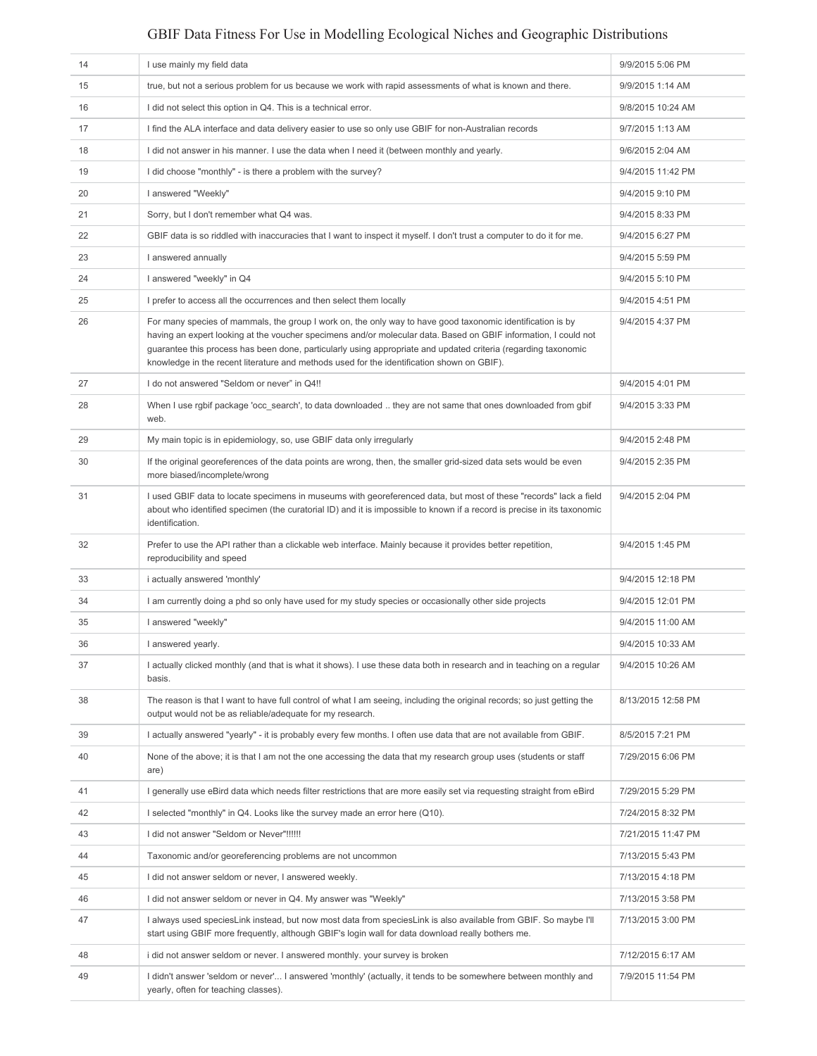| | | |
|---|---|---|
| 14 | I use mainly my field data | 9/9/2015 5:06 PM |
| 15 | true, but not a serious problem for us because we work with rapid assessments of what is known and there. | 9/9/2015 1:14 AM |
| 16 | I did not select this option in Q4. This is a technical error. | 9/8/2015 10:24 AM |
| 17 | I find the ALA interface and data delivery easier to use so only use GBIF for non-Australian records | 9/7/2015 1:13 AM |
| 18 | I did not answer in his manner. I use the data when I need it (between monthly and yearly. | 9/6/2015 2:04 AM |
| 19 | I did choose "monthly" - is there a problem with the survey? | 9/4/2015 11:42 PM |
| 20 | I answered "Weekly" | 9/4/2015 9:10 PM |
| 21 | Sorry, but I don't remember what Q4 was. | 9/4/2015 8:33 PM |
| 22 | GBIF data is so riddled with inaccuracies that I want to inspect it myself. I don't trust a computer to do it for me. | 9/4/2015 6:27 PM |
| 23 | I answered annually | 9/4/2015 5:59 PM |
| 24 | I answered "weekly" in Q4 | 9/4/2015 5:10 PM |
| 25 | I prefer to access all the occurrences and then select them locally | 9/4/2015 4:51 PM |
| 26 | For many species of mammals, the group I work on, the only way to have good taxonomic identification is by having an expert looking at the voucher specimens and/or molecular data. Based on GBIF information, I could not guarantee this process has been done, particularly using appropriate and updated criteria (regarding taxonomic knowledge in the recent literature and methods used for the identification shown on GBIF). | 9/4/2015 4:37 PM |
| 27 | I do not answered "Seldom or never" in Q4!! | 9/4/2015 4:01 PM |
| 28 | When I use rgbif package 'occ_search', to data downloaded .. they are not same that ones downloaded from gbif web. | 9/4/2015 3:33 PM |
| 29 | My main topic is in epidemiology, so, use GBIF data only irregularly | 9/4/2015 2:48 PM |
| 30 | If the original georeferences of the data points are wrong, then, the smaller grid-sized data sets would be even more biased/incomplete/wrong | 9/4/2015 2:35 PM |
| 31 | I used GBIF data to locate specimens in museums with georeferenced data, but most of these "records" lack a field about who identified specimen (the curatorial ID) and it is impossible to known if a record is precise in its taxonomic identification. | 9/4/2015 2:04 PM |
| 32 | Prefer to use the API rather than a clickable web interface. Mainly because it provides better repetition, reproducibility and speed | 9/4/2015 1:45 PM |
| 33 | i actually answered 'monthly' | 9/4/2015 12:18 PM |
| 34 | I am currently doing a phd so only have used for my study species or occasionally other side projects | 9/4/2015 12:01 PM |
| 35 | I answered "weekly" | 9/4/2015 11:00 AM |
| 36 | I answered yearly. | 9/4/2015 10:33 AM |
| 37 | I actually clicked monthly (and that is what it shows). I use these data both in research and in teaching on a regular basis. | 9/4/2015 10:26 AM |
| 38 | The reason is that I want to have full control of what I am seeing, including the original records; so just getting the output would not be as reliable/adequate for my research. | 8/13/2015 12:58 PM |
| 39 | I actually answered "yearly" - it is probably every few months. I often use data that are not available from GBIF. | 8/5/2015 7:21 PM |
| 40 | None of the above; it is that I am not the one accessing the data that my research group uses (students or staff are) | 7/29/2015 6:06 PM |
| 41 | I generally use eBird data which needs filter restrictions that are more easily set via requesting straight from eBird | 7/29/2015 5:29 PM |
| 42 | I selected "monthly" in Q4. Looks like the survey made an error here (Q10). | 7/24/2015 8:32 PM |
| 43 | I did not answer "Seldom or Never"!!!!!! | 7/21/2015 11:47 PM |
| 44 | Taxonomic and/or georeferencing problems are not uncommon | 7/13/2015 5:43 PM |
| 45 | I did not answer seldom or never, I answered weekly. | 7/13/2015 4:18 PM |
| 46 | I did not answer seldom or never in Q4. My answer was "Weekly" | 7/13/2015 3:58 PM |
| 47 | I always used speciesLink instead, but now most data from speciesLink is also available from GBIF. So maybe I'll start using GBIF more frequently, although GBIF's login wall for data download really bothers me. | 7/13/2015 3:00 PM |
| 48 | i did not answer seldom or never. I answered monthly. your survey is broken | 7/12/2015 6:17 AM |
| 49 | I didn't answer 'seldom or never'... I answered 'monthly' (actually, it tends to be somewhere between monthly and yearly, often for teaching classes). | 7/9/2015 11:54 PM |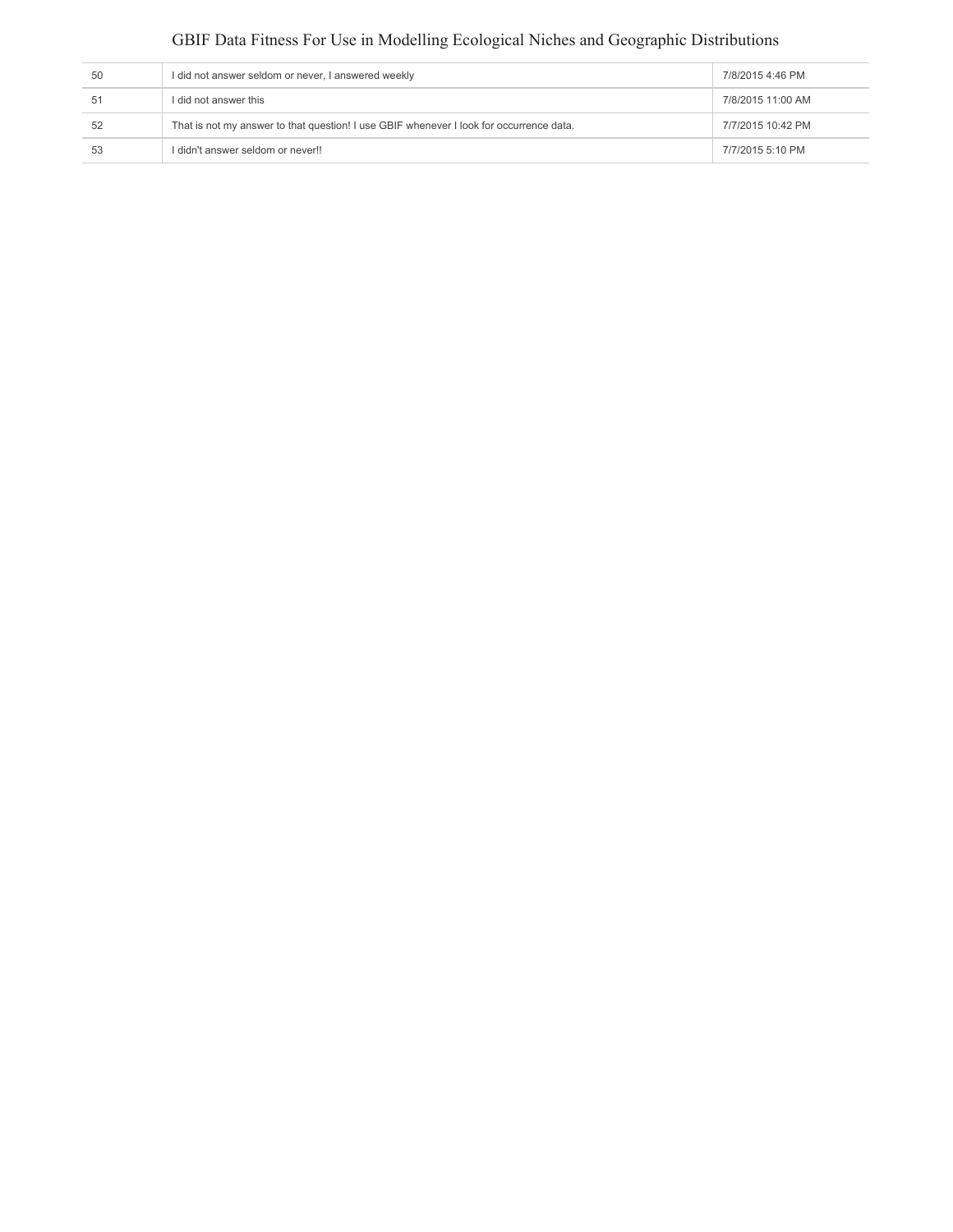| | | |
|---|---|---|
| 50 | I did not answer seldom or never, I answered weekly | 7/8/2015 4:46 PM |
| 51 | I did not answer this | 7/8/2015 11:00 AM |
| 52 | That is not my answer to that question! I use GBIF whenever I look for occurrence data. | 7/7/2015 10:42 PM |
| 53 | I didn't answer seldom or never!! | 7/7/2015 5:10 PM |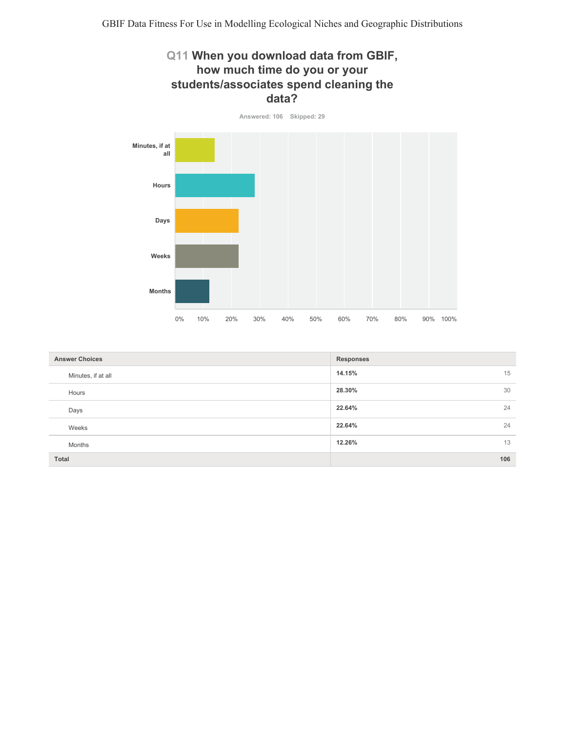## Q11 When you download data from GBIF, how much time do you or your students/associates spend cleaning the data?

Answered: 106 Skipped: 29

| Answer Choices | Responses | |
|---|---|---|
| Minutes, if at all | 14.15% | 15 |
| Hours | 28.30% | 30 |
| Days | 22.64% | 24 |
| Weeks | 22.64% | 24 |
| Months | 12.26% | 13 |
| **Total** | | **106** |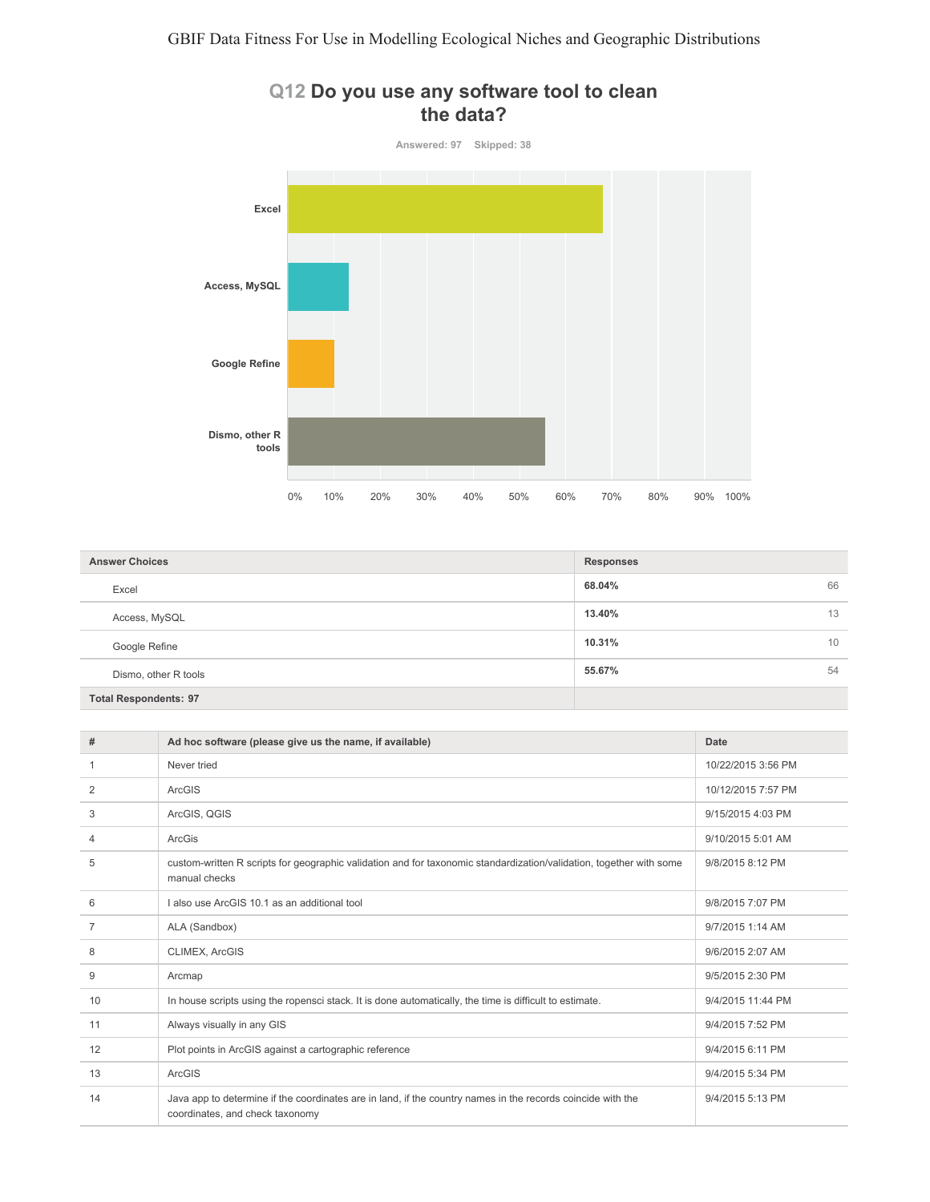## Q12 Do you use any software tool to clean the data?

Answered: 97 Skipped: 38

| Answer Choices | Responses | |
|---|---|---|
| Excel | 68.04% | 66 |
| Access, MySQL | 13.40% | 13 |
| Google Refine | 10.31% | 10 |
| Dismo, other R tools | 55.67% | 54 |
| Total Respondents: 97 | | |

| # | Ad hoc software (please give us the name, if available) | Date |
|---|---|---|
| 1 | Never tried | 10/22/2015 3:56 PM |
| 2 | ArcGIS | 10/12/2015 7:57 PM |
| 3 | ArcGIS, QGIS | 9/15/2015 4:03 PM |
| 4 | ArcGis | 9/10/2015 5:01 AM |
| 5 | custom-written R scripts for geographic validation and for taxonomic standardization/validation, together with some manual checks | 9/8/2015 8:12 PM |
| 6 | I also use ArcGIS 10.1 as an additional tool | 9/8/2015 7:07 PM |
| 7 | ALA (Sandbox) | 9/7/2015 1:14 AM |
| 8 | CLIMEX, ArcGIS | 9/6/2015 2:07 AM |
| 9 | Arcmap | 9/5/2015 2:30 PM |
| 10 | In house scripts using the ropensci stack. It is done automatically, the time is difficult to estimate. | 9/4/2015 11:44 PM |
| 11 | Always visually in any GIS | 9/4/2015 7:52 PM |
| 12 | Plot points in ArcGIS against a cartographic reference | 9/4/2015 6:11 PM |
| 13 | ArcGIS | 9/4/2015 5:34 PM |
| 14 | Java app to determine if the coordinates are in land, if the country names in the records coincide with the coordinates, and check taxonomy | 9/4/2015 5:13 PM |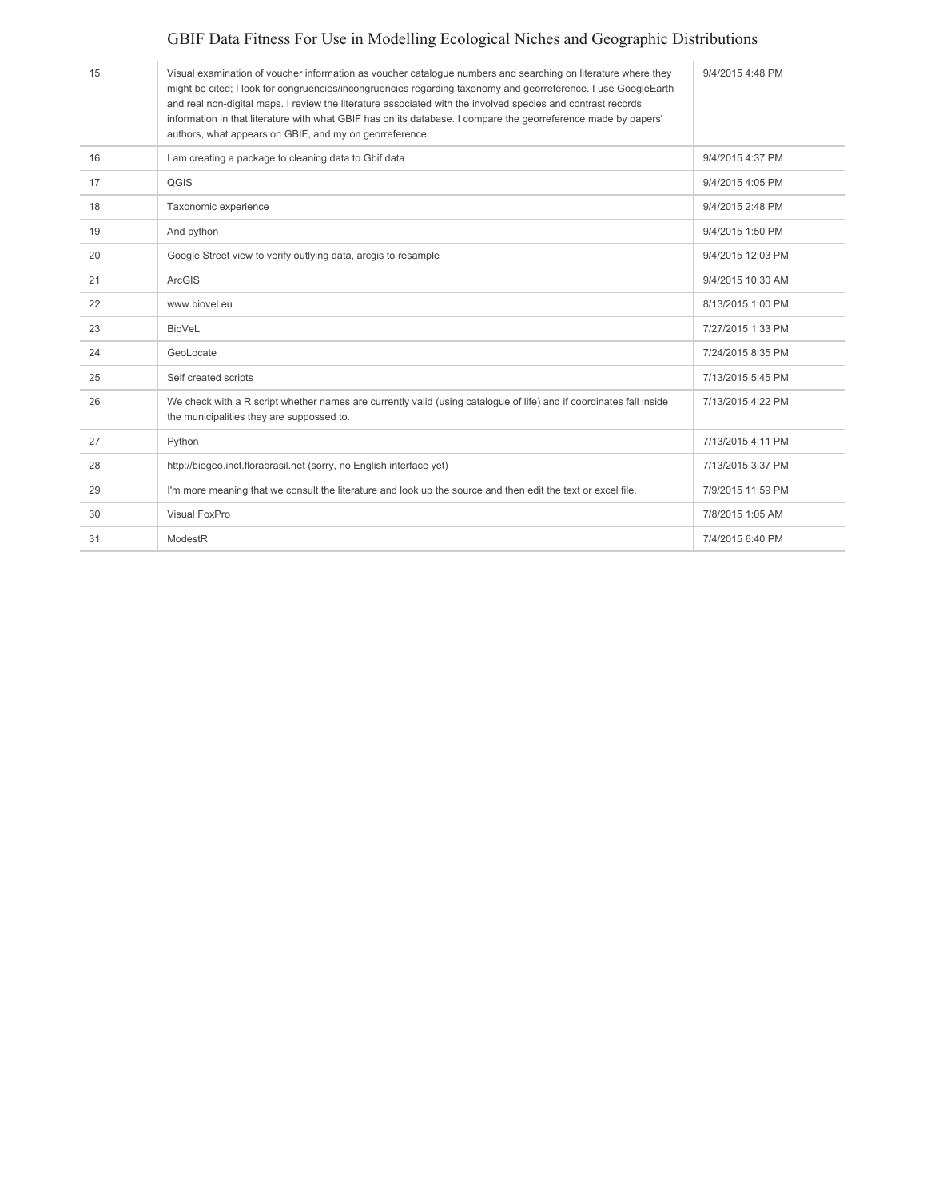| | | |
|---|---|---|
| 15 | Visual examination of voucher information as voucher catalogue numbers and searching on literature where they might be cited; I look for congruencies/incongruencies regarding taxonomy and georreference. I use GoogleEarth and real non-digital maps. I review the literature associated with the involved species and contrast records information in that literature with what GBIF has on its database. I compare the georreference made by papers' authors, what appears on GBIF, and my on georreference. | 9/4/2015 4:48 PM |
| 16 | I am creating a package to cleaning data to Gbif data | 9/4/2015 4:37 PM |
| 17 | QGIS | 9/4/2015 4:05 PM |
| 18 | Taxonomic experience | 9/4/2015 2:48 PM |
| 19 | And python | 9/4/2015 1:50 PM |
| 20 | Google Street view to verify outlying data, arcgis to resample | 9/4/2015 12:03 PM |
| 21 | ArcGIS | 9/4/2015 10:30 AM |
| 22 | www.biovel.eu | 8/13/2015 1:00 PM |
| 23 | BioVeL | 7/27/2015 1:33 PM |
| 24 | GeoLocate | 7/24/2015 8:35 PM |
| 25 | Self created scripts | 7/13/2015 5:45 PM |
| 26 | We check with a R script whether names are currently valid (using catalogue of life) and if coordinates fall inside the municipalities they are suppossed to. | 7/13/2015 4:22 PM |
| 27 | Python | 7/13/2015 4:11 PM |
| 28 | http://biogeo.inct.florabrasil.net (sorry, no English interface yet) | 7/13/2015 3:37 PM |
| 29 | I'm more meaning that we consult the literature and look up the source and then edit the text or excel file. | 7/9/2015 11:59 PM |
| 30 | Visual FoxPro | 7/8/2015 1:05 AM |
| 31 | ModestR | 7/4/2015 6:40 PM |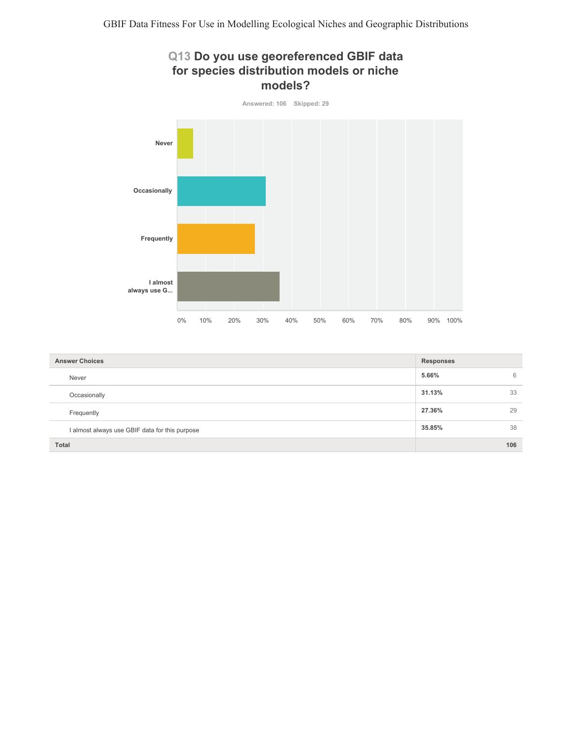## Q13 Do you use georeferenced GBIF data for species distribution models or niche models?

Answered: 106 Skipped: 29

| Answer Choices | Responses | |
|---|---|---|
| Never | 5.66% | 6 |
| Occasionally | 31.13% | 33 |
| Frequently | 27.36% | 29 |
| I almost always use GBIF data for this purpose | 35.85% | 38 |
| **Total** | | **106** |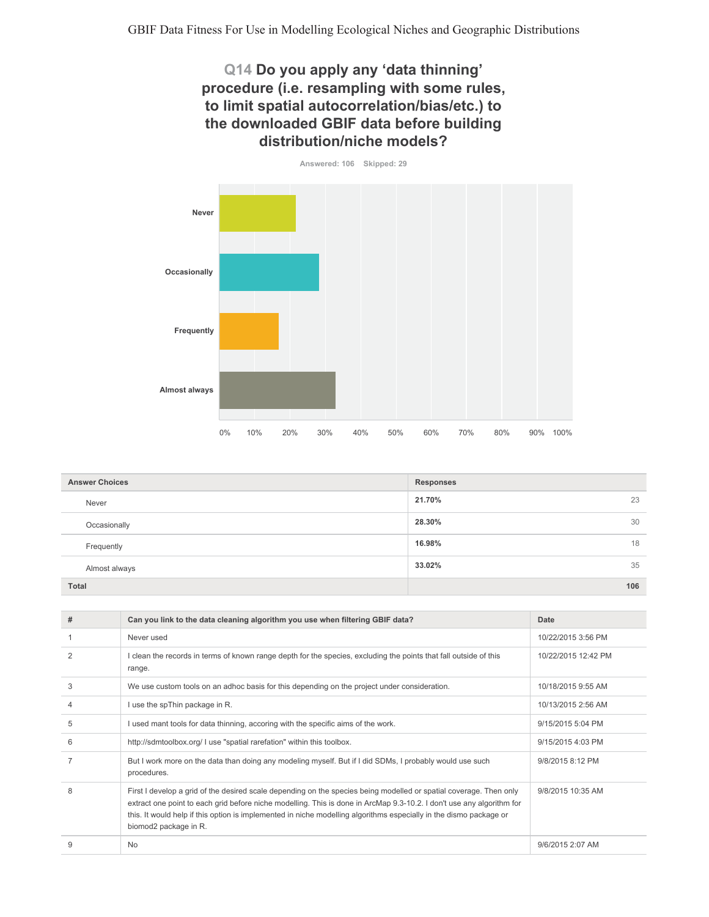## Q14 Do you apply any ‘data thinning’ procedure (i.e. resampling with some rules, to limit spatial autocorrelation/bias/etc.) to the downloaded GBIF data before building distribution/niche models?

Answered: 106 Skipped: 29

| Answer Choices | Responses | |
|---|---|---|
| Never | 21.70% | 23 |
| Occasionally | 28.30% | 30 |
| Frequently | 16.98% | 18 |
| Almost always | 33.02% | 35 |
| Total | | 106 |

| # | Can you link to the data cleaning algorithm you use when filtering GBIF data? | Date |
|---|---|---|
| 1 | Never used | 10/22/2015 3:56 PM |
| 2 | I clean the records in terms of known range depth for the species, excluding the points that fall outside of this range. | 10/22/2015 12:42 PM |
| 3 | We use custom tools on an adhoc basis for this depending on the project under consideration. | 10/18/2015 9:55 AM |
| 4 | I use the spThin package in R. | 10/13/2015 2:56 AM |
| 5 | I used mant tools for data thinning, accoring with the specific aims of the work. | 9/15/2015 5:04 PM |
| 6 | http://sdmtoolbox.org/ I use "spatial rarefation" within this toolbox. | 9/15/2015 4:03 PM |
| 7 | But I work more on the data than doing any modeling myself. But if I did SDMs, I probably would use such procedures. | 9/8/2015 8:12 PM |
| 8 | First I develop a grid of the desired scale depending on the species being modelled or spatial coverage. Then only extract one point to each grid before niche modelling. This is done in ArcMap 9.3-10.2. I don't use any algorithm for this. It would help if this option is implemented in niche modelling algorithms especially in the dismo package or biomod2 package in R. | 9/8/2015 10:35 AM |
| 9 | No | 9/6/2015 2:07 AM |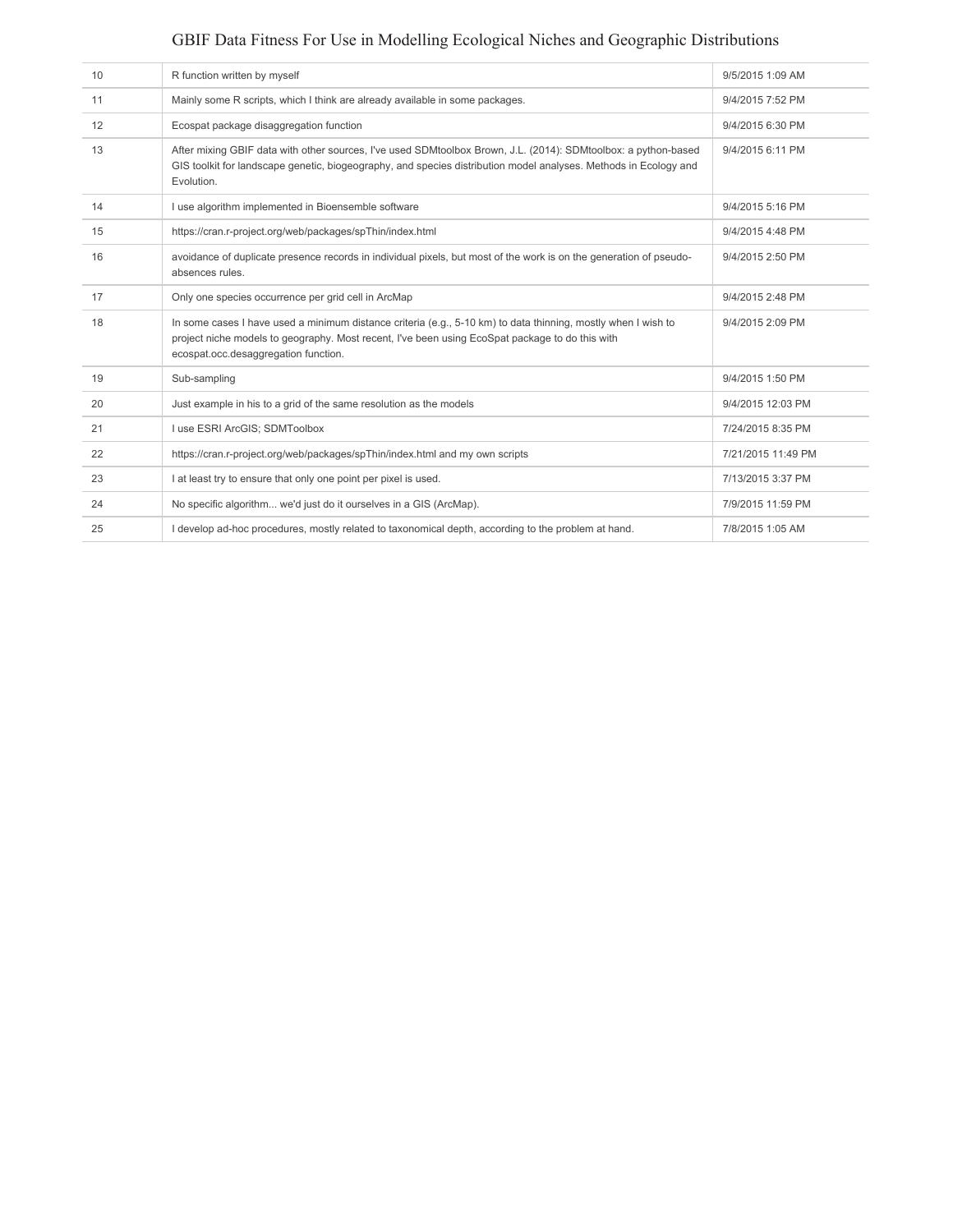| | | |
|---|---|---|
| 10 | R function written by myself | 9/5/2015 1:09 AM |
| 11 | Mainly some R scripts, which I think are already available in some packages. | 9/4/2015 7:52 PM |
| 12 | Ecospat package disaggregation function | 9/4/2015 6:30 PM |
| 13 | After mixing GBIF data with other sources, I've used SDMtoolbox Brown, J.L. (2014): SDMtoolbox: a python-based GIS toolkit for landscape genetic, biogeography, and species distribution model analyses. Methods in Ecology and Evolution. | 9/4/2015 6:11 PM |
| 14 | I use algorithm implemented in Bioensemble software | 9/4/2015 5:16 PM |
| 15 | https://cran.r-project.org/web/packages/spThin/index.html | 9/4/2015 4:48 PM |
| 16 | avoidance of duplicate presence records in individual pixels, but most of the work is on the generation of pseudo-absences rules. | 9/4/2015 2:50 PM |
| 17 | Only one species occurrence per grid cell in ArcMap | 9/4/2015 2:48 PM |
| 18 | In some cases I have used a minimum distance criteria (e.g., 5-10 km) to data thinning, mostly when I wish to project niche models to geography. Most recent, I've been using EcoSpat package to do this with ecospat.occ.desaggregation function. | 9/4/2015 2:09 PM |
| 19 | Sub-sampling | 9/4/2015 1:50 PM |
| 20 | Just example in his to a grid of the same resolution as the models | 9/4/2015 12:03 PM |
| 21 | I use ESRI ArcGIS; SDMToolbox | 7/24/2015 8:35 PM |
| 22 | https://cran.r-project.org/web/packages/spThin/index.html and my own scripts | 7/21/2015 11:49 PM |
| 23 | I at least try to ensure that only one point per pixel is used. | 7/13/2015 3:37 PM |
| 24 | No specific algorithm... we'd just do it ourselves in a GIS (ArcMap). | 7/9/2015 11:59 PM |
| 25 | I develop ad-hoc procedures, mostly related to taxonomical depth, according to the problem at hand. | 7/8/2015 1:05 AM |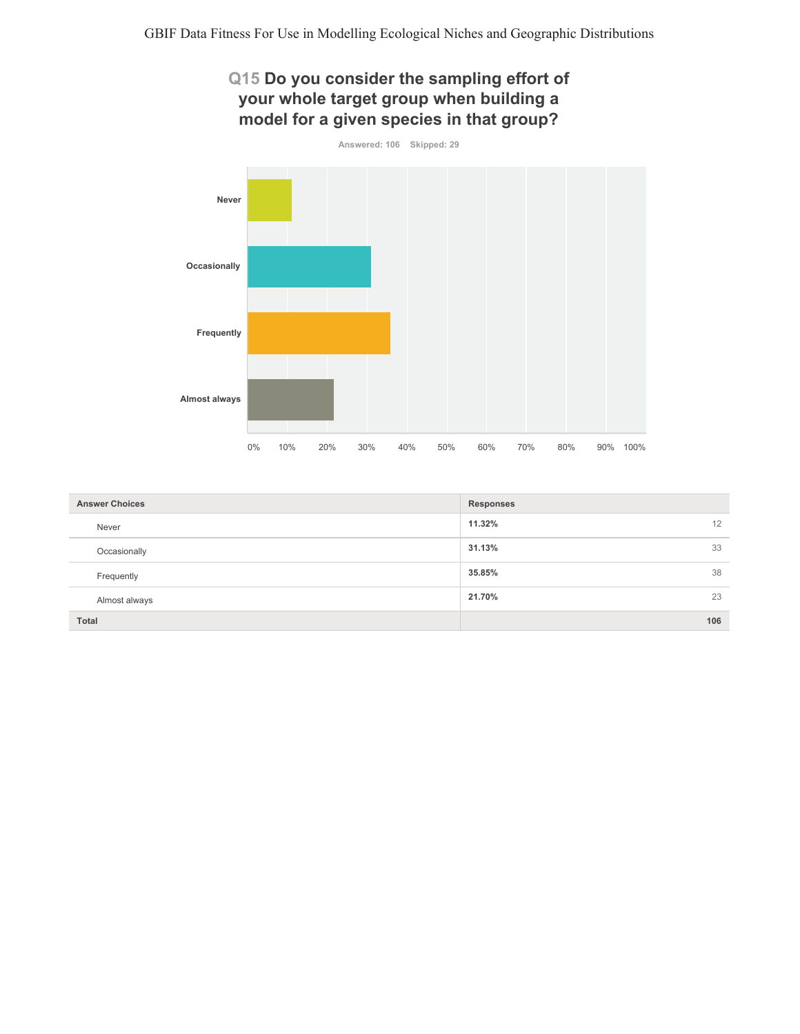## Q15 Do you consider the sampling effort of your whole target group when building a model for a given species in that group?

Answered: 106 Skipped: 29

| Answer Choices | Responses | |
|---|---|---|
| Never | 11.32% | 12 |
| Occasionally | 31.13% | 33 |
| Frequently | 35.85% | 38 |
| Almost always | 21.70% | 23 |
| **Total** | | **106** |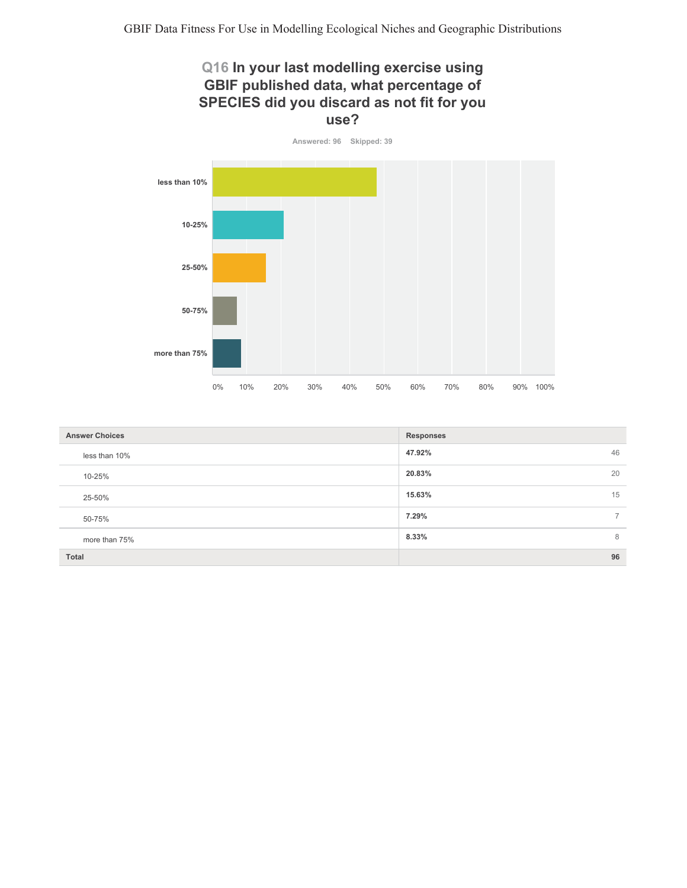## Q16 In your last modelling exercise using GBIF published data, what percentage of SPECIES did you discard as not fit for you use?

Answered: 96 Skipped: 39

| Answer Choices | Responses | |
|---|---|---|
| less than 10% | 47.92% | 46 |
| 10-25% | 20.83% | 20 |
| 25-50% | 15.63% | 15 |
| 50-75% | 7.29% | 7 |
| more than 75% | 8.33% | 8 |
| **Total** | | **96** |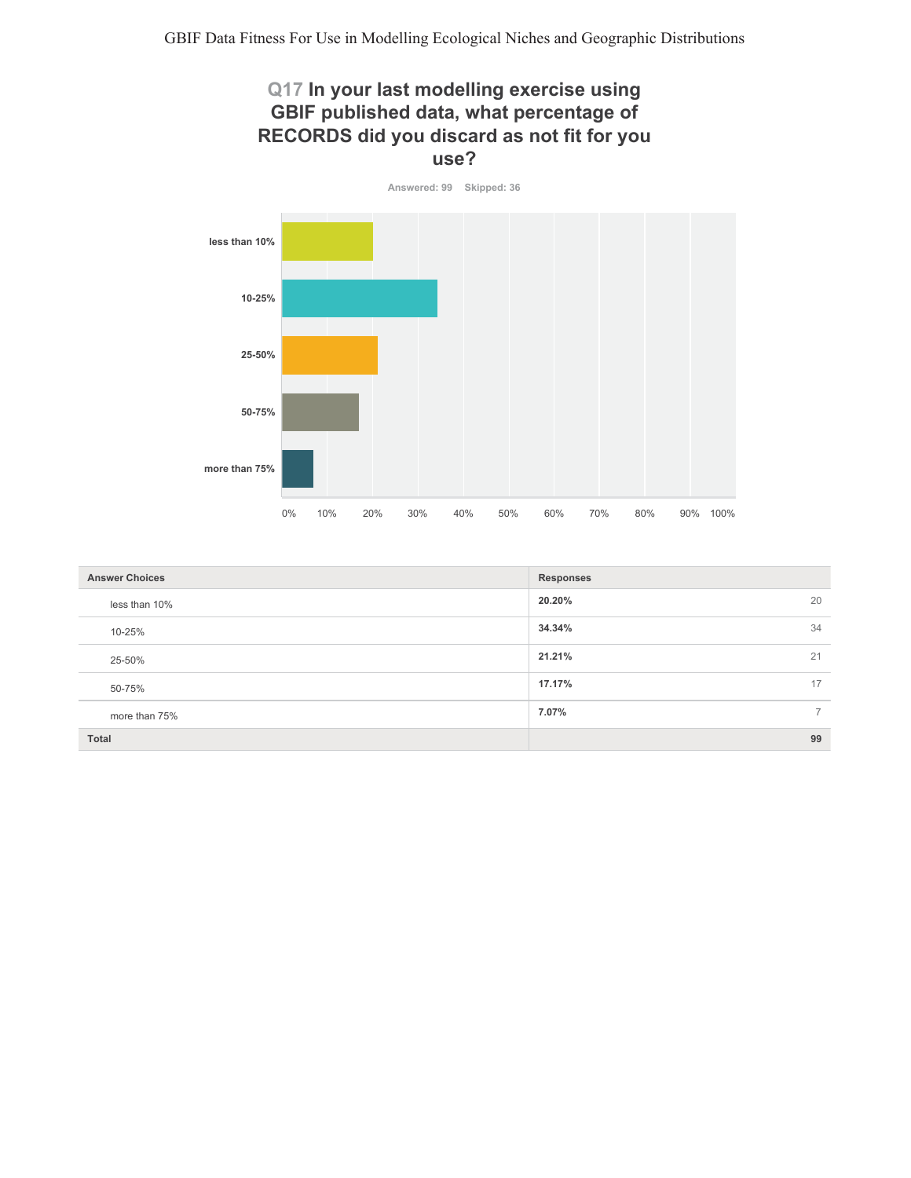## Q17 In your last modelling exercise using GBIF published data, what percentage of RECORDS did you discard as not fit for you use?

Answered: 99 Skipped: 36

| Answer Choices | Responses | |
|---|---|---|
| less than 10% | 20.20% | 20 |
| 10-25% | 34.34% | 34 |
| 25-50% | 21.21% | 21 |
| 50-75% | 17.17% | 17 |
| more than 75% | 7.07% | 7 |
| **Total** | | **99** |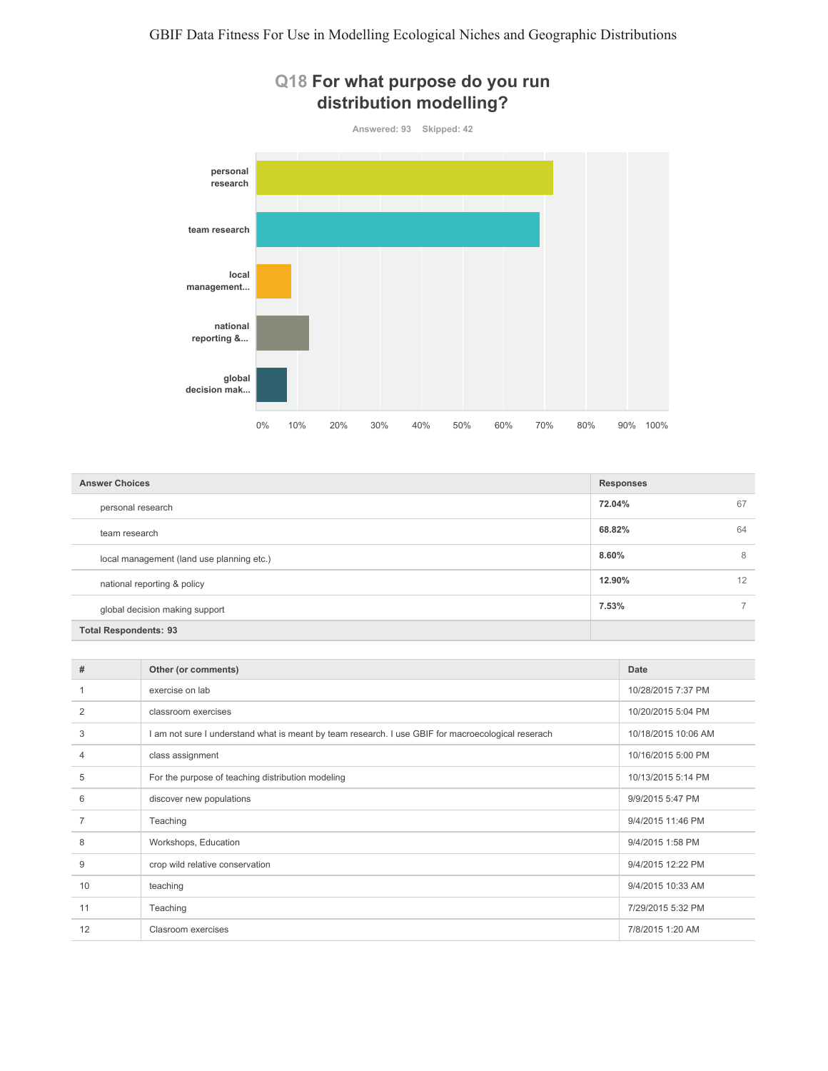## Q18 For what purpose do you run distribution modelling?

Answered: 93 Skipped: 42

| Answer Choices | Responses | |
|---|---|---|
| personal research | 72.04% | 67 |
| team research | 68.82% | 64 |
| local management (land use planning etc.) | 8.60% | 8 |
| national reporting & policy | 12.90% | 12 |
| global decision making support | 7.53% | 7 |
| **Total Respondents: 93** | | |

| # | Other (or comments) | Date |
|---|---|---|
| 1 | exercise on lab | 10/28/2015 7:37 PM |
| 2 | classroom exercises | 10/20/2015 5:04 PM |
| 3 | I am not sure I understand what is meant by team research. I use GBIF for macroecological reserach | 10/18/2015 10:06 AM |
| 4 | class assignment | 10/16/2015 5:00 PM |
| 5 | For the purpose of teaching distribution modeling | 10/13/2015 5:14 PM |
| 6 | discover new populations | 9/9/2015 5:47 PM |
| 7 | Teaching | 9/4/2015 11:46 PM |
| 8 | Workshops, Education | 9/4/2015 1:58 PM |
| 9 | crop wild relative conservation | 9/4/2015 12:22 PM |
| 10 | teaching | 9/4/2015 10:33 AM |
| 11 | Teaching | 7/29/2015 5:32 PM |
| 12 | Clasroom exercises | 7/8/2015 1:20 AM |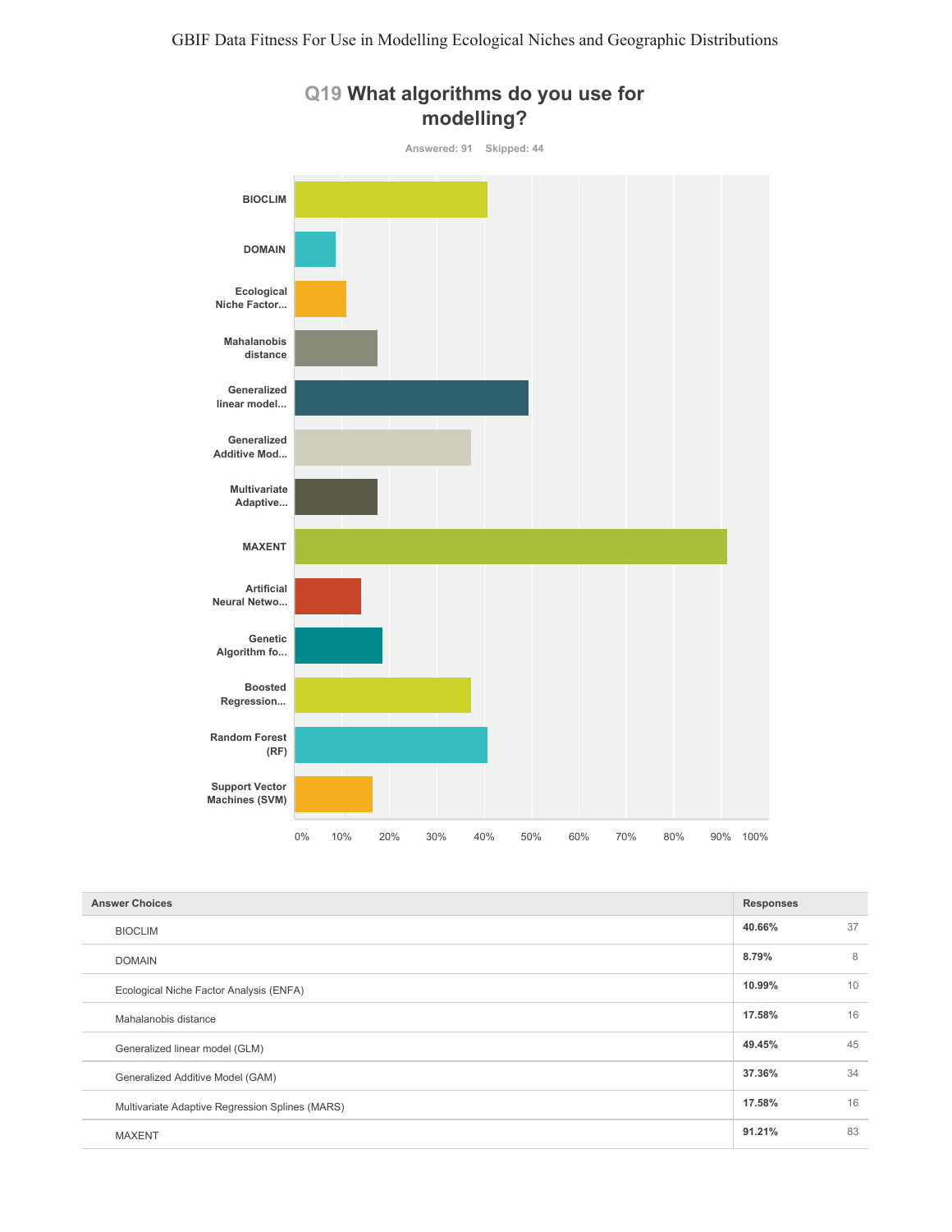## Q19 What algorithms do you use for modelling?

Answered: 91 Skipped: 44

| Answer Choices | Responses | |
|---|---|---|
| BIOCLIM | 40.66% | 37 |
| DOMAIN | 8.79% | 8 |
| Ecological Niche Factor Analysis (ENFA) | 10.99% | 10 |
| Mahalanobis distance | 17.58% | 16 |
| Generalized linear model (GLM) | 49.45% | 45 |
| Generalized Additive Model (GAM) | 37.36% | 34 |
| Multivariate Adaptive Regression Splines (MARS) | 17.58% | 16 |
| MAXENT | 91.21% | 83 |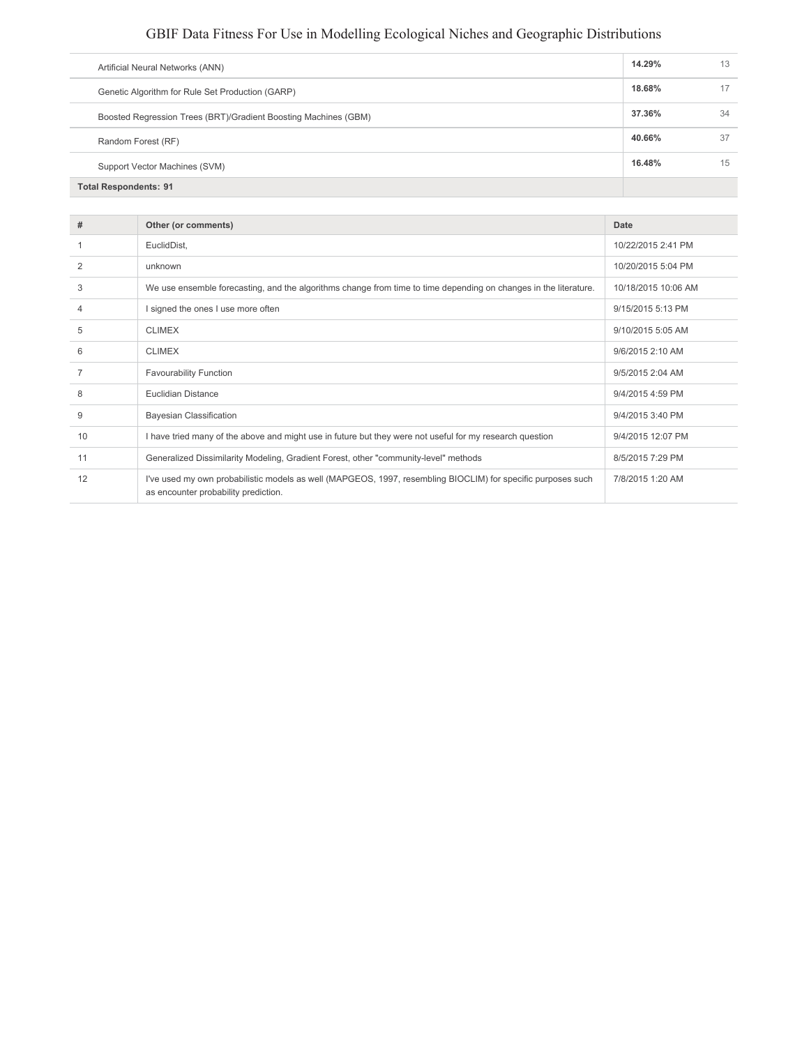| | | |
|---|---|---|
| Artificial Neural Networks (ANN) | **14.29%** | 13 |
| Genetic Algorithm for Rule Set Production (GARP) | **18.68%** | 17 |
| Boosted Regression Trees (BRT)/Gradient Boosting Machines (GBM) | **37.36%** | 34 |
| Random Forest (RF) | **40.66%** | 37 |
| Support Vector Machines (SVM) | **16.48%** | 15 |
| **Total Respondents: 91** | | |

| # | Other (or comments) | Date |
|---|---|---|
| 1 | EuclidDist, | 10/22/2015 2:41 PM |
| 2 | unknown | 10/20/2015 5:04 PM |
| 3 | We use ensemble forecasting, and the algorithms change from time to time depending on changes in the literature. | 10/18/2015 10:06 AM |
| 4 | I signed the ones I use more often | 9/15/2015 5:13 PM |
| 5 | CLIMEX | 9/10/2015 5:05 AM |
| 6 | CLIMEX | 9/6/2015 2:10 AM |
| 7 | Favourability Function | 9/5/2015 2:04 AM |
| 8 | Euclidian Distance | 9/4/2015 4:59 PM |
| 9 | Bayesian Classification | 9/4/2015 3:40 PM |
| 10 | I have tried many of the above and might use in future but they were not useful for my research question | 9/4/2015 12:07 PM |
| 11 | Generalized Dissimilarity Modeling, Gradient Forest, other "community-level" methods | 8/5/2015 7:29 PM |
| 12 | I've used my own probabilistic models as well (MAPGEOS, 1997, resembling BIOCLIM) for specific purposes such as encounter probability prediction. | 7/8/2015 1:20 AM |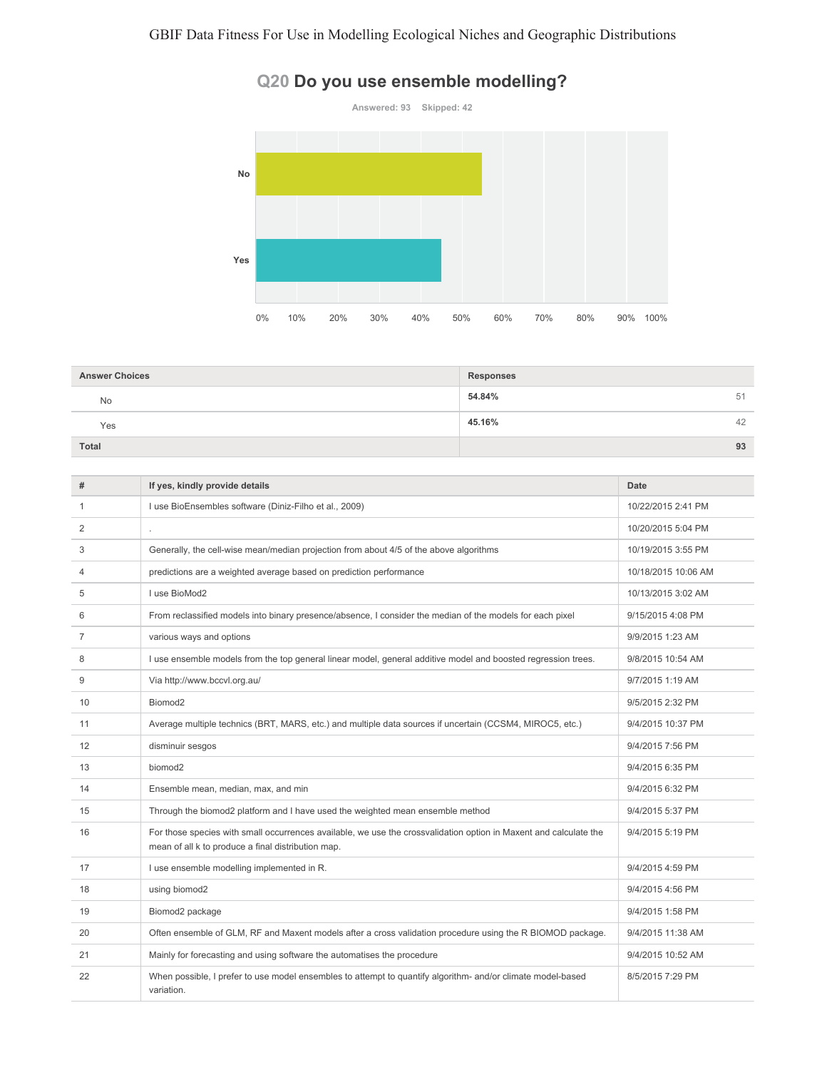## Q20 Do you use ensemble modelling?

Answered: 93 Skipped: 42

| Answer Choices | Responses | |
|---|---|---|
| No | 54.84% | 51 |
| Yes | 45.16% | 42 |
| Total | | 93 |

| # | If yes, kindly provide details | Date |
|---|---|---|
| 1 | I use BioEnsembles software (Diniz-Filho et al., 2009) | 10/22/2015 2:41 PM |
| 2 | . | 10/20/2015 5:04 PM |
| 3 | Generally, the cell-wise mean/median projection from about 4/5 of the above algorithms | 10/19/2015 3:55 PM |
| 4 | predictions are a weighted average based on prediction performance | 10/18/2015 10:06 AM |
| 5 | I use BioMod2 | 10/13/2015 3:02 AM |
| 6 | From reclassified models into binary presence/absence, I consider the median of the models for each pixel | 9/15/2015 4:08 PM |
| 7 | various ways and options | 9/9/2015 1:23 AM |
| 8 | I use ensemble models from the top general linear model, general additive model and boosted regression trees. | 9/8/2015 10:54 AM |
| 9 | Via http://www.bccvl.org.au/ | 9/7/2015 1:19 AM |
| 10 | Biomod2 | 9/5/2015 2:32 PM |
| 11 | Average multiple technics (BRT, MARS, etc.) and multiple data sources if uncertain (CCSM4, MIROC5, etc.) | 9/4/2015 10:37 PM |
| 12 | disminuir sesgos | 9/4/2015 7:56 PM |
| 13 | biomod2 | 9/4/2015 6:35 PM |
| 14 | Ensemble mean, median, max, and min | 9/4/2015 6:32 PM |
| 15 | Through the biomod2 platform and I have used the weighted mean ensemble method | 9/4/2015 5:37 PM |
| 16 | For those species with small occurrences available, we use the crossvalidation option in Maxent and calculate the mean of all k to produce a final distribution map. | 9/4/2015 5:19 PM |
| 17 | I use ensemble modelling implemented in R. | 9/4/2015 4:59 PM |
| 18 | using biomod2 | 9/4/2015 4:56 PM |
| 19 | Biomod2 package | 9/4/2015 1:58 PM |
| 20 | Often ensemble of GLM, RF and Maxent models after a cross validation procedure using the R BIOMOD package. | 9/4/2015 11:38 AM |
| 21 | Mainly for forecasting and using software the automatises the procedure | 9/4/2015 10:52 AM |
| 22 | When possible, I prefer to use model ensembles to attempt to quantify algorithm- and/or climate model-based variation. | 8/5/2015 7:29 PM |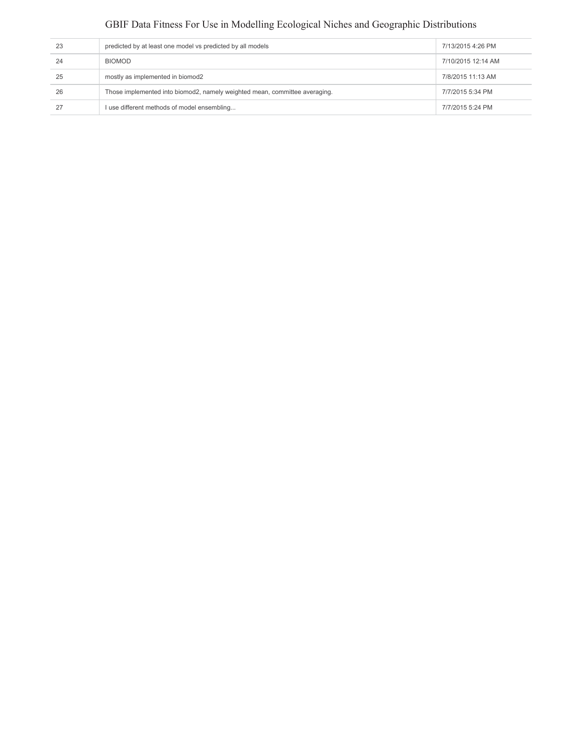| | | |
|---|---|---|
| 23 | predicted by at least one model vs predicted by all models | 7/13/2015 4:26 PM |
| 24 | BIOMOD | 7/10/2015 12:14 AM |
| 25 | mostly as implemented in biomod2 | 7/8/2015 11:13 AM |
| 26 | Those implemented into biomod2, namely weighted mean, committee averaging. | 7/7/2015 5:34 PM |
| 27 | I use different methods of model ensembling... | 7/7/2015 5:24 PM |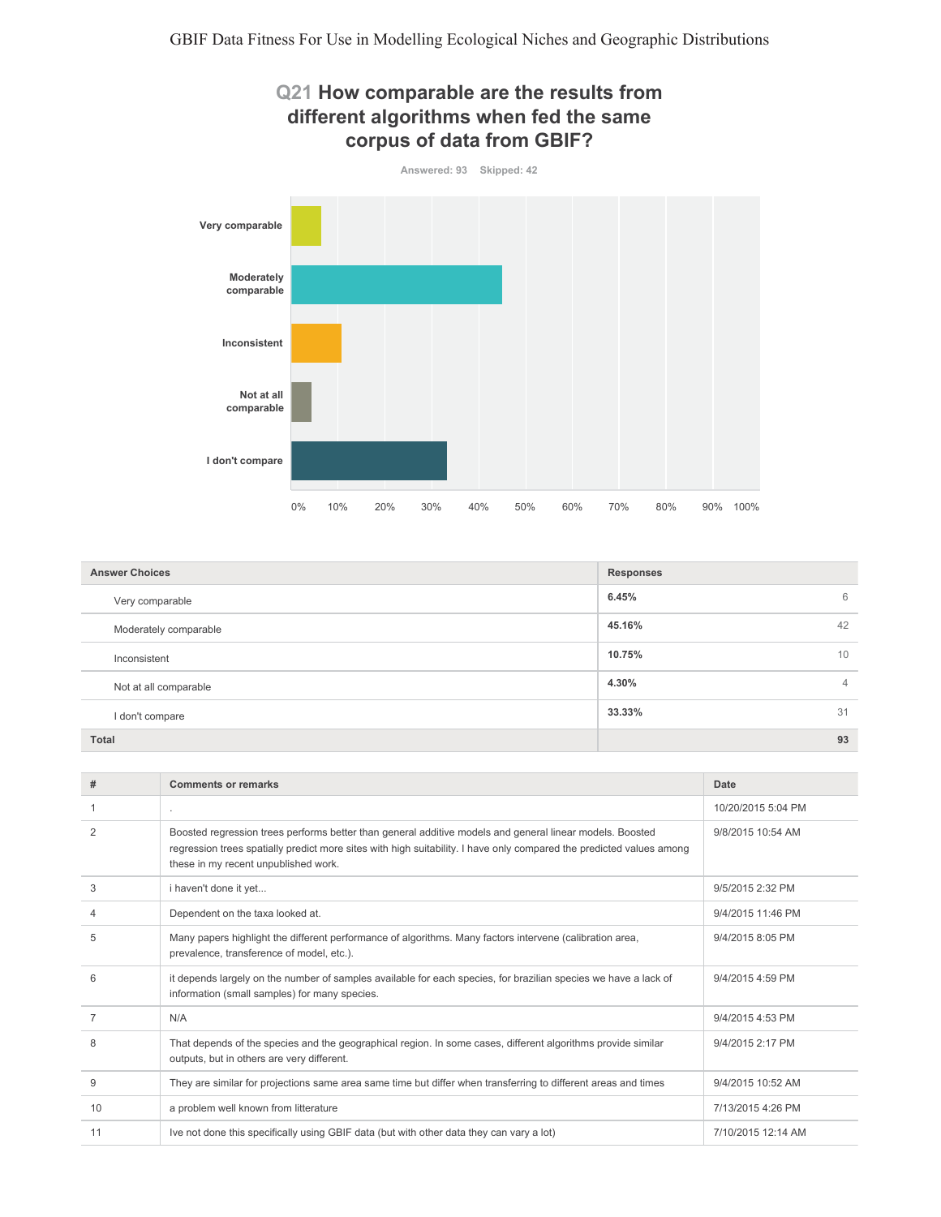## Q21 How comparable are the results from different algorithms when fed the same corpus of data from GBIF?

Answered: 93 Skipped: 42

| Answer Choices | Responses | |
|---|---|---|
| Very comparable | 6.45% | 6 |
| Moderately comparable | 45.16% | 42 |
| Inconsistent | 10.75% | 10 |
| Not at all comparable | 4.30% | 4 |
| I don't compare | 33.33% | 31 |
| **Total** | | **93** |

| # | Comments or remarks | Date |
|---|---|---|
| 1 | . | 10/20/2015 5:04 PM |
| 2 | Boosted regression trees performs better than general additive models and general linear models. Boosted regression trees spatially predict more sites with high suitability. I have only compared the predicted values among these in my recent unpublished work. | 9/8/2015 10:54 AM |
| 3 | i haven't done it yet... | 9/5/2015 2:32 PM |
| 4 | Dependent on the taxa looked at. | 9/4/2015 11:46 PM |
| 5 | Many papers highlight the different performance of algorithms. Many factors intervene (calibration area, prevalence, transference of model, etc.). | 9/4/2015 8:05 PM |
| 6 | it depends largely on the number of samples available for each species, for brazilian species we have a lack of information (small samples) for many species. | 9/4/2015 4:59 PM |
| 7 | N/A | 9/4/2015 4:53 PM |
| 8 | That depends of the species and the geographical region. In some cases, different algorithms provide similar outputs, but in others are very different. | 9/4/2015 2:17 PM |
| 9 | They are similar for projections same area same time but differ when transferring to different areas and times | 9/4/2015 10:52 AM |
| 10 | a problem well known from litterature | 7/13/2015 4:26 PM |
| 11 | Ive not done this specifically using GBIF data (but with other data they can vary a lot) | 7/10/2015 12:14 AM |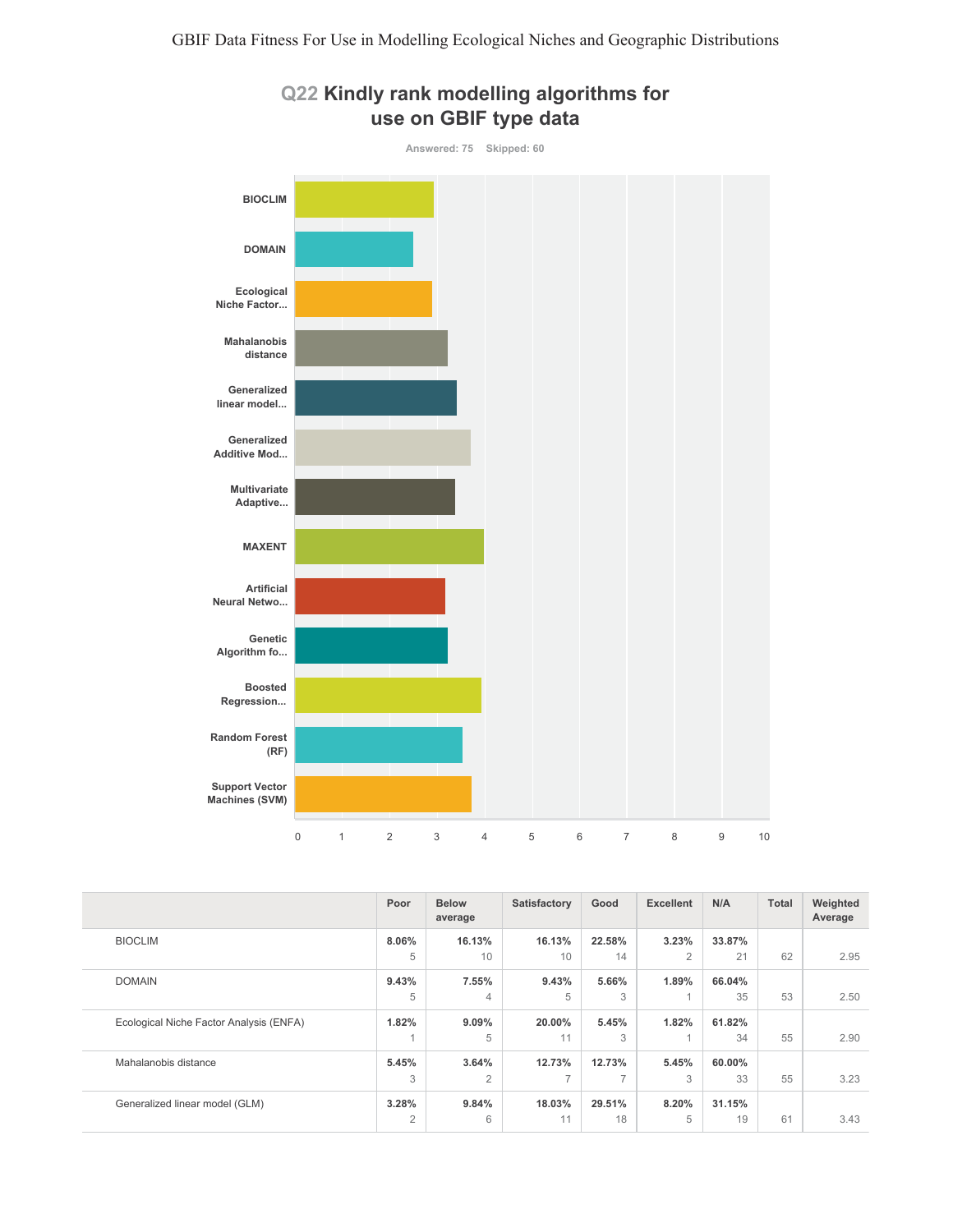## Q22 Kindly rank modelling algorithms for use on GBIF type data

Answered: 75 Skipped: 60

| | Poor | Below average | Satisfactory | Good | Excellent | N/A | Total | Weighted Average |
|---|---|---|---|---|---|---|---|---|
| BIOCLIM | 8.06% 5 | 16.13% 10 | 16.13% 10 | 22.58% 14 | 3.23% 2 | 33.87% 21 | 62 | 2.95 |
| DOMAIN | 9.43% 5 | 7.55% 4 | 9.43% 5 | 5.66% 3 | 1.89% 1 | 66.04% 35 | 53 | 2.50 |
| Ecological Niche Factor Analysis (ENFA) | 1.82% 1 | 9.09% 5 | 20.00% 11 | 5.45% 3 | 1.82% 1 | 61.82% 34 | 55 | 2.90 |
| Mahalanobis distance | 5.45% 3 | 3.64% 2 | 12.73% 7 | 12.73% 7 | 5.45% 3 | 60.00% 33 | 55 | 3.23 |
| Generalized linear model (GLM) | 3.28% 2 | 9.84% 6 | 18.03% 11 | 29.51% 18 | 8.20% 5 | 31.15% 19 | 61 | 3.43 |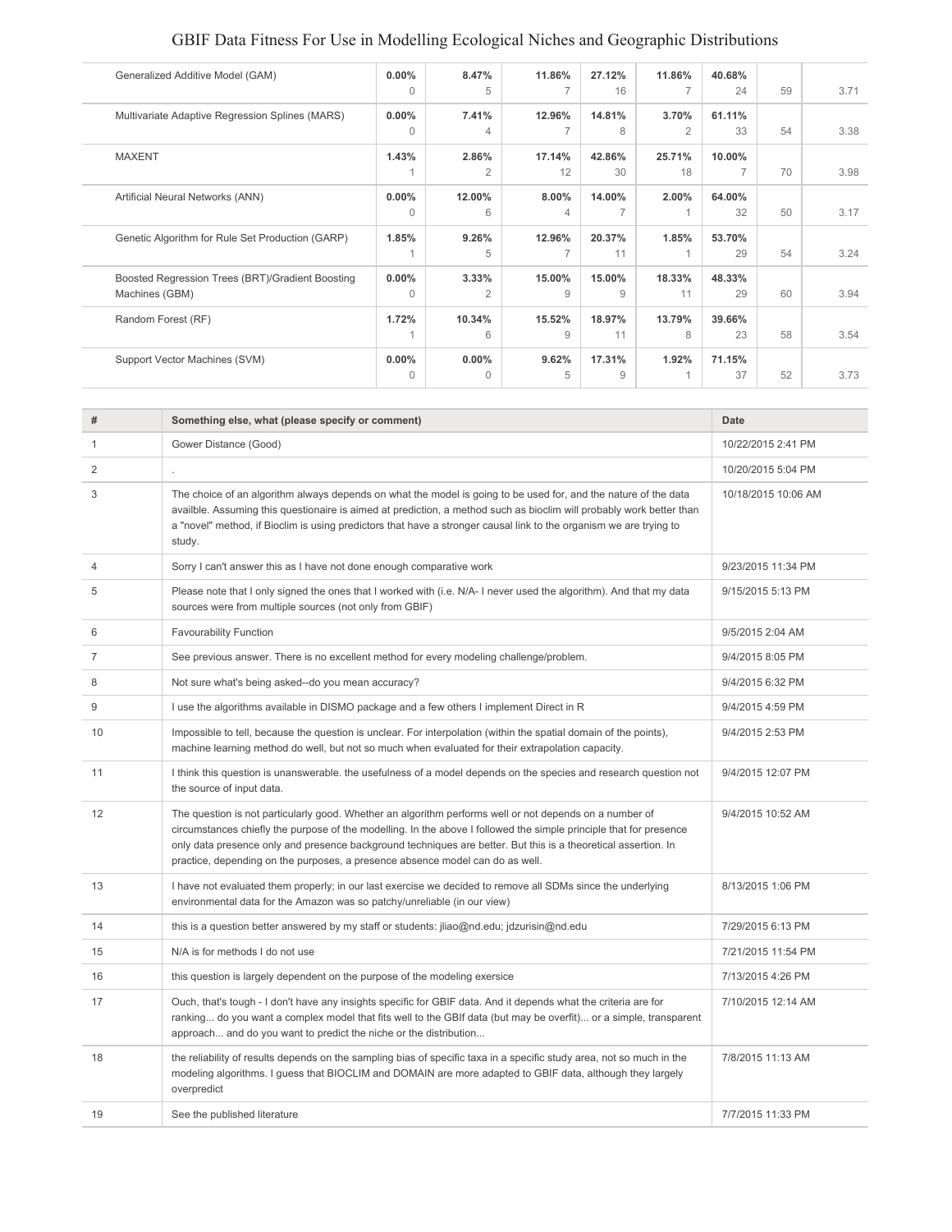| | | | | | | | | |
|---|---|---|---|---|---|---|---|---|
| Generalized Additive Model (GAM) | **0.00%** 0 | **8.47%** 5 | **11.86%** 7 | **27.12%** 16 | **11.86%** 7 | **40.68%** 24 | 59 | 3.71 |
| Multivariate Adaptive Regression Splines (MARS) | **0.00%** 0 | **7.41%** 4 | **12.96%** 7 | **14.81%** 8 | **3.70%** 2 | **61.11%** 33 | 54 | 3.38 |
| MAXENT | **1.43%** 1 | **2.86%** 2 | **17.14%** 12 | **42.86%** 30 | **25.71%** 18 | **10.00%** 7 | 70 | 3.98 |
| Artificial Neural Networks (ANN) | **0.00%** 0 | **12.00%** 6 | **8.00%** 4 | **14.00%** 7 | **2.00%** 1 | **64.00%** 32 | 50 | 3.17 |
| Genetic Algorithm for Rule Set Production (GARP) | **1.85%** 1 | **9.26%** 5 | **12.96%** 7 | **20.37%** 11 | **1.85%** 1 | **53.70%** 29 | 54 | 3.24 |
| Boosted Regression Trees (BRT)/Gradient Boosting Machines (GBM) | **0.00%** 0 | **3.33%** 2 | **15.00%** 9 | **15.00%** 9 | **18.33%** 11 | **48.33%** 29 | 60 | 3.94 |
| Random Forest (RF) | **1.72%** 1 | **10.34%** 6 | **15.52%** 9 | **18.97%** 11 | **13.79%** 8 | **39.66%** 23 | 58 | 3.54 |
| Support Vector Machines (SVM) | **0.00%** 0 | **0.00%** 0 | **9.62%** 5 | **17.31%** 9 | **1.92%** 1 | **71.15%** 37 | 52 | 3.73 |

| # | Something else, what (please specify or comment) | Date |
|---|---|---|
| 1 | Gower Distance (Good) | 10/22/2015 2:41 PM |
| 2 | . | 10/20/2015 5:04 PM |
| 3 | The choice of an algorithm always depends on what the model is going to be used for, and the nature of the data availble. Assuming this questionaire is aimed at prediction, a method such as bioclim will probably work better than a "novel" method, if Bioclim is using predictors that have a stronger causal link to the organism we are trying to study. | 10/18/2015 10:06 AM |
| 4 | Sorry I can't answer this as I have not done enough comparative work | 9/23/2015 11:34 PM |
| 5 | Please note that I only signed the ones that I worked with (i.e. N/A- I never used the algorithm). And that my data sources were from multiple sources (not only from GBIF) | 9/15/2015 5:13 PM |
| 6 | Favourability Function | 9/5/2015 2:04 AM |
| 7 | See previous answer. There is no excellent method for every modeling challenge/problem. | 9/4/2015 8:05 PM |
| 8 | Not sure what's being asked--do you mean accuracy? | 9/4/2015 6:32 PM |
| 9 | I use the algorithms available in DISMO package and a few others I implement Direct in R | 9/4/2015 4:59 PM |
| 10 | Impossible to tell, because the question is unclear. For interpolation (within the spatial domain of the points), machine learning method do well, but not so much when evaluated for their extrapolation capacity. | 9/4/2015 2:53 PM |
| 11 | I think this question is unanswerable. the usefulness of a model depends on the species and research question not the source of input data. | 9/4/2015 12:07 PM |
| 12 | The question is not particularly good. Whether an algorithm performs well or not depends on a number of circumstances chiefly the purpose of the modelling. In the above I followed the simple principle that for presence only data presence only and presence background techniques are better. But this is a theoretical assertion. In practice, depending on the purposes, a presence absence model can do as well. | 9/4/2015 10:52 AM |
| 13 | I have not evaluated them properly; in our last exercise we decided to remove all SDMs since the underlying environmental data for the Amazon was so patchy/unreliable (in our view) | 8/13/2015 1:06 PM |
| 14 | this is a question better answered by my staff or students: jliao@nd.edu; jdzurisin@nd.edu | 7/29/2015 6:13 PM |
| 15 | N/A is for methods I do not use | 7/21/2015 11:54 PM |
| 16 | this question is largely dependent on the purpose of the modeling exersice | 7/13/2015 4:26 PM |
| 17 | Ouch, that's tough - I don't have any insights specific for GBIF data. And it depends what the criteria are for ranking... do you want a complex model that fits well to the GBIf data (but may be overfit)... or a simple, transparent approach... and do you want to predict the niche or the distribution... | 7/10/2015 12:14 AM |
| 18 | the reliability of results depends on the sampling bias of specific taxa in a specific study area, not so much in the modeling algorithms. I guess that BIOCLIM and DOMAIN are more adapted to GBIF data, although they largely overpredict | 7/8/2015 11:13 AM |
| 19 | See the published literature | 7/7/2015 11:33 PM |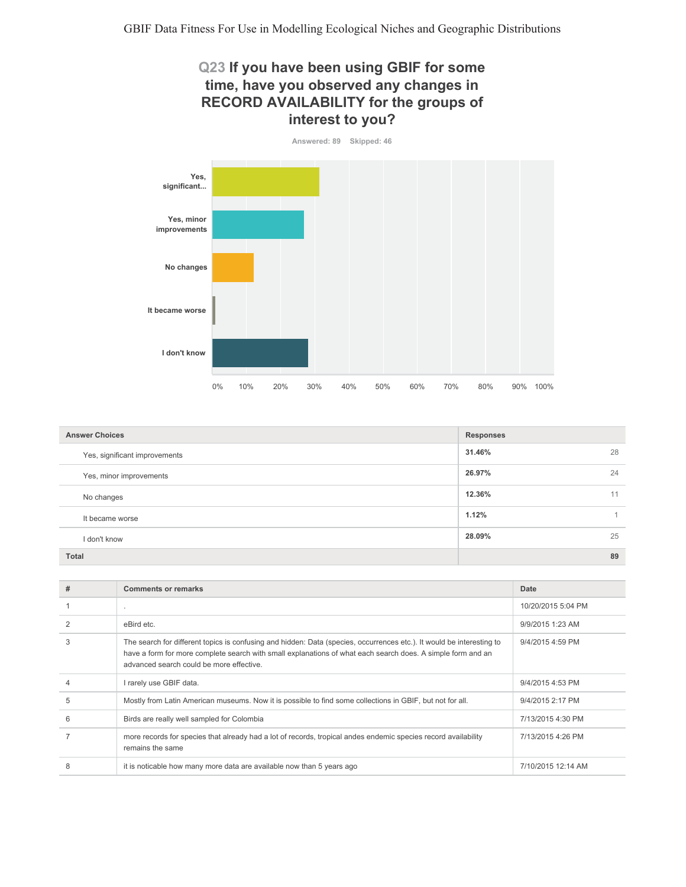## Q23 If you have been using GBIF for some time, have you observed any changes in RECORD AVAILABILITY for the groups of interest to you?

Answered: 89 Skipped: 46

| Answer Choices | Responses | |
|---|---|---|
| Yes, significant improvements | 31.46% | 28 |
| Yes, minor improvements | 26.97% | 24 |
| No changes | 12.36% | 11 |
| It became worse | 1.12% | 1 |
| I don't know | 28.09% | 25 |
| **Total** | | **89** |

| # | Comments or remarks | Date |
|---|---|---|
| 1 | . | 10/20/2015 5:04 PM |
| 2 | eBird etc. | 9/9/2015 1:23 AM |
| 3 | The search for different topics is confusing and hidden: Data (species, occurrences etc.). It would be interesting to have a form for more complete search with small explanations of what each search does. A simple form and an advanced search could be more effective. | 9/4/2015 4:59 PM |
| 4 | I rarely use GBIF data. | 9/4/2015 4:53 PM |
| 5 | Mostly from Latin American museums. Now it is possible to find some collections in GBIF, but not for all. | 9/4/2015 2:17 PM |
| 6 | Birds are really well sampled for Colombia | 7/13/2015 4:30 PM |
| 7 | more records for species that already had a lot of records, tropical andes endemic species record availability remains the same | 7/13/2015 4:26 PM |
| 8 | it is noticable how many more data are available now than 5 years ago | 7/10/2015 12:14 AM |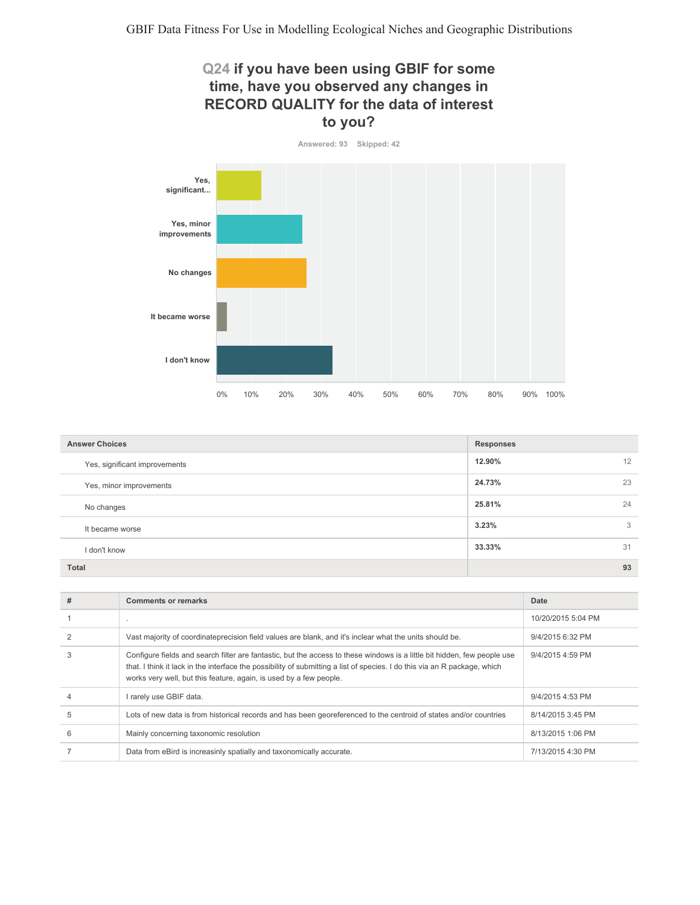## Q24 if you have been using GBIF for some time, have you observed any changes in RECORD QUALITY for the data of interest to you?

Answered: 93 Skipped: 42

| Answer Choices | Responses | |
|---|---|---|
| Yes, significant improvements | 12.90% | 12 |
| Yes, minor improvements | 24.73% | 23 |
| No changes | 25.81% | 24 |
| It became worse | 3.23% | 3 |
| I don't know | 33.33% | 31 |
| **Total** | | **93** |

| # | Comments or remarks | Date |
|---|---|---|
| 1 | . | 10/20/2015 5:04 PM |
| 2 | Vast majority of coordinateprecision field values are blank, and it's inclear what the units should be. | 9/4/2015 6:32 PM |
| 3 | Configure fields and search filter are fantastic, but the access to these windows is a little bit hidden, few people use that. I think it lack in the interface the possibility of submitting a list of species. I do this via an R package, which works very well, but this feature, again, is used by a few people. | 9/4/2015 4:59 PM |
| 4 | I rarely use GBIF data. | 9/4/2015 4:53 PM |
| 5 | Lots of new data is from historical records and has been georeferenced to the centroid of states and/or countries | 8/14/2015 3:45 PM |
| 6 | Mainly concerning taxonomic resolution | 8/13/2015 1:06 PM |
| 7 | Data from eBird is increasinly spatially and taxonomically accurate. | 7/13/2015 4:30 PM |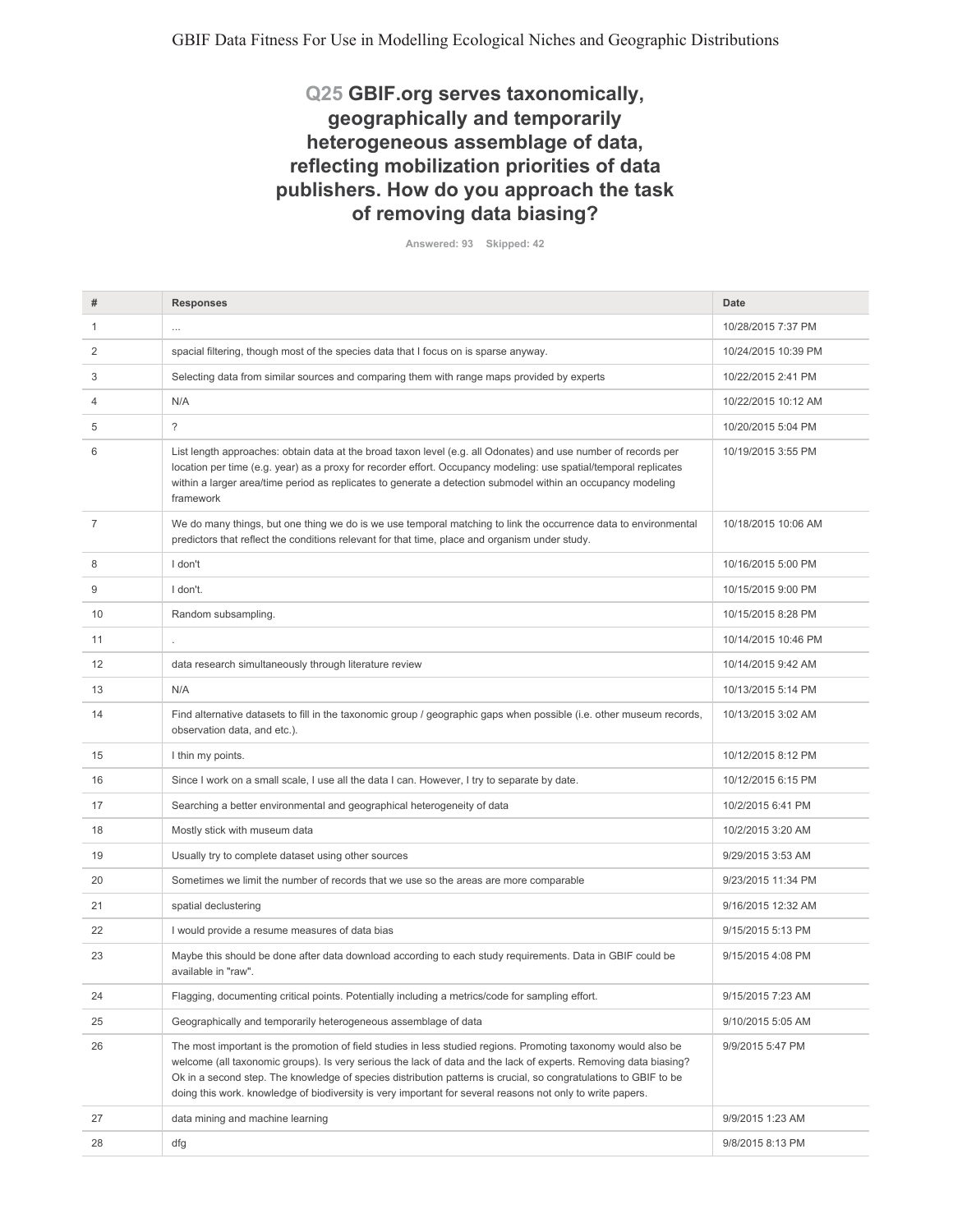## Q25 GBIF.org serves taxonomically, geographically and temporarily heterogeneous assemblage of data, reflecting mobilization priorities of data publishers. How do you approach the task of removing data biasing?

Answered: 93 Skipped: 42

| # | Responses | Date |
|---|---|---|
| 1 | ... | 10/28/2015 7:37 PM |
| 2 | spacial filtering, though most of the species data that I focus on is sparse anyway. | 10/24/2015 10:39 PM |
| 3 | Selecting data from similar sources and comparing them with range maps provided by experts | 10/22/2015 2:41 PM |
| 4 | N/A | 10/22/2015 10:12 AM |
| 5 | ? | 10/20/2015 5:04 PM |
| 6 | List length approaches: obtain data at the broad taxon level (e.g. all Odonates) and use number of records per location per time (e.g. year) as a proxy for recorder effort. Occupancy modeling: use spatial/temporal replicates within a larger area/time period as replicates to generate a detection submodel within an occupancy modeling framework | 10/19/2015 3:55 PM |
| 7 | We do many things, but one thing we do is we use temporal matching to link the occurrence data to environmental predictors that reflect the conditions relevant for that time, place and organism under study. | 10/18/2015 10:06 AM |
| 8 | I don't | 10/16/2015 5:00 PM |
| 9 | I don't. | 10/15/2015 9:00 PM |
| 10 | Random subsampling. | 10/15/2015 8:28 PM |
| 11 | . | 10/14/2015 10:46 PM |
| 12 | data research simultaneously through literature review | 10/14/2015 9:42 AM |
| 13 | N/A | 10/13/2015 5:14 PM |
| 14 | Find alternative datasets to fill in the taxonomic group / geographic gaps when possible (i.e. other museum records, observation data, and etc.). | 10/13/2015 3:02 AM |
| 15 | I thin my points. | 10/12/2015 8:12 PM |
| 16 | Since I work on a small scale, I use all the data I can. However, I try to separate by date. | 10/12/2015 6:15 PM |
| 17 | Searching a better environmental and geographical heterogeneity of data | 10/2/2015 6:41 PM |
| 18 | Mostly stick with museum data | 10/2/2015 3:20 AM |
| 19 | Usually try to complete dataset using other sources | 9/29/2015 3:53 AM |
| 20 | Sometimes we limit the number of records that we use so the areas are more comparable | 9/23/2015 11:34 PM |
| 21 | spatial declustering | 9/16/2015 12:32 AM |
| 22 | I would provide a resume measures of data bias | 9/15/2015 5:13 PM |
| 23 | Maybe this should be done after data download according to each study requirements. Data in GBIF could be available in "raw". | 9/15/2015 4:08 PM |
| 24 | Flagging, documenting critical points. Potentially including a metrics/code for sampling effort. | 9/15/2015 7:23 AM |
| 25 | Geographically and temporarily heterogeneous assemblage of data | 9/10/2015 5:05 AM |
| 26 | The most important is the promotion of field studies in less studied regions. Promoting taxonomy would also be welcome (all taxonomic groups). Is very serious the lack of data and the lack of experts. Removing data biasing? Ok in a second step. The knowledge of species distribution patterns is crucial, so congratulations to GBIF to be doing this work. knowledge of biodiversity is very important for several reasons not only to write papers. | 9/9/2015 5:47 PM |
| 27 | data mining and machine learning | 9/9/2015 1:23 AM |
| 28 | dfg | 9/8/2015 8:13 PM |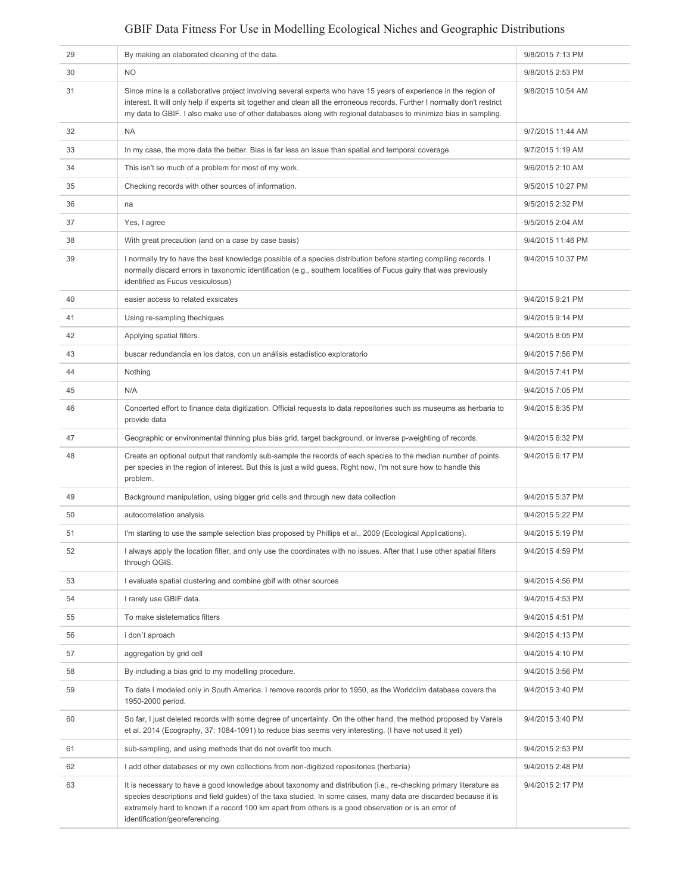| | | |
|---|---|---|
| 29 | By making an elaborated cleaning of the data. | 9/8/2015 7:13 PM |
| 30 | NO | 9/8/2015 2:53 PM |
| 31 | Since mine is a collaborative project involving several experts who have 15 years of experience in the region of interest. It will only help if experts sit together and clean all the erroneous records. Further I normally don't restrict my data to GBIF. I also make use of other databases along with regional databases to minimize bias in sampling. | 9/8/2015 10:54 AM |
| 32 | NA | 9/7/2015 11:44 AM |
| 33 | In my case, the more data the better. Bias is far less an issue than spatial and temporal coverage. | 9/7/2015 1:19 AM |
| 34 | This isn't so much of a problem for most of my work. | 9/6/2015 2:10 AM |
| 35 | Checking records with other sources of information. | 9/5/2015 10:27 PM |
| 36 | na | 9/5/2015 2:32 PM |
| 37 | Yes, I agree | 9/5/2015 2:04 AM |
| 38 | With great precaution (and on a case by case basis) | 9/4/2015 11:46 PM |
| 39 | I normally try to have the best knowledge possible of a species distribution before starting compiling records. I normally discard errors in taxonomic identification (e.g., southern localities of Fucus guiry that was previously identified as Fucus vesiculosus) | 9/4/2015 10:37 PM |
| 40 | easier access to related exsicates | 9/4/2015 9:21 PM |
| 41 | Using re-sampling thechiques | 9/4/2015 9:14 PM |
| 42 | Applying spatial filters. | 9/4/2015 8:05 PM |
| 43 | buscar redundancia en los datos, con un análisis estadístico exploratorio | 9/4/2015 7:56 PM |
| 44 | Nothing | 9/4/2015 7:41 PM |
| 45 | N/A | 9/4/2015 7:05 PM |
| 46 | Concerted effort to finance data digitization. Official requests to data repositories such as museums as herbaria to provide data | 9/4/2015 6:35 PM |
| 47 | Geographic or environmental thinning plus bias grid, target background, or inverse p-weighting of records. | 9/4/2015 6:32 PM |
| 48 | Create an optional output that randomly sub-sample the records of each species to the median number of points per species in the region of interest. But this is just a wild guess. Right now, I'm not sure how to handle this problem. | 9/4/2015 6:17 PM |
| 49 | Background manipulation, using bigger grid cells and through new data collection | 9/4/2015 5:37 PM |
| 50 | autocorrelation analysis | 9/4/2015 5:22 PM |
| 51 | I'm starting to use the sample selection bias proposed by Phillips et al., 2009 (Ecological Applications). | 9/4/2015 5:19 PM |
| 52 | I always apply the location filter, and only use the coordinates with no issues. After that I use other spatial filters through QGIS. | 9/4/2015 4:59 PM |
| 53 | I evaluate spatial clustering and combine gbif with other sources | 9/4/2015 4:56 PM |
| 54 | I rarely use GBIF data. | 9/4/2015 4:53 PM |
| 55 | To make sistetematics filters | 9/4/2015 4:51 PM |
| 56 | i don´t aproach | 9/4/2015 4:13 PM |
| 57 | aggregation by grid cell | 9/4/2015 4:10 PM |
| 58 | By including a bias grid to my modelling procedure. | 9/4/2015 3:56 PM |
| 59 | To date I modeled only in South America. I remove records prior to 1950, as the Worldclim database covers the 1950-2000 period. | 9/4/2015 3:40 PM |
| 60 | So far, I just deleted records with some degree of uncertainty. On the other hand, the method proposed by Varela et al. 2014 (Ecography, 37: 1084-1091) to reduce bias seems very interesting. (I have not used it yet) | 9/4/2015 3:40 PM |
| 61 | sub-sampling, and using methods that do not overfit too much. | 9/4/2015 2:53 PM |
| 62 | I add other databases or my own collections from non-digitized repositories (herbaria) | 9/4/2015 2:48 PM |
| 63 | It is necessary to have a good knowledge about taxonomy and distribution (i.e., re-checking primary literature as species descriptions and field guides) of the taxa studied. In some cases, many data are discarded because it is extremely hard to known if a record 100 km apart from others is a good observation or is an error of identification/georeferencing. | 9/4/2015 2:17 PM |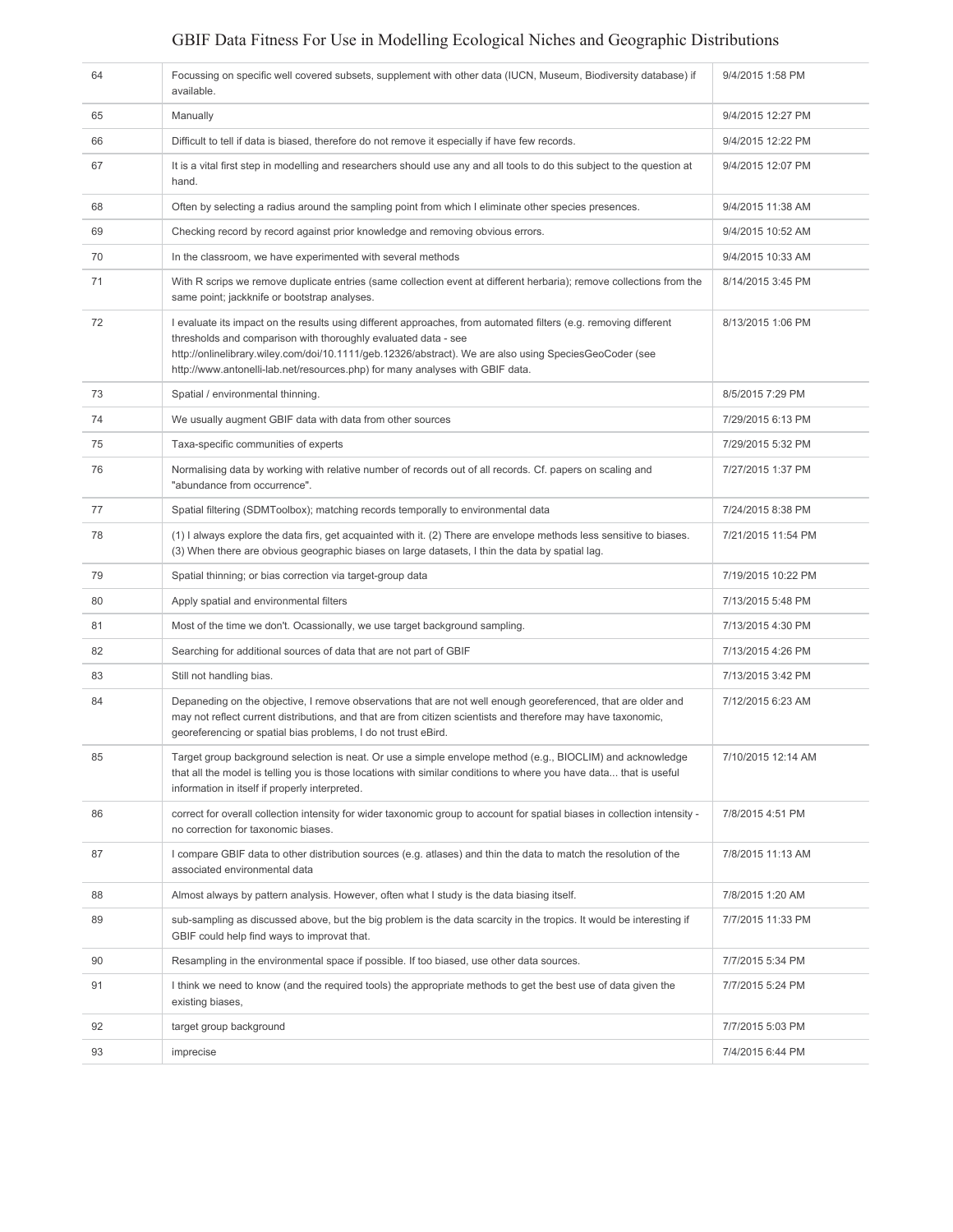| | | |
|---|---|---|
| 64 | Focussing on specific well covered subsets, supplement with other data (IUCN, Museum, Biodiversity database) if available. | 9/4/2015 1:58 PM |
| 65 | Manually | 9/4/2015 12:27 PM |
| 66 | Difficult to tell if data is biased, therefore do not remove it especially if have few records. | 9/4/2015 12:22 PM |
| 67 | It is a vital first step in modelling and researchers should use any and all tools to do this subject to the question at hand. | 9/4/2015 12:07 PM |
| 68 | Often by selecting a radius around the sampling point from which I eliminate other species presences. | 9/4/2015 11:38 AM |
| 69 | Checking record by record against prior knowledge and removing obvious errors. | 9/4/2015 10:52 AM |
| 70 | In the classroom, we have experimented with several methods | 9/4/2015 10:33 AM |
| 71 | With R scrips we remove duplicate entries (same collection event at different herbaria); remove collections from the same point; jackknife or bootstrap analyses. | 8/14/2015 3:45 PM |
| 72 | I evaluate its impact on the results using different approaches, from automated filters (e.g. removing different thresholds and comparison with thoroughly evaluated data - see http://onlinelibrary.wiley.com/doi/10.1111/geb.12326/abstract). We are also using SpeciesGeoCoder (see http://www.antonelli-lab.net/resources.php) for many analyses with GBIF data. | 8/13/2015 1:06 PM |
| 73 | Spatial / environmental thinning. | 8/5/2015 7:29 PM |
| 74 | We usually augment GBIF data with data from other sources | 7/29/2015 6:13 PM |
| 75 | Taxa-specific communities of experts | 7/29/2015 5:32 PM |
| 76 | Normalising data by working with relative number of records out of all records. Cf. papers on scaling and "abundance from occurrence". | 7/27/2015 1:37 PM |
| 77 | Spatial filtering (SDMToolbox); matching records temporally to environmental data | 7/24/2015 8:38 PM |
| 78 | (1) I always explore the data firs, get acquainted with it. (2) There are envelope methods less sensitive to biases. (3) When there are obvious geographic biases on large datasets, I thin the data by spatial lag. | 7/21/2015 11:54 PM |
| 79 | Spatial thinning; or bias correction via target-group data | 7/19/2015 10:22 PM |
| 80 | Apply spatial and environmental filters | 7/13/2015 5:48 PM |
| 81 | Most of the time we don't. Ocassionally, we use target background sampling. | 7/13/2015 4:30 PM |
| 82 | Searching for additional sources of data that are not part of GBIF | 7/13/2015 4:26 PM |
| 83 | Still not handling bias. | 7/13/2015 3:42 PM |
| 84 | Depaneding on the objective, I remove observations that are not well enough georeferenced, that are older and may not reflect current distributions, and that are from citizen scientists and therefore may have taxonomic, georeferencing or spatial bias problems, I do not trust eBird. | 7/12/2015 6:23 AM |
| 85 | Target group background selection is neat. Or use a simple envelope method (e.g., BIOCLIM) and acknowledge that all the model is telling you is those locations with similar conditions to where you have data... that is useful information in itself if properly interpreted. | 7/10/2015 12:14 AM |
| 86 | correct for overall collection intensity for wider taxonomic group to account for spatial biases in collection intensity - no correction for taxonomic biases. | 7/8/2015 4:51 PM |
| 87 | I compare GBIF data to other distribution sources (e.g. atlases) and thin the data to match the resolution of the associated environmental data | 7/8/2015 11:13 AM |
| 88 | Almost always by pattern analysis. However, often what I study is the data biasing itself. | 7/8/2015 1:20 AM |
| 89 | sub-sampling as discussed above, but the big problem is the data scarcity in the tropics. It would be interesting if GBIF could help find ways to improvat that. | 7/7/2015 11:33 PM |
| 90 | Resampling in the environmental space if possible. If too biased, use other data sources. | 7/7/2015 5:34 PM |
| 91 | I think we need to know (and the required tools) the appropriate methods to get the best use of data given the existing biases, | 7/7/2015 5:24 PM |
| 92 | target group background | 7/7/2015 5:03 PM |
| 93 | imprecise | 7/4/2015 6:44 PM |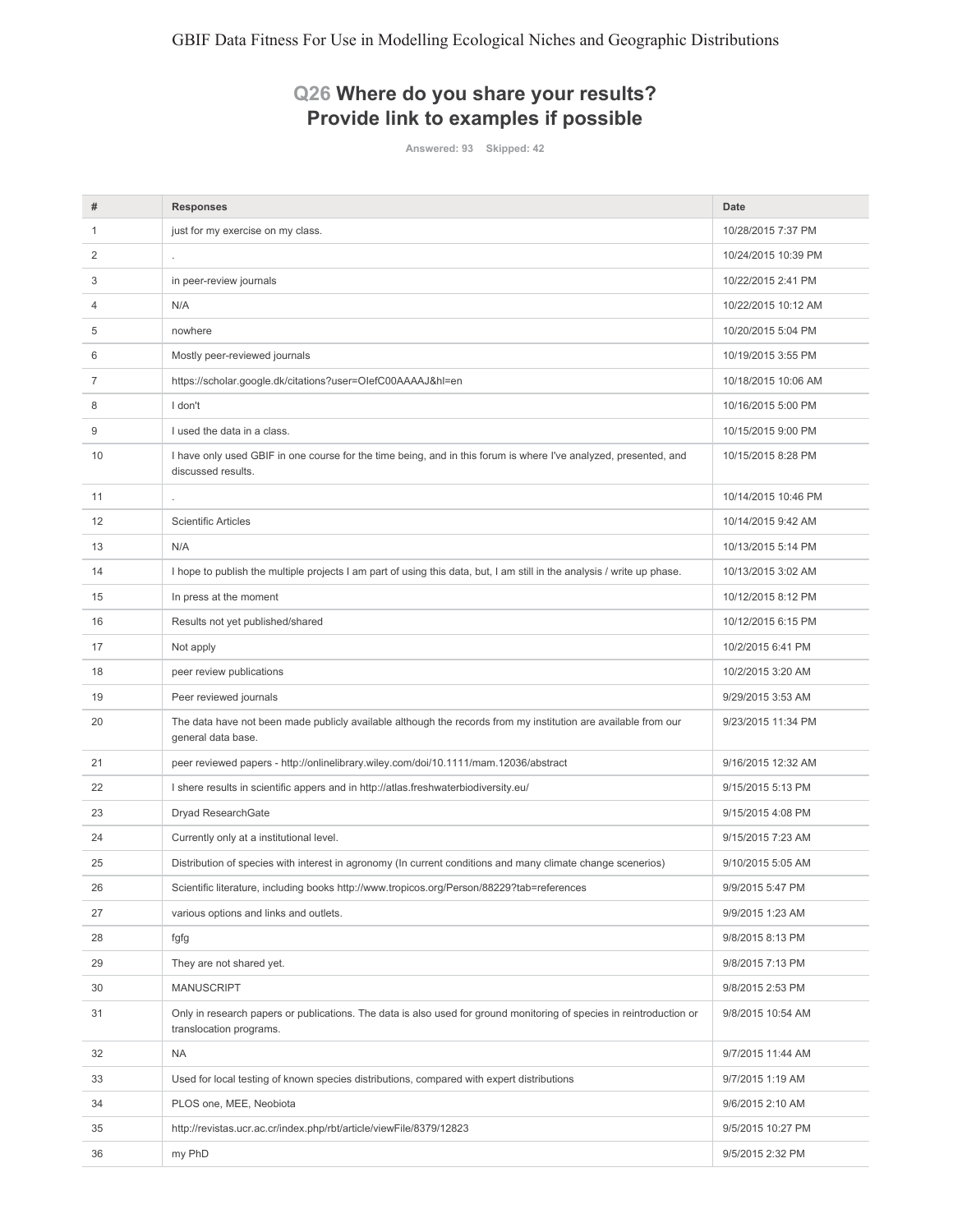## Q26 Where do you share your results? Provide link to examples if possible

Answered: 93 Skipped: 42

| # | Responses | Date |
|---|---|---|
| 1 | just for my exercise on my class. | 10/28/2015 7:37 PM |
| 2 | . | 10/24/2015 10:39 PM |
| 3 | in peer-review journals | 10/22/2015 2:41 PM |
| 4 | N/A | 10/22/2015 10:12 AM |
| 5 | nowhere | 10/20/2015 5:04 PM |
| 6 | Mostly peer-reviewed journals | 10/19/2015 3:55 PM |
| 7 | https://scholar.google.dk/citations?user=OIefC00AAAAJ&hl=en | 10/18/2015 10:06 AM |
| 8 | I don't | 10/16/2015 5:00 PM |
| 9 | I used the data in a class. | 10/15/2015 9:00 PM |
| 10 | I have only used GBIF in one course for the time being, and in this forum is where I've analyzed, presented, and discussed results. | 10/15/2015 8:28 PM |
| 11 | . | 10/14/2015 10:46 PM |
| 12 | Scientific Articles | 10/14/2015 9:42 AM |
| 13 | N/A | 10/13/2015 5:14 PM |
| 14 | I hope to publish the multiple projects I am part of using this data, but, I am still in the analysis / write up phase. | 10/13/2015 3:02 AM |
| 15 | In press at the moment | 10/12/2015 8:12 PM |
| 16 | Results not yet published/shared | 10/12/2015 6:15 PM |
| 17 | Not apply | 10/2/2015 6:41 PM |
| 18 | peer review publications | 10/2/2015 3:20 AM |
| 19 | Peer reviewed journals | 9/29/2015 3:53 AM |
| 20 | The data have not been made publicly available although the records from my institution are available from our general data base. | 9/23/2015 11:34 PM |
| 21 | peer reviewed papers - http://onlinelibrary.wiley.com/doi/10.1111/mam.12036/abstract | 9/16/2015 12:32 AM |
| 22 | I shere results in scientific appers and in http://atlas.freshwaterbiodiversity.eu/ | 9/15/2015 5:13 PM |
| 23 | Dryad ResearchGate | 9/15/2015 4:08 PM |
| 24 | Currently only at a institutional level. | 9/15/2015 7:23 AM |
| 25 | Distribution of species with interest in agronomy (In current conditions and many climate change scenerios) | 9/10/2015 5:05 AM |
| 26 | Scientific literature, including books http://www.tropicos.org/Person/88229?tab=references | 9/9/2015 5:47 PM |
| 27 | various options and links and outlets. | 9/9/2015 1:23 AM |
| 28 | fgfg | 9/8/2015 8:13 PM |
| 29 | They are not shared yet. | 9/8/2015 7:13 PM |
| 30 | MANUSCRIPT | 9/8/2015 2:53 PM |
| 31 | Only in research papers or publications. The data is also used for ground monitoring of species in reintroduction or translocation programs. | 9/8/2015 10:54 AM |
| 32 | NA | 9/7/2015 11:44 AM |
| 33 | Used for local testing of known species distributions, compared with expert distributions | 9/7/2015 1:19 AM |
| 34 | PLOS one, MEE, Neobiota | 9/6/2015 2:10 AM |
| 35 | http://revistas.ucr.ac.cr/index.php/rbt/article/viewFile/8379/12823 | 9/5/2015 10:27 PM |
| 36 | my PhD | 9/5/2015 2:32 PM |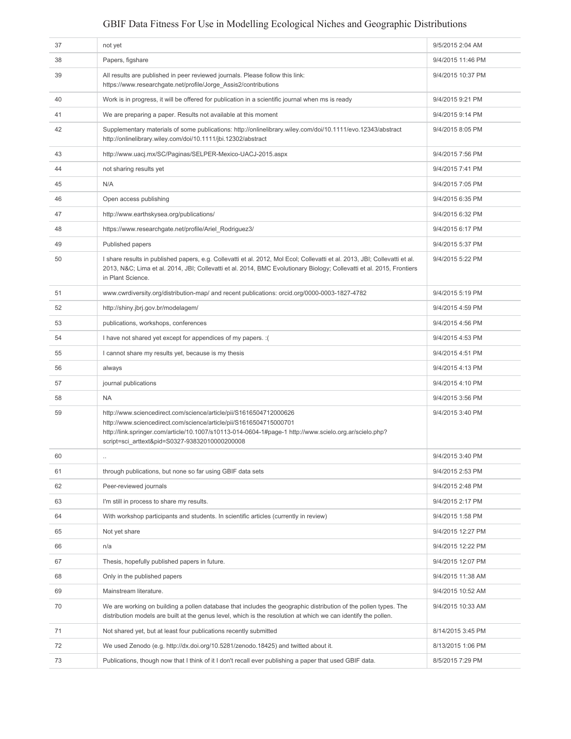| | | |
|---|---|---|
| 37 | not yet | 9/5/2015 2:04 AM |
| 38 | Papers, figshare | 9/4/2015 11:46 PM |
| 39 | All results are published in peer reviewed journals. Please follow this link: https://www.researchgate.net/profile/Jorge_Assis2/contributions | 9/4/2015 10:37 PM |
| 40 | Work is in progress, it will be offered for publication in a scientific journal when ms is ready | 9/4/2015 9:21 PM |
| 41 | We are preparing a paper. Results not available at this moment | 9/4/2015 9:14 PM |
| 42 | Supplementary materials of some publications: http://onlinelibrary.wiley.com/doi/10.1111/evo.12343/abstract http://onlinelibrary.wiley.com/doi/10.1111/jbi.12302/abstract | 9/4/2015 8:05 PM |
| 43 | http://www.uacj.mx/SC/Paginas/SELPER-Mexico-UACJ-2015.aspx | 9/4/2015 7:56 PM |
| 44 | not sharing results yet | 9/4/2015 7:41 PM |
| 45 | N/A | 9/4/2015 7:05 PM |
| 46 | Open access publishing | 9/4/2015 6:35 PM |
| 47 | http://www.earthskysea.org/publications/ | 9/4/2015 6:32 PM |
| 48 | https://www.researchgate.net/profile/Ariel_Rodriguez3/ | 9/4/2015 6:17 PM |
| 49 | Published papers | 9/4/2015 5:37 PM |
| 50 | I share results in published papers, e.g. Collevatti et al. 2012, Mol Ecol; Collevatti et al. 2013, JBI; Collevatti et al. 2013, N&C; Lima et al. 2014, JBI; Collevatti et al. 2014, BMC Evolutionary Biology; Collevatti et al. 2015, Frontiers in Plant Science. | 9/4/2015 5:22 PM |
| 51 | www.cwrdiversity.org/distribution-map/ and recent publications: orcid.org/0000-0003-1827-4782 | 9/4/2015 5:19 PM |
| 52 | http://shiny.jbrj.gov.br/modelagem/ | 9/4/2015 4:59 PM |
| 53 | publications, workshops, conferences | 9/4/2015 4:56 PM |
| 54 | I have not shared yet except for appendices of my papers. :( | 9/4/2015 4:53 PM |
| 55 | I cannot share my results yet, because is my thesis | 9/4/2015 4:51 PM |
| 56 | always | 9/4/2015 4:13 PM |
| 57 | journal publications | 9/4/2015 4:10 PM |
| 58 | NA | 9/4/2015 3:56 PM |
| 59 | http://www.sciencedirect.com/science/article/pii/S1616504712000626 http://www.sciencedirect.com/science/article/pii/S1616504715000701 http://link.springer.com/article/10.1007/s10113-014-0604-1#page-1 http://www.scielo.org.ar/scielo.php?script=sci_arttext&pid=S0327-93832010000200008 | 9/4/2015 3:40 PM |
| 60 | .. | 9/4/2015 3:40 PM |
| 61 | through publications, but none so far using GBIF data sets | 9/4/2015 2:53 PM |
| 62 | Peer-reviewed journals | 9/4/2015 2:48 PM |
| 63 | I'm still in process to share my results. | 9/4/2015 2:17 PM |
| 64 | With workshop participants and students. In scientific articles (currently in review) | 9/4/2015 1:58 PM |
| 65 | Not yet share | 9/4/2015 12:27 PM |
| 66 | n/a | 9/4/2015 12:22 PM |
| 67 | Thesis, hopefully published papers in future. | 9/4/2015 12:07 PM |
| 68 | Only in the published papers | 9/4/2015 11:38 AM |
| 69 | Mainstream literature. | 9/4/2015 10:52 AM |
| 70 | We are working on building a pollen database that includes the geographic distribution of the pollen types. The distribution models are built at the genus level, which is the resolution at which we can identify the pollen. | 9/4/2015 10:33 AM |
| 71 | Not shared yet, but at least four publications recently submitted | 8/14/2015 3:45 PM |
| 72 | We used Zenodo (e.g. http://dx.doi.org/10.5281/zenodo.18425) and twitted about it. | 8/13/2015 1:06 PM |
| 73 | Publications, though now that I think of it I don't recall ever publishing a paper that used GBIF data. | 8/5/2015 7:29 PM |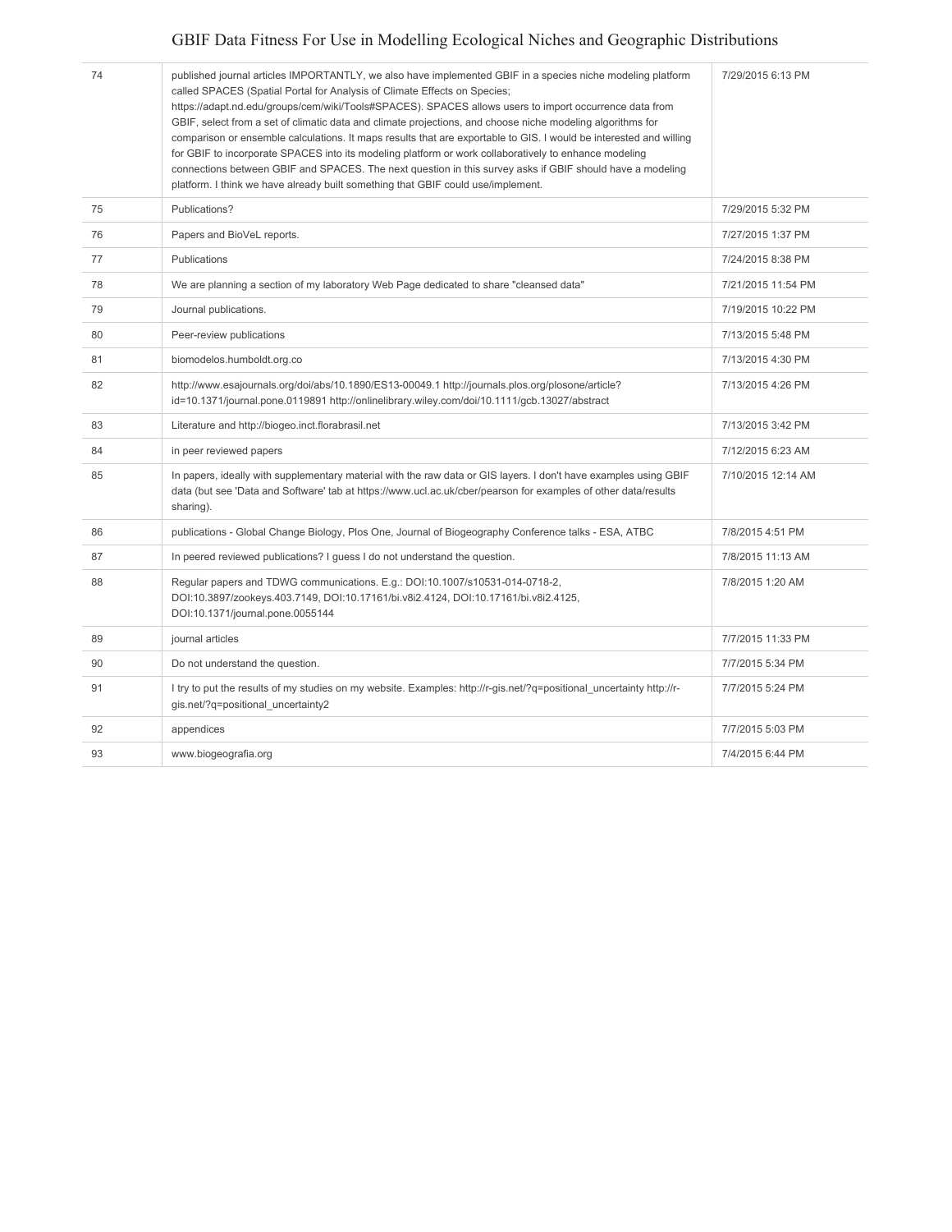| | | |
|---|---|---|
| 74 | published journal articles IMPORTANTLY, we also have implemented GBIF in a species niche modeling platform called SPACES (Spatial Portal for Analysis of Climate Effects on Species; https://adapt.nd.edu/groups/cem/wiki/Tools#SPACES). SPACES allows users to import occurrence data from GBIF, select from a set of climatic data and climate projections, and choose niche modeling algorithms for comparison or ensemble calculations. It maps results that are exportable to GIS. I would be interested and willing for GBIF to incorporate SPACES into its modeling platform or work collaboratively to enhance modeling connections between GBIF and SPACES. The next question in this survey asks if GBIF should have a modeling platform. I think we have already built something that GBIF could use/implement. | 7/29/2015 6:13 PM |
| 75 | Publications? | 7/29/2015 5:32 PM |
| 76 | Papers and BioVeL reports. | 7/27/2015 1:37 PM |
| 77 | Publications | 7/24/2015 8:38 PM |
| 78 | We are planning a section of my laboratory Web Page dedicated to share "cleansed data" | 7/21/2015 11:54 PM |
| 79 | Journal publications. | 7/19/2015 10:22 PM |
| 80 | Peer-review publications | 7/13/2015 5:48 PM |
| 81 | biomodelos.humboldt.org.co | 7/13/2015 4:30 PM |
| 82 | http://www.esajournals.org/doi/abs/10.1890/ES13-00049.1 http://journals.plos.org/plosone/article?id=10.1371/journal.pone.0119891 http://onlinelibrary.wiley.com/doi/10.1111/gcb.13027/abstract | 7/13/2015 4:26 PM |
| 83 | Literature and http://biogeo.inct.florabrasil.net | 7/13/2015 3:42 PM |
| 84 | in peer reviewed papers | 7/12/2015 6:23 AM |
| 85 | In papers, ideally with supplementary material with the raw data or GIS layers. I don't have examples using GBIF data (but see 'Data and Software' tab at https://www.ucl.ac.uk/cber/pearson for examples of other data/results sharing). | 7/10/2015 12:14 AM |
| 86 | publications - Global Change Biology, Plos One, Journal of Biogeography Conference talks - ESA, ATBC | 7/8/2015 4:51 PM |
| 87 | In peered reviewed publications? I guess I do not understand the question. | 7/8/2015 11:13 AM |
| 88 | Regular papers and TDWG communications. E.g.: DOI:10.1007/s10531-014-0718-2, DOI:10.3897/zookeys.403.7149, DOI:10.17161/bi.v8i2.4124, DOI:10.17161/bi.v8i2.4125, DOI:10.1371/journal.pone.0055144 | 7/8/2015 1:20 AM |
| 89 | journal articles | 7/7/2015 11:33 PM |
| 90 | Do not understand the question. | 7/7/2015 5:34 PM |
| 91 | I try to put the results of my studies on my website. Examples: http://r-gis.net/?q=positional_uncertainty http://r-gis.net/?q=positional_uncertainty2 | 7/7/2015 5:24 PM |
| 92 | appendices | 7/7/2015 5:03 PM |
| 93 | www.biogeografia.org | 7/4/2015 6:44 PM |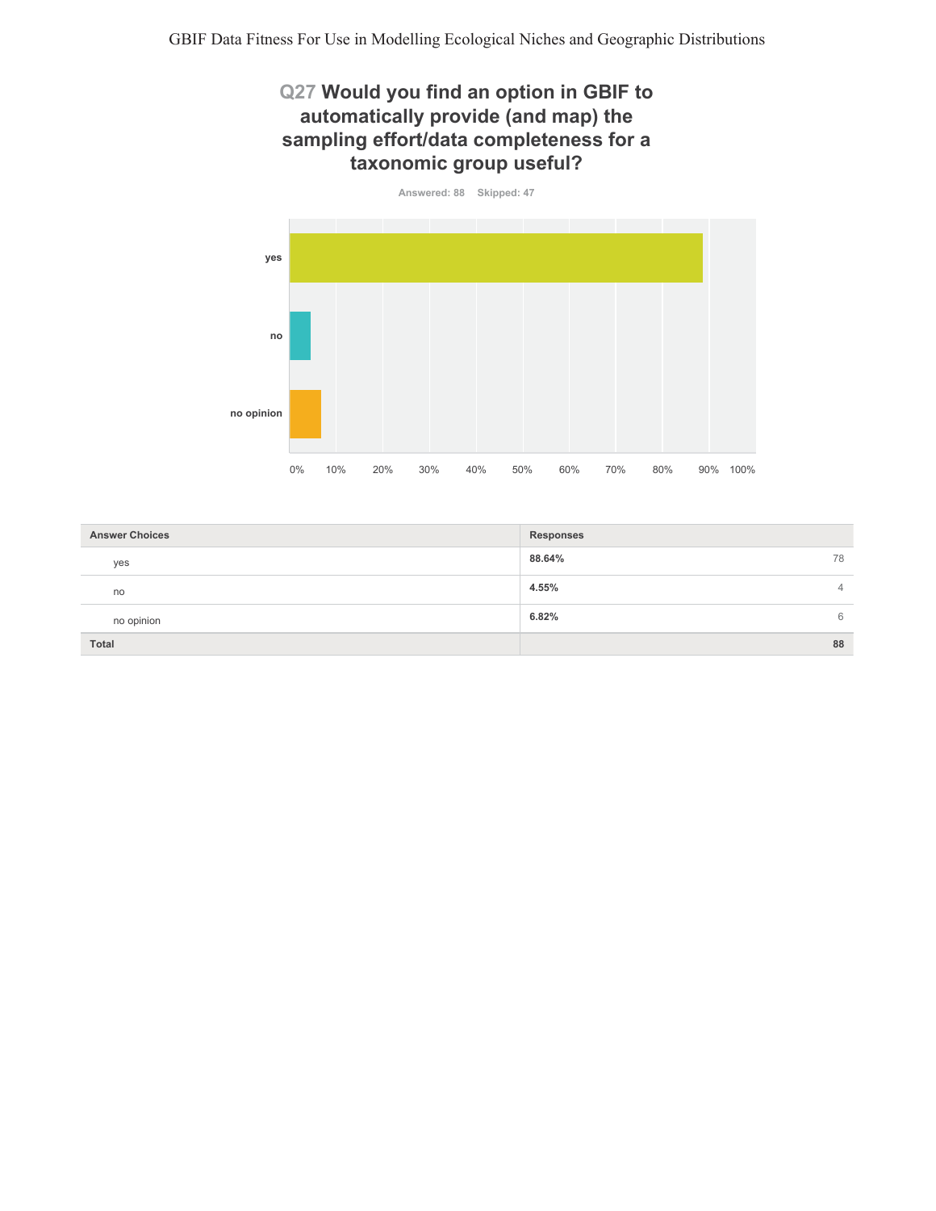## Q27 Would you find an option in GBIF to automatically provide (and map) the sampling effort/data completeness for a taxonomic group useful?

Answered: 88 Skipped: 47

| Answer Choices | Responses | |
|---|---|---|
| yes | **88.64%** | 78 |
| no | **4.55%** | 4 |
| no opinion | **6.82%** | 6 |
| **Total** | | **88** |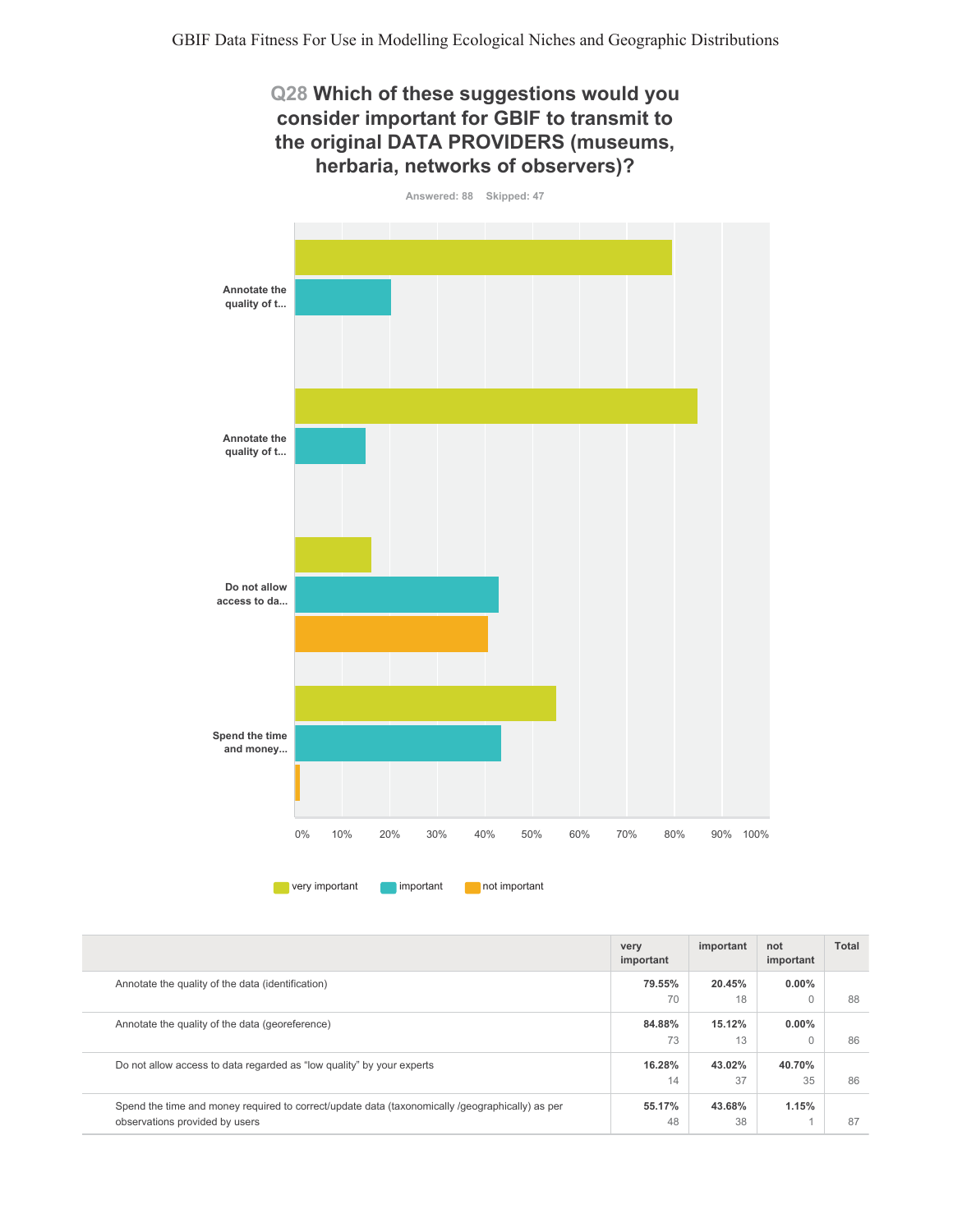## Q28 Which of these suggestions would you consider important for GBIF to transmit to the original DATA PROVIDERS (museums, herbaria, networks of observers)?

Answered: 88 Skipped: 47

| | very important | important | not important | Total |
|---|---|---|---|---|
| Annotate the quality of the data (identification) | **79.55%** 70 | 20.45% 18 | 0.00% 0 | 88 |
| Annotate the quality of the data (georeference) | **84.88%** 73 | 15.12% 13 | 0.00% 0 | 86 |
| Do not allow access to data regarded as "low quality" by your experts | 16.28% 14 | **43.02%** 37 | 40.70% 35 | 86 |
| Spend the time and money required to correct/update data (taxonomically /geographically) as per observations provided by users | **55.17%** 48 | 43.68% 38 | 1.15% 1 | 87 |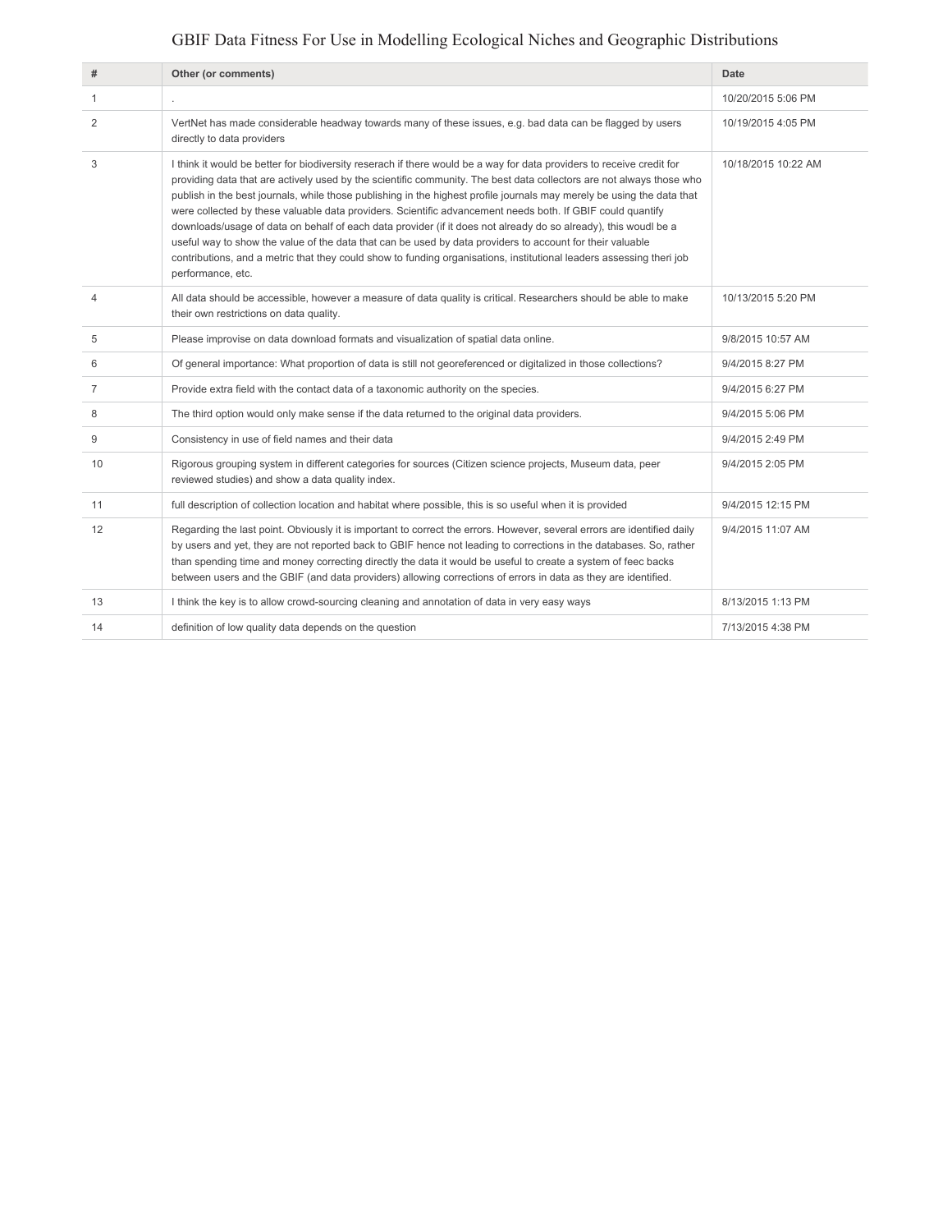| # | Other (or comments) | Date |
|---|---|---|
| 1 | . | 10/20/2015 5:06 PM |
| 2 | VertNet has made considerable headway towards many of these issues, e.g. bad data can be flagged by users directly to data providers | 10/19/2015 4:05 PM |
| 3 | I think it would be better for biodiversity reserach if there would be a way for data providers to receive credit for providing data that are actively used by the scientific community. The best data collectors are not always those who publish in the best journals, while those publishing in the highest profile journals may merely be using the data that were collected by these valuable data providers. Scientific advancement needs both. If GBIF could quantify downloads/usage of data on behalf of each data provider (if it does not already do so already), this woudl be a useful way to show the value of the data that can be used by data providers to account for their valuable contributions, and a metric that they could show to funding organisations, institutional leaders assessing theri job performance, etc. | 10/18/2015 10:22 AM |
| 4 | All data should be accessible, however a measure of data quality is critical. Researchers should be able to make their own restrictions on data quality. | 10/13/2015 5:20 PM |
| 5 | Please improvise on data download formats and visualization of spatial data online. | 9/8/2015 10:57 AM |
| 6 | Of general importance: What proportion of data is still not georeferenced or digitalized in those collections? | 9/4/2015 8:27 PM |
| 7 | Provide extra field with the contact data of a taxonomic authority on the species. | 9/4/2015 6:27 PM |
| 8 | The third option would only make sense if the data returned to the original data providers. | 9/4/2015 5:06 PM |
| 9 | Consistency in use of field names and their data | 9/4/2015 2:49 PM |
| 10 | Rigorous grouping system in different categories for sources (Citizen science projects, Museum data, peer reviewed studies) and show a data quality index. | 9/4/2015 2:05 PM |
| 11 | full description of collection location and habitat where possible, this is so useful when it is provided | 9/4/2015 12:15 PM |
| 12 | Regarding the last point. Obviously it is important to correct the errors. However, several errors are identified daily by users and yet, they are not reported back to GBIF hence not leading to corrections in the databases. So, rather than spending time and money correcting directly the data it would be useful to create a system of feec backs between users and the GBIF (and data providers) allowing corrections of errors in data as they are identified. | 9/4/2015 11:07 AM |
| 13 | I think the key is to allow crowd-sourcing cleaning and annotation of data in very easy ways | 8/13/2015 1:13 PM |
| 14 | definition of low quality data depends on the question | 7/13/2015 4:38 PM |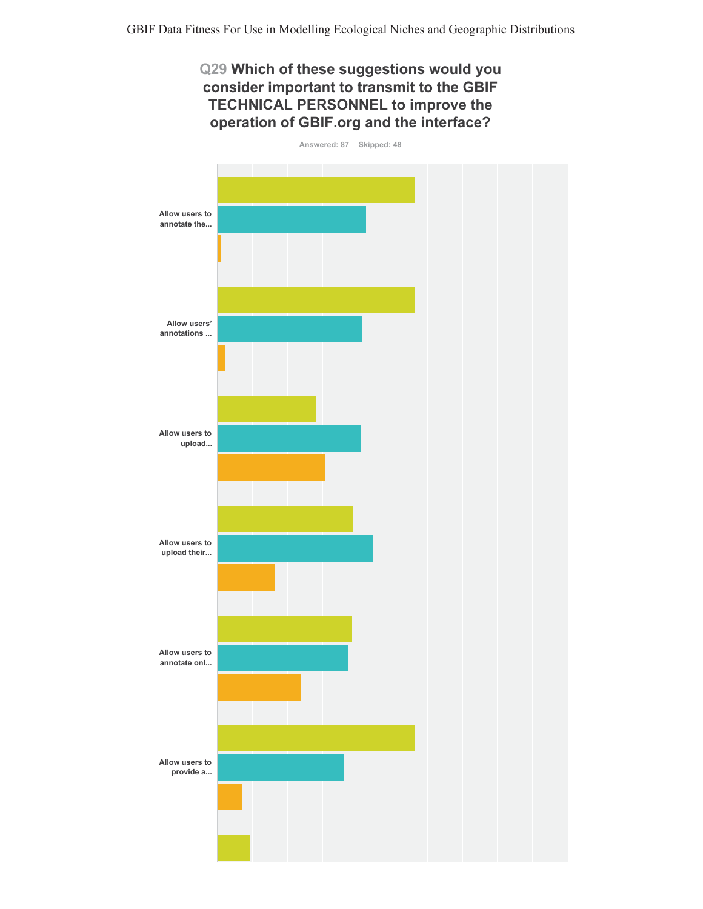# Q29 Which of these suggestions would you consider important to transmit to the GBIF TECHNICAL PERSONNEL to improve the operation of GBIF.org and the interface?

Answered: 87 Skipped: 48

Allow users to annotate the...

Allow users' annotations ...

Allow users to upload...

Allow users to upload their...

Allow users to annotate onl...

Allow users to provide a...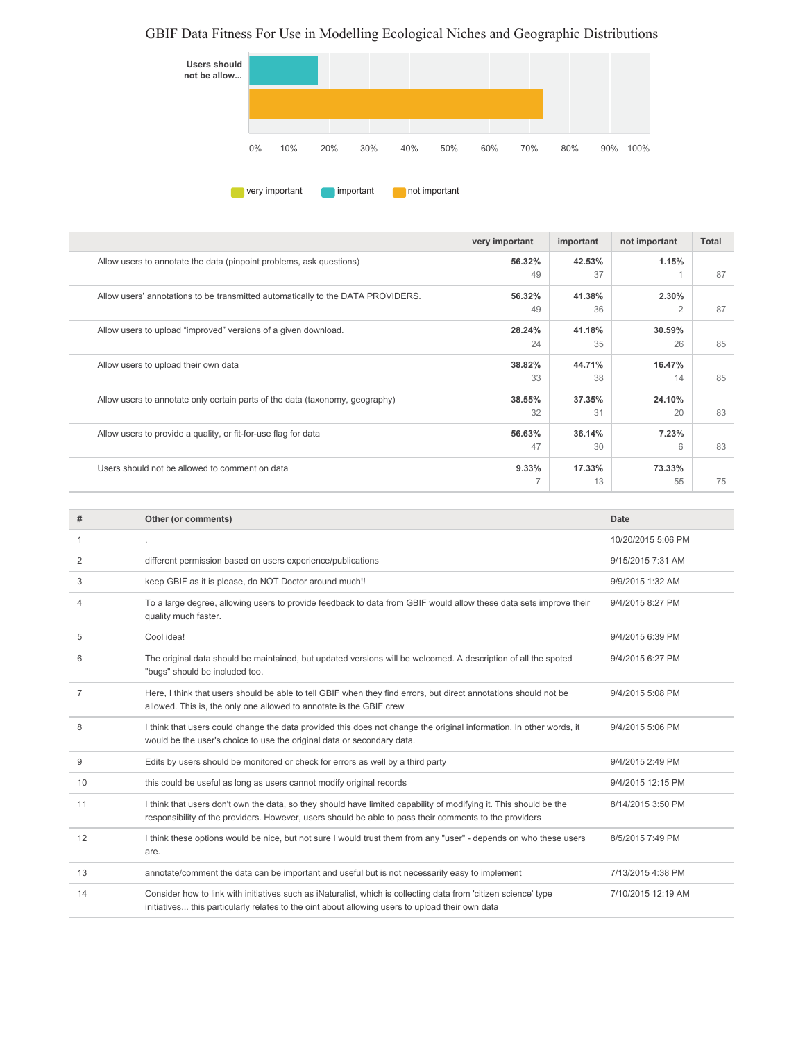## GBIF Data Fitness For Use in Modelling Ecological Niches and Geographic Distributions

Users should not be allow...

0% 10% 20% 30% 40% 50% 60% 70% 80% 90% 100%

very important | important | not important

| | very important | important | not important | Total |
|---|---|---|---|---|
| Allow users to annotate the data (pinpoint problems, ask questions) | 56.32% 49 | 42.53% 37 | 1.15% 1 | 87 |
| Allow users' annotations to be transmitted automatically to the DATA PROVIDERS. | 56.32% 49 | 41.38% 36 | 2.30% 2 | 87 |
| Allow users to upload “improved” versions of a given download. | 28.24% 24 | 41.18% 35 | 30.59% 26 | 85 |
| Allow users to upload their own data | 38.82% 33 | 44.71% 38 | 16.47% 14 | 85 |
| Allow users to annotate only certain parts of the data (taxonomy, geography) | 38.55% 32 | 37.35% 31 | 24.10% 20 | 83 |
| Allow users to provide a quality, or fit-for-use flag for data | 56.63% 47 | 36.14% 30 | 7.23% 6 | 83 |
| Users should not be allowed to comment on data | 9.33% 7 | 17.33% 13 | 73.33% 55 | 75 |

| # | Other (or comments) | Date |
|---|---|---|
| 1 | . | 10/20/2015 5:06 PM |
| 2 | different permission based on users experience/publications | 9/15/2015 7:31 AM |
| 3 | keep GBIF as it is please, do NOT Doctor around much!! | 9/9/2015 1:32 AM |
| 4 | To a large degree, allowing users to provide feedback to data from GBIF would allow these data sets improve their quality much faster. | 9/4/2015 8:27 PM |
| 5 | Cool idea! | 9/4/2015 6:39 PM |
| 6 | The original data should be maintained, but updated versions will be welcomed. A description of all the spoted "bugs" should be included too. | 9/4/2015 6:27 PM |
| 7 | Here, I think that users should be able to tell GBIF when they find errors, but direct annotations should not be allowed. This is, the only one allowed to annotate is the GBIF crew | 9/4/2015 5:08 PM |
| 8 | I think that users could change the data provided this does not change the original information. In other words, it would be the user's choice to use the original data or secondary data. | 9/4/2015 5:06 PM |
| 9 | Edits by users should be monitored or check for errors as well by a third party | 9/4/2015 2:49 PM |
| 10 | this could be useful as long as users cannot modify original records | 9/4/2015 12:15 PM |
| 11 | I think that users don't own the data, so they should have limited capability of modifying it. This should be the responsibility of the providers. However, users should be able to pass their comments to the providers | 8/14/2015 3:50 PM |
| 12 | I think these options would be nice, but not sure I would trust them from any "user" - depends on who these users are. | 8/5/2015 7:49 PM |
| 13 | annotate/comment the data can be important and useful but is not necessarily easy to implement | 7/13/2015 4:38 PM |
| 14 | Consider how to link with initiatives such as iNaturalist, which is collecting data from 'citizen science' type initiatives... this particularly relates to the oint about allowing users to upload their own data | 7/10/2015 12:19 AM |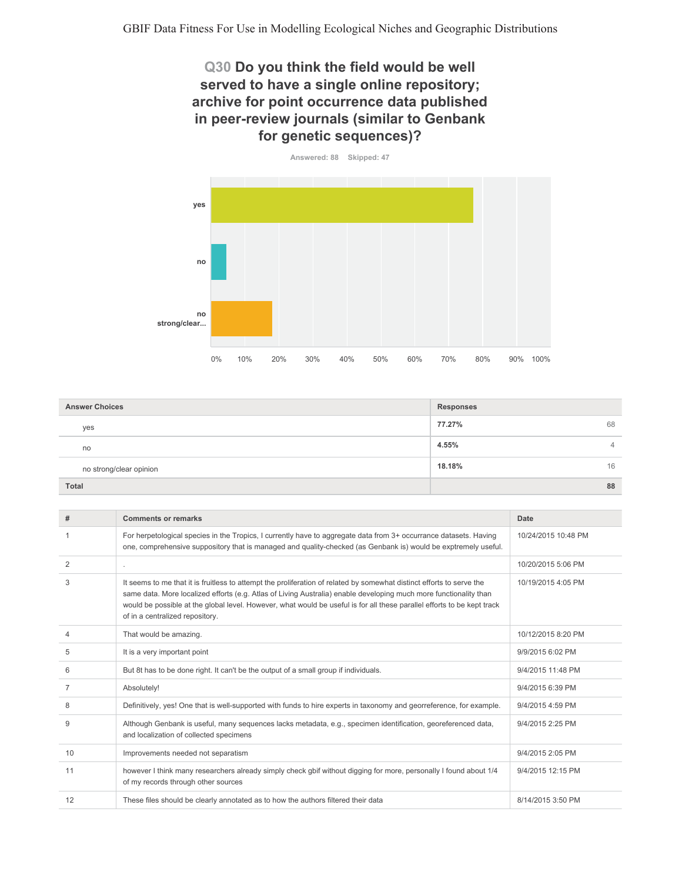## Q30 Do you think the field would be well served to have a single online repository; archive for point occurrence data published in peer-review journals (similar to Genbank for genetic sequences)?

Answered: 88 Skipped: 47

| Answer Choices | Responses | |
|---|---|---|
| yes | 77.27% | 68 |
| no | 4.55% | 4 |
| no strong/clear opinion | 18.18% | 16 |
| **Total** | | **88** |

| # | Comments or remarks | Date |
|---|---|---|
| 1 | For herpetological species in the Tropics, I currently have to aggregate data from 3+ occurrance datasets. Having one, comprehensive suppository that is managed and quality-checked (as Genbank is) would be exptremely useful. | 10/24/2015 10:48 PM |
| 2 | . | 10/20/2015 5:06 PM |
| 3 | It seems to me that it is fruitless to attempt the proliferation of related by somewhat distinct efforts to serve the same data. More localized efforts (e.g. Atlas of Living Australia) enable developing much more functionality than would be possible at the global level. However, what would be useful is for all these parallel efforts to be kept track of in a centralized repository. | 10/19/2015 4:05 PM |
| 4 | That would be amazing. | 10/12/2015 8:20 PM |
| 5 | It is a very important point | 9/9/2015 6:02 PM |
| 6 | But 8t has to be done right. It can't be the output of a small group if individuals. | 9/4/2015 11:48 PM |
| 7 | Absolutely! | 9/4/2015 6:39 PM |
| 8 | Definitively, yes! One that is well-supported with funds to hire experts in taxonomy and georeference, for example. | 9/4/2015 4:59 PM |
| 9 | Although Genbank is useful, many sequences lacks metadata, e.g., specimen identification, georeferenced data, and localization of collected specimens | 9/4/2015 2:25 PM |
| 10 | Improvements needed not separatism | 9/4/2015 2:05 PM |
| 11 | however I think many researchers already simply check gbif without digging for more, personally I found about 1/4 of my records through other sources | 9/4/2015 12:15 PM |
| 12 | These files should be clearly annotated as to how the authors filtered their data | 8/14/2015 3:50 PM |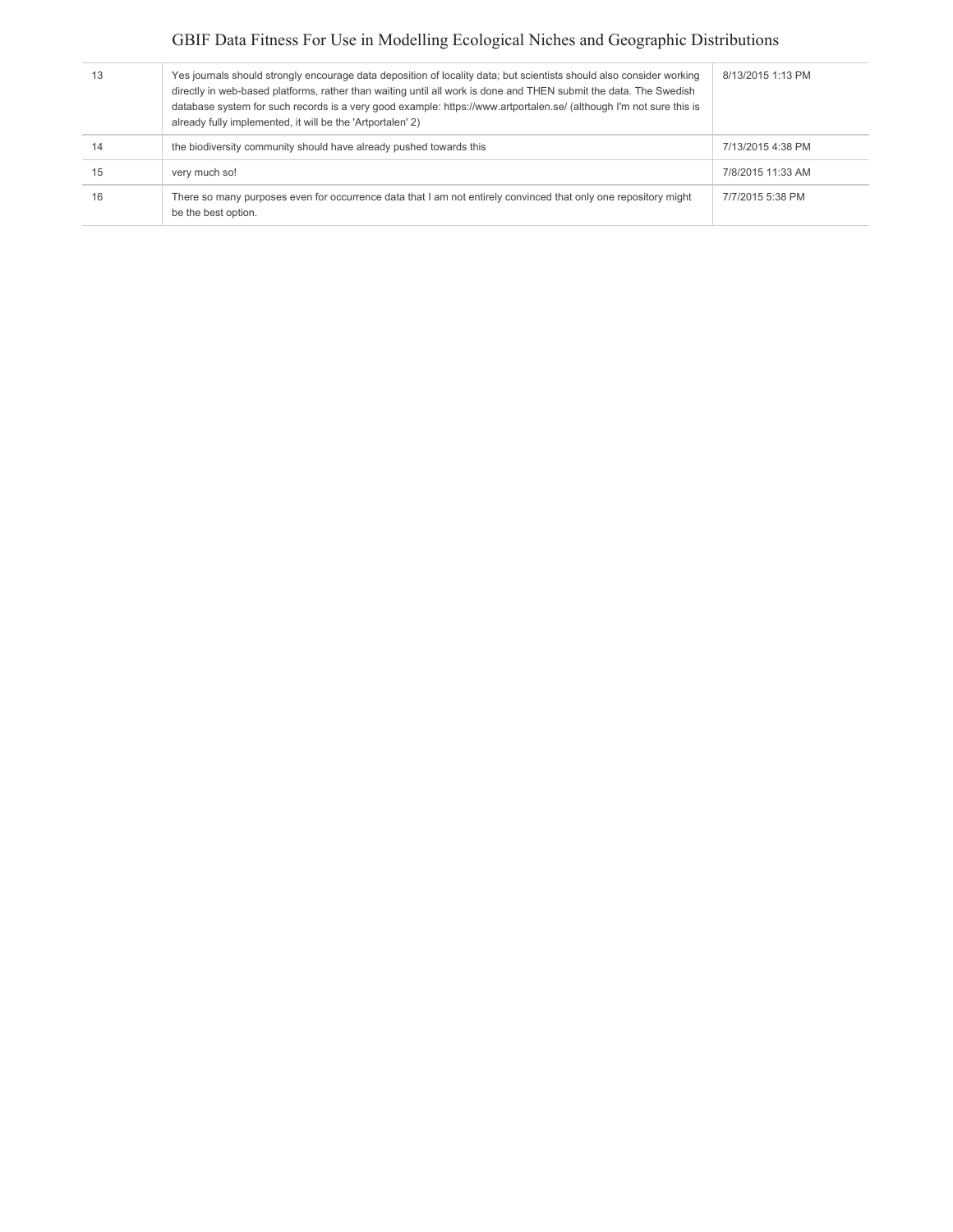| | | |
|---|---|---|
| 13 | Yes journals should strongly encourage data deposition of locality data; but scientists should also consider working directly in web-based platforms, rather than waiting until all work is done and THEN submit the data. The Swedish database system for such records is a very good example: https://www.artportalen.se/ (although I'm not sure this is already fully implemented, it will be the 'Artportalen' 2) | 8/13/2015 1:13 PM |
| 14 | the biodiversity community should have already pushed towards this | 7/13/2015 4:38 PM |
| 15 | very much so! | 7/8/2015 11:33 AM |
| 16 | There so many purposes even for occurrence data that I am not entirely convinced that only one repository might be the best option. | 7/7/2015 5:38 PM |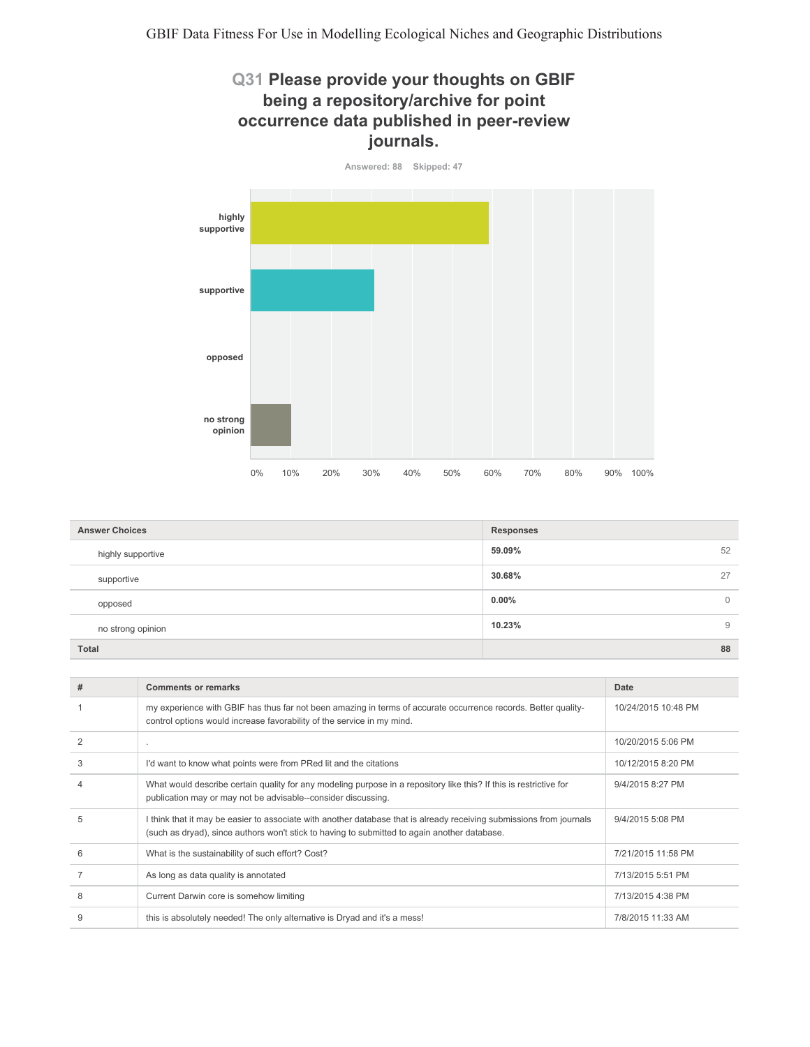## Q31 Please provide your thoughts on GBIF being a repository/archive for point occurrence data published in peer-review journals.

Answered: 88 Skipped: 47

| Answer Choices | Responses | |
|---|---|---|
| highly supportive | 59.09% | 52 |
| supportive | 30.68% | 27 |
| opposed | 0.00% | 0 |
| no strong opinion | 10.23% | 9 |
| **Total** | | **88** |

| # | Comments or remarks | Date |
|---|---|---|
| 1 | my experience with GBIF has thus far not been amazing in terms of accurate occurrence records. Better quality-control options would increase favorability of the service in my mind. | 10/24/2015 10:48 PM |
| 2 | . | 10/20/2015 5:06 PM |
| 3 | I'd want to know what points were from PRed lit and the citations | 10/12/2015 8:20 PM |
| 4 | What would describe certain quality for any modeling purpose in a repository like this? If this is restrictive for publication may or may not be advisable--consider discussing. | 9/4/2015 8:27 PM |
| 5 | I think that it may be easier to associate with another database that is already receiving submissions from journals (such as dryad), since authors won't stick to having to submitted to again another database. | 9/4/2015 5:08 PM |
| 6 | What is the sustainability of such effort? Cost? | 7/21/2015 11:58 PM |
| 7 | As long as data quality is annotated | 7/13/2015 5:51 PM |
| 8 | Current Darwin core is somehow limiting | 7/13/2015 4:38 PM |
| 9 | this is absolutely needed! The only alternative is Dryad and it's a mess! | 7/8/2015 11:33 AM |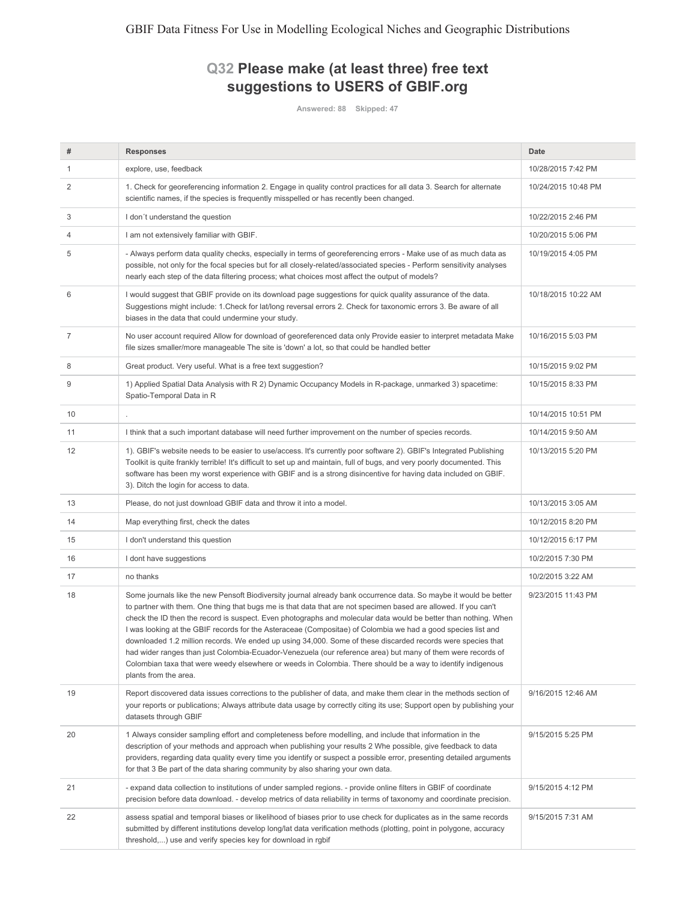## Q32 Please make (at least three) free text suggestions to USERS of GBIF.org

Answered: 88 Skipped: 47

| # | Responses | Date |
|---|---|---|
| 1 | explore, use, feedback | 10/28/2015 7:42 PM |
| 2 | 1. Check for georeferencing information 2. Engage in quality control practices for all data 3. Search for alternate scientific names, if the species is frequently misspelled or has recently been changed. | 10/24/2015 10:48 PM |
| 3 | I don´t understand the question | 10/22/2015 2:46 PM |
| 4 | I am not extensively familiar with GBIF. | 10/20/2015 5:06 PM |
| 5 | - Always perform data quality checks, especially in terms of georeferencing errors - Make use of as much data as possible, not only for the focal species but for all closely-related/associated species - Perform sensitivity analyses nearly each step of the data filtering process; what choices most affect the output of models? | 10/19/2015 4:05 PM |
| 6 | I would suggest that GBIF provide on its download page suggestions for quick quality assurance of the data. Suggestions might include: 1.Check for lat/long reversal errors 2. Check for taxonomic errors 3. Be aware of all biases in the data that could undermine your study. | 10/18/2015 10:22 AM |
| 7 | No user account required Allow for download of georeferenced data only Provide easier to interpret metadata Make file sizes smaller/more manageable The site is 'down' a lot, so that could be handled better | 10/16/2015 5:03 PM |
| 8 | Great product. Very useful. What is a free text suggestion? | 10/15/2015 9:02 PM |
| 9 | 1) Applied Spatial Data Analysis with R 2) Dynamic Occupancy Models in R-package, unmarked 3) spacetime: Spatio-Temporal Data in R | 10/15/2015 8:33 PM |
| 10 | . | 10/14/2015 10:51 PM |
| 11 | I think that a such important database will need further improvement on the number of species records. | 10/14/2015 9:50 AM |
| 12 | 1). GBIF's website needs to be easier to use/access. It's currently poor software 2). GBIF's Integrated Publishing Toolkit is quite frankly terrible! It's difficult to set up and maintain, full of bugs, and very poorly documented. This software has been my worst experience with GBIF and is a strong disincentive for having data included on GBIF. 3). Ditch the login for access to data. | 10/13/2015 5:20 PM |
| 13 | Please, do not just download GBIF data and throw it into a model. | 10/13/2015 3:05 AM |
| 14 | Map everything first, check the dates | 10/12/2015 8:20 PM |
| 15 | I don't understand this question | 10/12/2015 6:17 PM |
| 16 | I dont have suggestions | 10/2/2015 7:30 PM |
| 17 | no thanks | 10/2/2015 3:22 AM |
| 18 | Some journals like the new Pensoft Biodiversity journal already bank occurrence data. So maybe it would be better to partner with them. One thing that bugs me is that data that are not specimen based are allowed. If you can't check the ID then the record is suspect. Even photographs and molecular data would be better than nothing. When I was looking at the GBIF records for the Asteraceae (Compositae) of Colombia we had a good species list and downloaded 1.2 million records. We ended up using 34,000. Some of these discarded records were species that had wider ranges than just Colombia-Ecuador-Venezuela (our reference area) but many of them were records of Colombian taxa that were weedy elsewhere or weeds in Colombia. There should be a way to identify indigenous plants from the area. | 9/23/2015 11:43 PM |
| 19 | Report discovered data issues corrections to the publisher of data, and make them clear in the methods section of your reports or publications; Always attribute data usage by correctly citing its use; Support open by publishing your datasets through GBIF | 9/16/2015 12:46 AM |
| 20 | 1 Always consider sampling effort and completeness before modelling, and include that information in the description of your methods and approach when publishing your results 2 Whe possible, give feedback to data providers, regarding data quality every time you identify or suspect a possible error, presenting detailed arguments for that 3 Be part of the data sharing community by also sharing your own data. | 9/15/2015 5:25 PM |
| 21 | - expand data collection to institutions of under sampled regions. - provide online filters in GBIF of coordinate precision before data download. - develop metrics of data reliability in terms of taxonomy and coordinate precision. | 9/15/2015 4:12 PM |
| 22 | assess spatial and temporal biases or likelihood of biases prior to use check for duplicates as in the same records submitted by different institutions develop long/lat data verification methods (plotting, point in polygon, accuracy threshold,...) use and verify species key for download in rgbif | 9/15/2015 7:31 AM |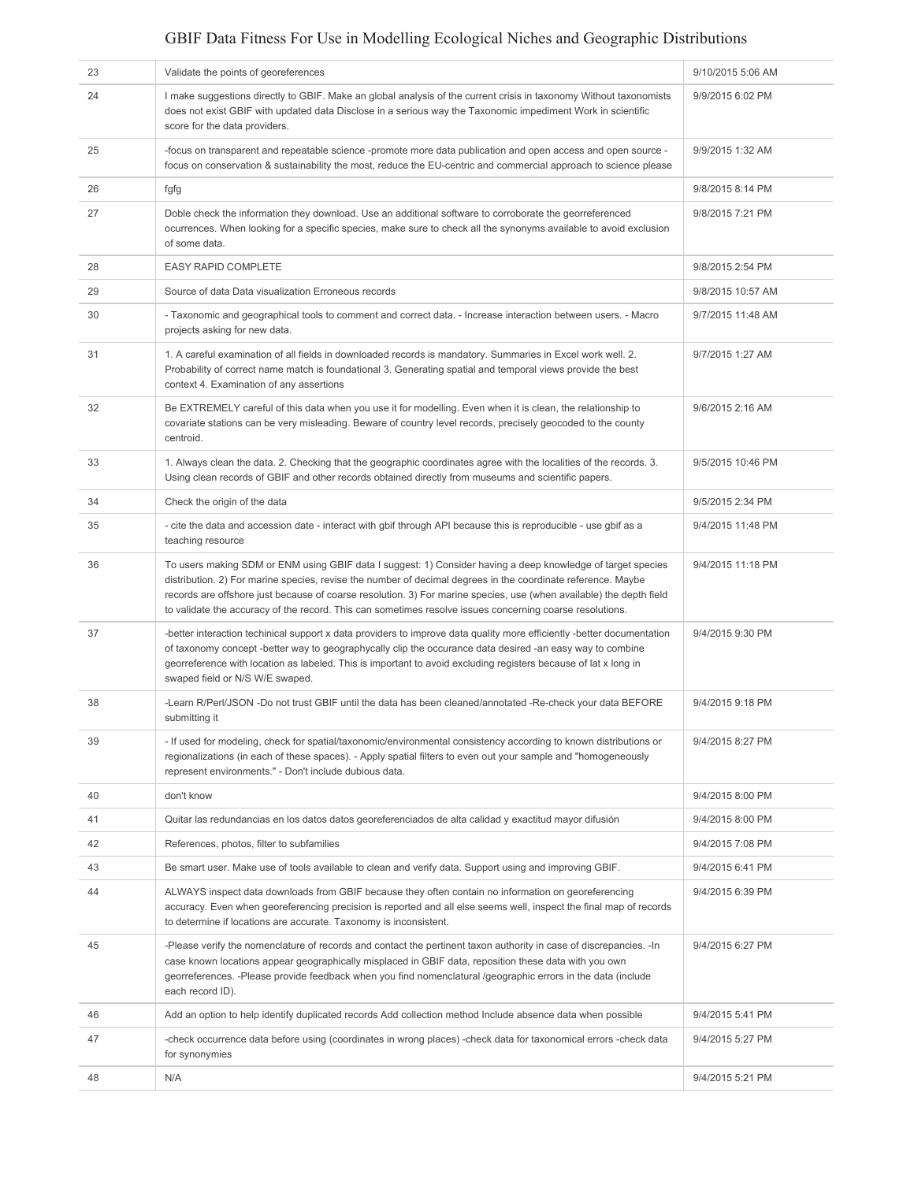| | | |
|---|---|---|
| 23 | Validate the points of georeferences | 9/10/2015 5:06 AM |
| 24 | I make suggestions directly to GBIF. Make an global analysis of the current crisis in taxonomy Without taxonomists does not exist GBIF with updated data Disclose in a serious way the Taxonomic impediment Work in scientific score for the data providers. | 9/9/2015 6:02 PM |
| 25 | -focus on transparent and repeatable science -promote more data publication and open access and open source -focus on conservation & sustainability the most, reduce the EU-centric and commercial approach to science please | 9/9/2015 1:32 AM |
| 26 | fgfg | 9/8/2015 8:14 PM |
| 27 | Doble check the information they download. Use an additional software to corroborate the georeferenced ocurrences. When looking for a specific species, make sure to check all the synonyms available to avoid exclusion of some data. | 9/8/2015 7:21 PM |
| 28 | EASY RAPID COMPLETE | 9/8/2015 2:54 PM |
| 29 | Source of data Data visualization Erroneous records | 9/8/2015 10:57 AM |
| 30 | - Taxonomic and geographical tools to comment and correct data. - Increase interaction between users. - Macro projects asking for new data. | 9/7/2015 11:48 AM |
| 31 | 1. A careful examination of all fields in downloaded records is mandatory. Summaries in Excel work well. 2. Probability of correct name match is foundational 3. Generating spatial and temporal views provide the best context 4. Examination of any assertions | 9/7/2015 1:27 AM |
| 32 | Be EXTREMELY careful of this data when you use it for modelling. Even when it is clean, the relationship to covariate stations can be very misleading. Beware of country level records, precisely geocoded to the county centroid. | 9/6/2015 2:16 AM |
| 33 | 1. Always clean the data. 2. Checking that the geographic coordinates agree with the localities of the records. 3. Using clean records of GBIF and other records obtained directly from museums and scientific papers. | 9/5/2015 10:46 PM |
| 34 | Check the origin of the data | 9/5/2015 2:34 PM |
| 35 | - cite the data and accession date - interact with gbif through API because this is reproducible - use gbif as a teaching resource | 9/4/2015 11:48 PM |
| 36 | To users making SDM or ENM using GBIF data I suggest: 1) Consider having a deep knowledge of target species distribution. 2) For marine species, revise the number of decimal degrees in the coordinate reference. Maybe records are offshore just because of coarse resolution. 3) For marine species, use (when available) the depth field to validate the accuracy of the record. This can sometimes resolve issues concerning coarse resolutions. | 9/4/2015 11:18 PM |
| 37 | -better interaction techinical support x data providers to improve data quality more efficiently -better documentation of taxonomy concept -better way to geographycally clip the occurance data desired -an easy way to combine georreference with location as labeled. This is important to avoid excluding registers because of lat x long in swaped field or N/S W/E swaped. | 9/4/2015 9:30 PM |
| 38 | -Learn R/Perl/JSON -Do not trust GBIF until the data has been cleaned/annotated -Re-check your data BEFORE submitting it | 9/4/2015 9:18 PM |
| 39 | - If used for modeling, check for spatial/taxonomic/environmental consistency according to known distributions or regionalizations (in each of these spaces). - Apply spatial filters to even out your sample and "homogeneously represent environments." - Don't include dubious data. | 9/4/2015 8:27 PM |
| 40 | don't know | 9/4/2015 8:00 PM |
| 41 | Quitar las redundancias en los datos datos georeferenciados de alta calidad y exactitud mayor difusión | 9/4/2015 8:00 PM |
| 42 | References, photos, filter to subfamilies | 9/4/2015 7:08 PM |
| 43 | Be smart user. Make use of tools available to clean and verify data. Support using and improving GBIF. | 9/4/2015 6:41 PM |
| 44 | ALWAYS inspect data downloads from GBIF because they often contain no information on georeferencing accuracy. Even when georeferencing precision is reported and all else seems well, inspect the final map of records to determine if locations are accurate. Taxonomy is inconsistent. | 9/4/2015 6:39 PM |
| 45 | -Please verify the nomenclature of records and contact the pertinent taxon authority in case of discrepancies. -In case known locations appear geographically misplaced in GBIF data, reposition these data with you own georreferences. -Please provide feedback when you find nomenclatural /geographic errors in the data (include each record ID). | 9/4/2015 6:27 PM |
| 46 | Add an option to help identify duplicated records Add collection method Include absence data when possible | 9/4/2015 5:41 PM |
| 47 | -check occurrence data before using (coordinates in wrong places) -check data for taxonomical errors -check data for synonymies | 9/4/2015 5:27 PM |
| 48 | N/A | 9/4/2015 5:21 PM |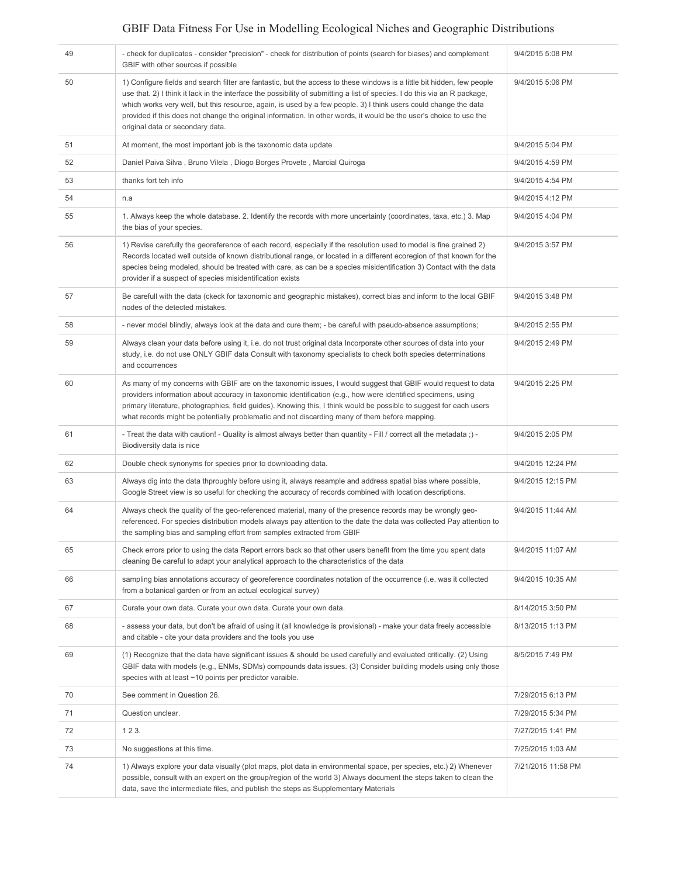| | | |
|---|---|---|
| 49 | - check for duplicates - consider "precision" - check for distribution of points (search for biases) and complement GBIF with other sources if possible | 9/4/2015 5:08 PM |
| 50 | 1) Configure fields and search filter are fantastic, but the access to these windows is a little bit hidden, few people use that. 2) I think it lack in the interface the possibility of submitting a list of species. I do this via an R package, which works very well, but this resource, again, is used by a few people. 3) I think users could change the data provided if this does not change the original information. In other words, it would be the user's choice to use the original data or secondary data. | 9/4/2015 5:06 PM |
| 51 | At moment, the most important job is the taxonomic data update | 9/4/2015 5:04 PM |
| 52 | Daniel Paiva Silva , Bruno Vilela , Diogo Borges Provete , Marcial Quiroga | 9/4/2015 4:59 PM |
| 53 | thanks fort teh info | 9/4/2015 4:54 PM |
| 54 | n.a | 9/4/2015 4:12 PM |
| 55 | 1. Always keep the whole database. 2. Identify the records with more uncertainty (coordinates, taxa, etc.) 3. Map the bias of your species. | 9/4/2015 4:04 PM |
| 56 | 1) Revise carefully the georeference of each record, especially if the resolution used to model is fine grained 2) Records located well outside of known distributional range, or located in a different ecoregion of that known for the species being modeled, should be treated with care, as can be a species misidentification 3) Contact with the data provider if a suspect of species misidentification exists | 9/4/2015 3:57 PM |
| 57 | Be carefull with the data (ckeck for taxonomic and geographic mistakes), correct bias and inform to the local GBIF nodes of the detected mistakes. | 9/4/2015 3:48 PM |
| 58 | - never model blindly, always look at the data and cure them; - be careful with pseudo-absence assumptions; | 9/4/2015 2:55 PM |
| 59 | Always clean your data before using it, i.e. do not trust original data Incorporate other sources of data into your study, i.e. do not use ONLY GBIF data Consult with taxonomy specialists to check both species determinations and occurrences | 9/4/2015 2:49 PM |
| 60 | As many of my concerns with GBIF are on the taxonomic issues, I would suggest that GBIF would request to data providers information about accuracy in taxonomic identification (e.g., how were identified specimens, using primary literature, photographies, field guides). Knowing this, I think would be possible to suggest for each users what records might be potentially problematic and not discarding many of them before mapping. | 9/4/2015 2:25 PM |
| 61 | - Treat the data with caution! - Quality is almost always better than quantity - Fill / correct all the metadata ;) - Biodiversity data is nice | 9/4/2015 2:05 PM |
| 62 | Double check synonyms for species prior to downloading data. | 9/4/2015 12:24 PM |
| 63 | Always dig into the data thproughly before using it, always resample and address spatial bias where possible, Google Street view is so useful for checking the accuracy of records combined with location descriptions. | 9/4/2015 12:15 PM |
| 64 | Always check the quality of the geo-referenced material, many of the presence records may be wrongly geo-referenced. For species distribution models always pay attention to the date the data was collected Pay attention to the sampling bias and sampling effort from samples extracted from GBIF | 9/4/2015 11:44 AM |
| 65 | Check errors prior to using the data Report errors back so that other users benefit from the time you spent data cleaning Be careful to adapt your analytical approach to the characteristics of the data | 9/4/2015 11:07 AM |
| 66 | sampling bias annotations accuracy of georeference coordinates notation of the occurrence (i.e. was it collected from a botanical garden or from an actual ecological survey) | 9/4/2015 10:35 AM |
| 67 | Curate your own data. Curate your own data. Curate your own data. | 8/14/2015 3:50 PM |
| 68 | - assess your data, but don't be afraid of using it (all knowledge is provisional) - make your data freely accessible and citable - cite your data providers and the tools you use | 8/13/2015 1:13 PM |
| 69 | (1) Recognize that the data have significant issues & should be used carefully and evaluated critically. (2) Using GBIF data with models (e.g., ENMs, SDMs) compounds data issues. (3) Consider building models using only those species with at least ~10 points per predictor varaible. | 8/5/2015 7:49 PM |
| 70 | See comment in Question 26. | 7/29/2015 6:13 PM |
| 71 | Question unclear. | 7/29/2015 5:34 PM |
| 72 | 1 2 3. | 7/27/2015 1:41 PM |
| 73 | No suggestions at this time. | 7/25/2015 1:03 AM |
| 74 | 1) Always explore your data visually (plot maps, plot data in environmental space, per species, etc.) 2) Whenever possible, consult with an expert on the group/region of the world 3) Always document the steps taken to clean the data, save the intermediate files, and publish the steps as Supplementary Materials | 7/21/2015 11:58 PM |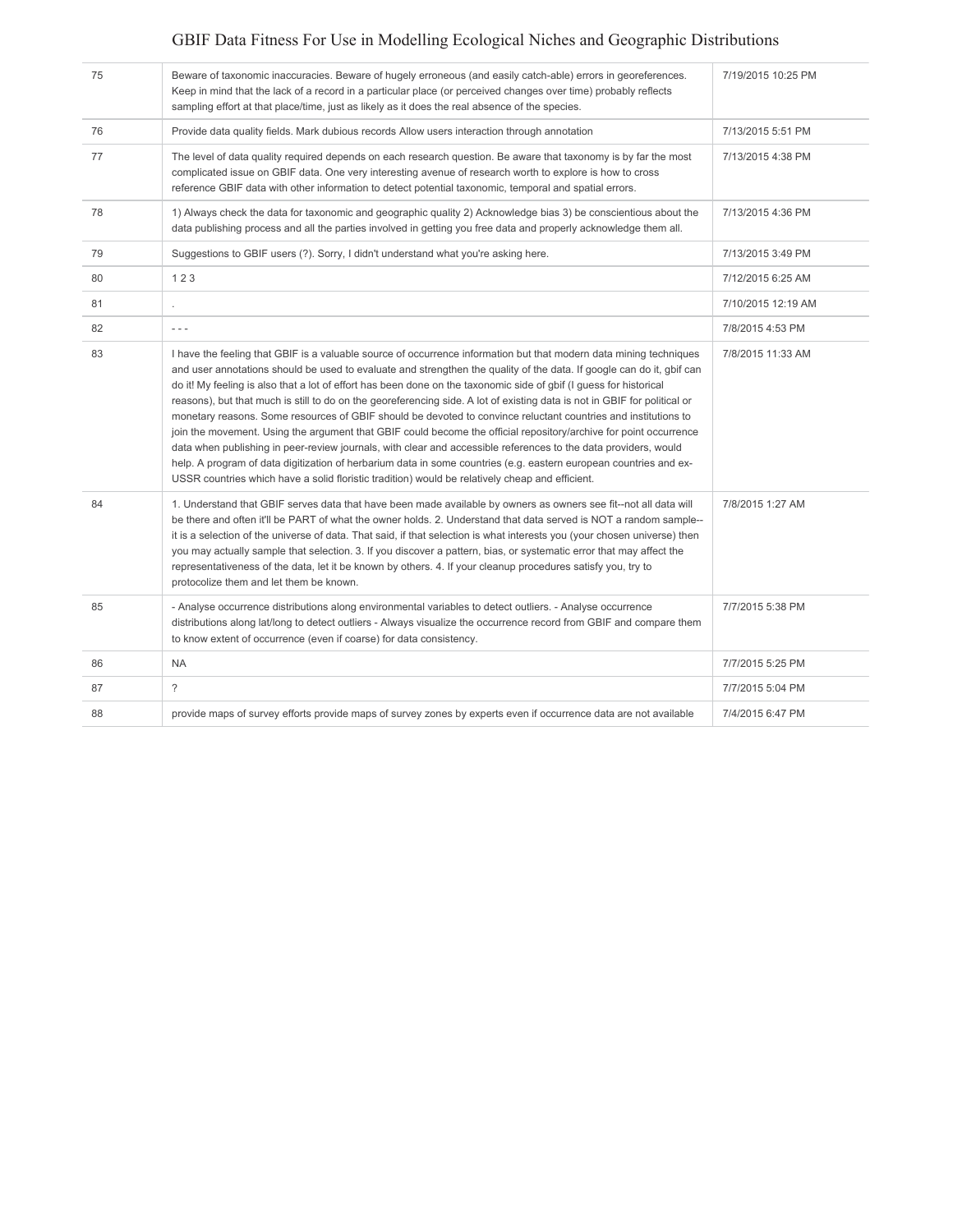| | | |
|---|---|---|
| 75 | Beware of taxonomic inaccuracies. Beware of hugely erroneous (and easily catch-able) errors in georeferences. Keep in mind that the lack of a record in a particular place (or perceived changes over time) probably reflects sampling effort at that place/time, just as likely as it does the real absence of the species. | 7/19/2015 10:25 PM |
| 76 | Provide data quality fields. Mark dubious records Allow users interaction through annotation | 7/13/2015 5:51 PM |
| 77 | The level of data quality required depends on each research question. Be aware that taxonomy is by far the most complicated issue on GBIF data. One very interesting avenue of research worth to explore is how to cross reference GBIF data with other information to detect potential taxonomic, temporal and spatial errors. | 7/13/2015 4:38 PM |
| 78 | 1) Always check the data for taxonomic and geographic quality 2) Acknowledge bias 3) be conscientious about the data publishing process and all the parties involved in getting you free data and properly acknowledge them all. | 7/13/2015 4:36 PM |
| 79 | Suggestions to GBIF users (?). Sorry, I didn't understand what you're asking here. | 7/13/2015 3:49 PM |
| 80 | 1 2 3 | 7/12/2015 6:25 AM |
| 81 | . | 7/10/2015 12:19 AM |
| 82 | - - - | 7/8/2015 4:53 PM |
| 83 | I have the feeling that GBIF is a valuable source of occurrence information but that modern data mining techniques and user annotations should be used to evaluate and strengthen the quality of the data. If google can do it, gbif can do it! My feeling is also that a lot of effort has been done on the taxonomic side of gbif (I guess for historical reasons), but that much is still to do on the georeferencing side. A lot of existing data is not in GBIF for political or monetary reasons. Some resources of GBIF should be devoted to convince reluctant countries and institutions to join the movement. Using the argument that GBIF could become the official repository/archive for point occurrence data when publishing in peer-review journals, with clear and accessible references to the data providers, would help. A program of data digitization of herbarium data in some countries (e.g. eastern european countries and ex-USSR countries which have a solid floristic tradition) would be relatively cheap and efficient. | 7/8/2015 11:33 AM |
| 84 | 1. Understand that GBIF serves data that have been made available by owners as owners see fit--not all data will be there and often it'll be PART of what the owner holds. 2. Understand that data served is NOT a random sample--it is a selection of the universe of data. That said, if that selection is what interests you (your chosen universe) then you may actually sample that selection. 3. If you discover a pattern, bias, or systematic error that may affect the representativeness of the data, let it be known by others. 4. If your cleanup procedures satisfy you, try to protocolize them and let them be known. | 7/8/2015 1:27 AM |
| 85 | - Analyse occurrence distributions along environmental variables to detect outliers. - Analyse occurrence distributions along lat/long to detect outliers - Always visualize the occurrence record from GBIF and compare them to know extent of occurrence (even if coarse) for data consistency. | 7/7/2015 5:38 PM |
| 86 | NA | 7/7/2015 5:25 PM |
| 87 | ? | 7/7/2015 5:04 PM |
| 88 | provide maps of survey efforts provide maps of survey zones by experts even if occurrence data are not available | 7/4/2015 6:47 PM |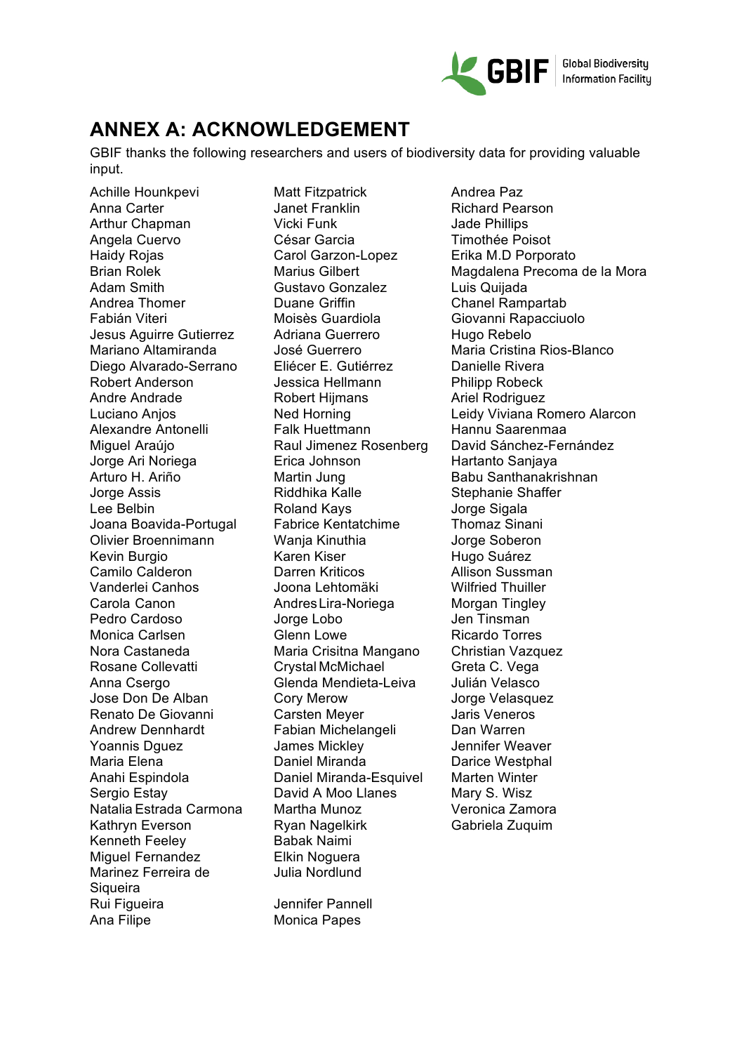# ANNEX A: ACKNOWLEDGEMENT

GBIF thanks the following researchers and users of biodiversity data for providing valuable input.

Achille Hounkpevi
Anna Carter
Arthur Chapman
Angela Cuervo
Haidy Rojas
Brian Rolek
Adam Smith
Andrea Thomer
Fabián Viteri
Jesus Aguirre Gutierrez
Mariano Altamiranda
Diego Alvarado-Serrano
Robert Anderson
Andre Andrade
Luciano Anjos
Alexandre Antonelli
Miguel Araújo
Jorge Ari Noriega
Arturo H. Ariño
Jorge Assis
Lee Belbin
Joana Boavida-Portugal
Olivier Broennimann
Kevin Burgio
Camilo Calderon
Vanderlei Canhos
Carola Canon
Pedro Cardoso
Monica Carlsen
Nora Castaneda
Rosane Collevatti
Anna Csergo
Jose Don De Alban
Renato De Giovanni
Andrew Dennhardt
Yoannis Dguez
Maria Elena
Anahi Espindola
Sergio Estay
Natalia Estrada Carmona
Kathryn Everson
Kenneth Feeley
Miguel Fernandez
Marinez Ferreira de Siqueira
Rui Figueira
Ana Filipe
Matt Fitzpatrick
Janet Franklin
Vicki Funk
César Garcia
Carol Garzon-Lopez
Marius Gilbert
Gustavo Gonzalez
Duane Griffin
Moisès Guardiola
Adriana Guerrero
José Guerrero
Eliécer E. Gutiérrez
Jessica Hellmann
Robert Hijmans
Ned Horning
Falk Huettmann
Raul Jimenez Rosenberg
Erica Johnson
Martin Jung
Riddhika Kalle
Roland Kays
Fabrice Kentatchime
Wanja Kinuthia
Karen Kiser
Darren Kriticos
Joona Lehtomäki
Andres Lira-Noriega
Jorge Lobo
Glenn Lowe
Maria Crisitna Mangano
Crystal McMichael
Glenda Mendieta-Leiva
Cory Merow
Carsten Meyer
Fabian Michelangeli
James Mickley
Daniel Miranda
Daniel Miranda-Esquivel
David A Moo Llanes
Martha Munoz
Ryan Nagelkirk
Babak Naimi
Elkin Noguera
Julia Nordlund
Jennifer Pannell
Monica Papes
Andrea Paz
Richard Pearson
Jade Phillips
Timothée Poisot
Erika M.D Porporato
Magdalena Precoma de la Mora
Luis Quijada
Chanel Rampartab
Giovanni Rapacciuolo
Hugo Rebelo
Maria Cristina Rios-Blanco
Danielle Rivera
Philipp Robeck
Ariel Rodriguez
Leidy Viviana Romero Alarcon
Hannu Saarenmaa
David Sánchez-Fernández
Hartanto Sanjaya
Babu Santhanakrishnan
Stephanie Shaffer
Jorge Sigala
Thomaz Sinani
Jorge Soberon
Hugo Suárez
Allison Sussman
Wilfried Thuiller
Morgan Tingley
Jen Tinsman
Ricardo Torres
Christian Vazquez
Greta C. Vega
Julián Velasco
Jorge Velasquez
Jaris Veneros
Dan Warren
Jennifer Weaver
Darice Westphal
Marten Winter
Mary S. Wisz
Veronica Zamora
Gabriela Zuquim